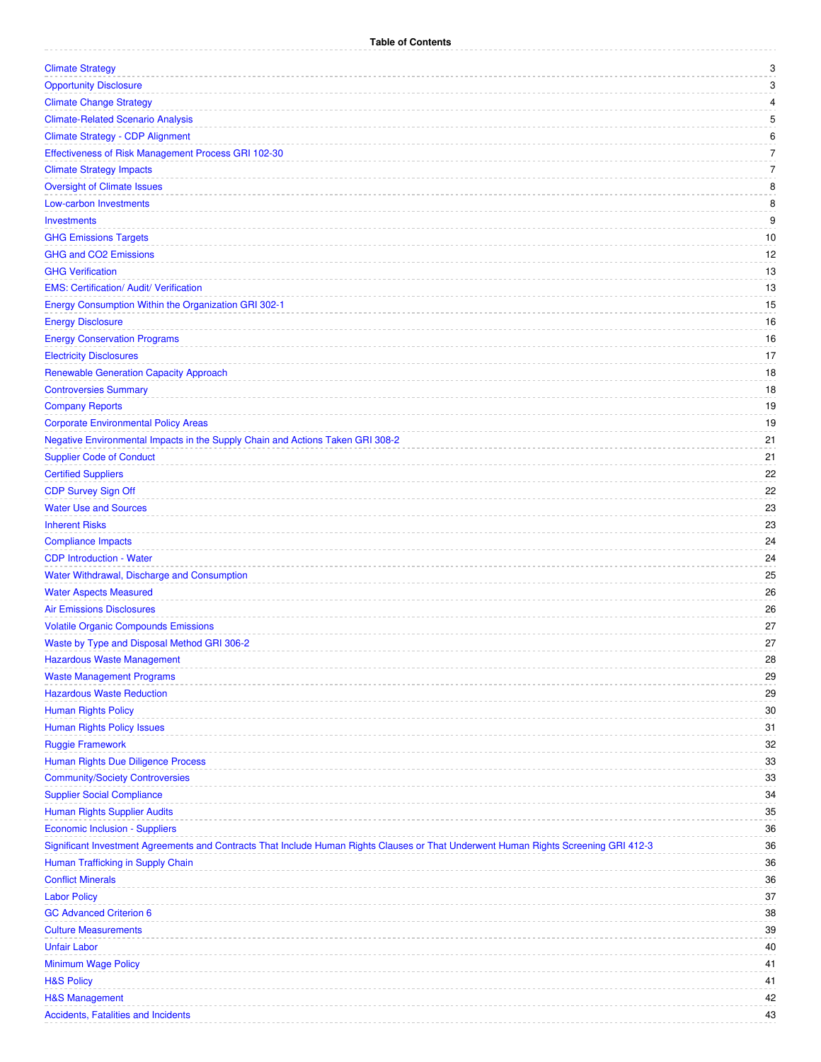# Table of Contents

| Section | Page |
|---|---|
| Climate Strategy | 3 |
| Opportunity Disclosure | 3 |
| Climate Change Strategy | 4 |
| Climate-Related Scenario Analysis | 5 |
| Climate Strategy - CDP Alignment | 6 |
| Effectiveness of Risk Management Process GRI 102-30 | 7 |
| Climate Strategy Impacts | 7 |
| Oversight of Climate Issues | 8 |
| Low-carbon Investments | 8 |
| Investments | 9 |
| GHG Emissions Targets | 10 |
| GHG and CO2 Emissions | 12 |
| GHG Verification | 13 |
| EMS: Certification/ Audit/ Verification | 13 |
| Energy Consumption Within the Organization GRI 302-1 | 15 |
| Energy Disclosure | 16 |
| Energy Conservation Programs | 16 |
| Electricity Disclosures | 17 |
| Renewable Generation Capacity Approach | 18 |
| Controversies Summary | 18 |
| Company Reports | 19 |
| Corporate Environmental Policy Areas | 19 |
| Negative Environmental Impacts in the Supply Chain and Actions Taken GRI 308-2 | 21 |
| Supplier Code of Conduct | 21 |
| Certified Suppliers | 22 |
| CDP Survey Sign Off | 22 |
| Water Use and Sources | 23 |
| Inherent Risks | 23 |
| Compliance Impacts | 24 |
| CDP Introduction - Water | 24 |
| Water Withdrawal, Discharge and Consumption | 25 |
| Water Aspects Measured | 26 |
| Air Emissions Disclosures | 26 |
| Volatile Organic Compounds Emissions | 27 |
| Waste by Type and Disposal Method GRI 306-2 | 27 |
| Hazardous Waste Management | 28 |
| Waste Management Programs | 29 |
| Hazardous Waste Reduction | 29 |
| Human Rights Policy | 30 |
| Human Rights Policy Issues | 31 |
| Ruggie Framework | 32 |
| Human Rights Due Diligence Process | 33 |
| Community/Society Controversies | 33 |
| Supplier Social Compliance | 34 |
| Human Rights Supplier Audits | 35 |
| Economic Inclusion - Suppliers | 36 |
| Significant Investment Agreements and Contracts That Include Human Rights Clauses or That Underwent Human Rights Screening GRI 412-3 | 36 |
| Human Trafficking in Supply Chain | 36 |
| Conflict Minerals | 36 |
| Labor Policy | 37 |
| GC Advanced Criterion 6 | 38 |
| Culture Measurements | 39 |
| Unfair Labor | 40 |
| Minimum Wage Policy | 41 |
| H&S Policy | 41 |
| H&S Management | 42 |
| Accidents, Fatalities and Incidents | 43 |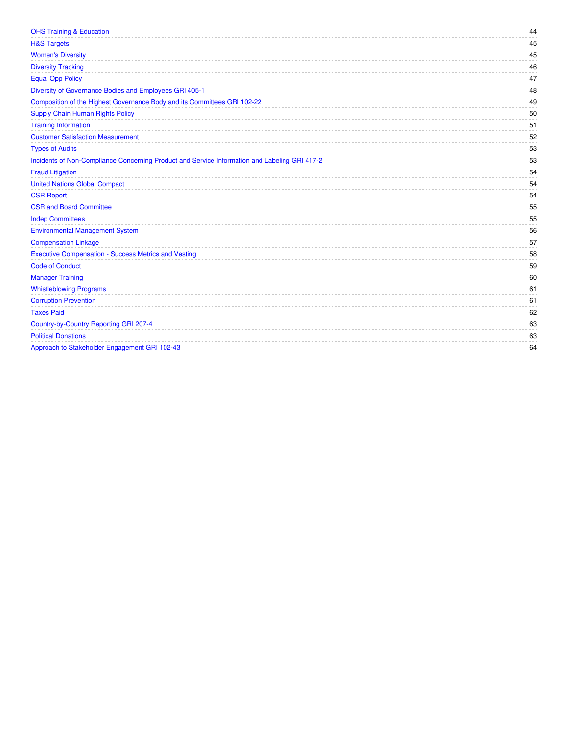| | |
|---|---|
| OHS Training & Education | 44 |
| H&S Targets | 45 |
| Women's Diversity | 45 |
| Diversity Tracking | 46 |
| Equal Opp Policy | 47 |
| Diversity of Governance Bodies and Employees GRI 405-1 | 48 |
| Composition of the Highest Governance Body and its Committees GRI 102-22 | 49 |
| Supply Chain Human Rights Policy | 50 |
| Training Information | 51 |
| Customer Satisfaction Measurement | 52 |
| Types of Audits | 53 |
| Incidents of Non-Compliance Concerning Product and Service Information and Labeling GRI 417-2 | 53 |
| Fraud Litigation | 54 |
| United Nations Global Compact | 54 |
| CSR Report | 54 |
| CSR and Board Committee | 55 |
| Indep Committees | 55 |
| Environmental Management System | 56 |
| Compensation Linkage | 57 |
| Executive Compensation - Success Metrics and Vesting | 58 |
| Code of Conduct | 59 |
| Manager Training | 60 |
| Whistleblowing Programs | 61 |
| Corruption Prevention | 61 |
| Taxes Paid | 62 |
| Country-by-Country Reporting GRI 207-4 | 63 |
| Political Donations | 63 |
| Approach to Stakeholder Engagement GRI 102-43 | 64 |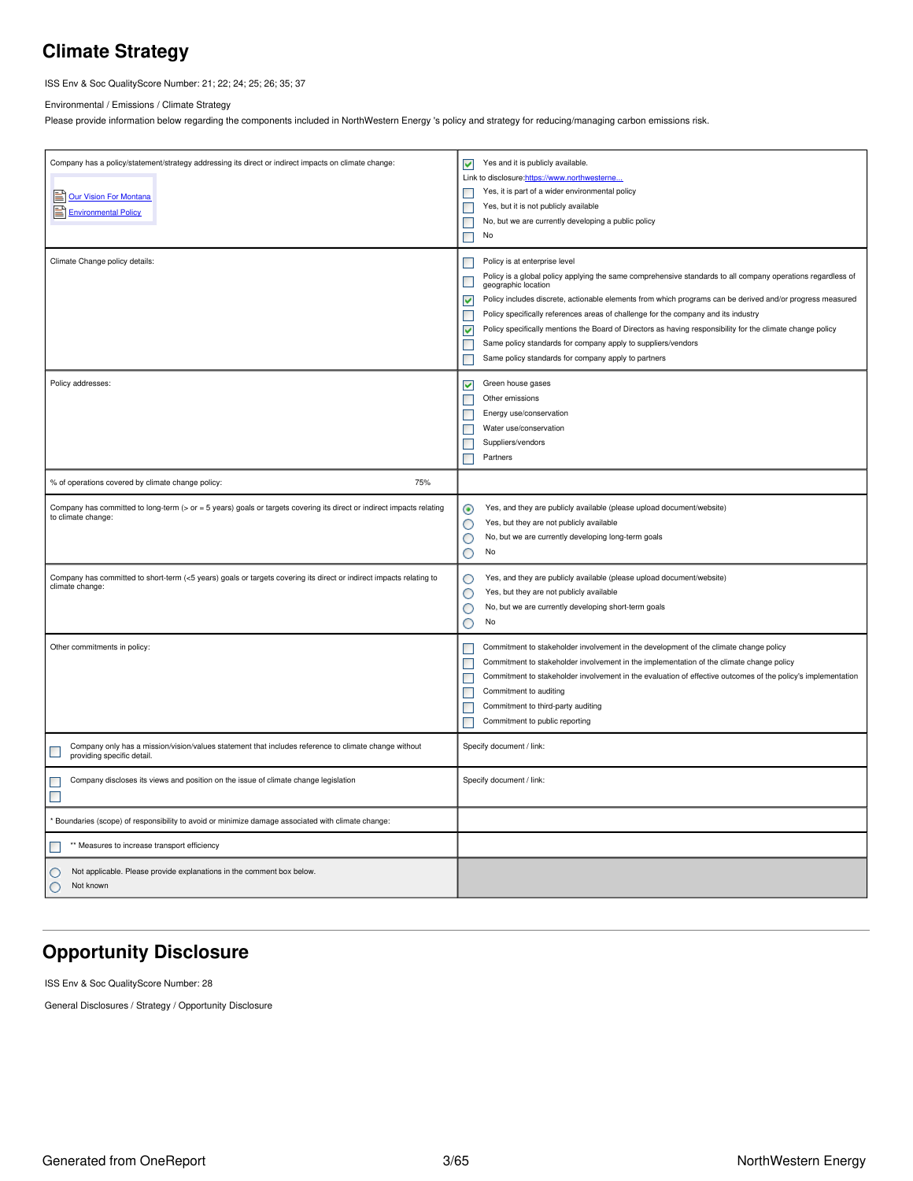# Climate Strategy

ISS Env & Soc QualityScore Number: 21; 22; 24; 25; 26; 35; 37

Environmental / Emissions / Climate Strategy

Please provide information below regarding the components included in NorthWestern Energy 's policy and strategy for reducing/managing carbon emissions risk.

| Question | Response |
|---|---|
| Company has a policy/statement/strategy addressing its direct or indirect impacts on climate change:<br><br>Our Vision For Montana<br>Environmental Policy | [x] Yes and it is publicly available.<br>Link to disclosure: https://www.northwesterne...<br>[ ] Yes, it is part of a wider environmental policy<br>[ ] Yes, but it is not publicly available<br>[ ] No, but we are currently developing a public policy<br>[ ] No |
| Climate Change policy details: | [ ] Policy is at enterprise level<br>[ ] Policy is a global policy applying the same comprehensive standards to all company operations regardless of geographic location<br>[x] Policy includes discrete, actionable elements from which programs can be derived and/or progress measured<br>[ ] Policy specifically references areas of challenge for the company and its industry<br>[x] Policy specifically mentions the Board of Directors as having responsibility for the climate change policy<br>[ ] Same policy standards for company apply to suppliers/vendors<br>[ ] Same policy standards for company apply to partners |
| Policy addresses: | [x] Green house gases<br>[ ] Other emissions<br>[ ] Energy use/conservation<br>[ ] Water use/conservation<br>[ ] Suppliers/vendors<br>[ ] Partners |
| % of operations covered by climate change policy: 75% | |
| Company has committed to long-term (> or = 5 years) goals or targets covering its direct or indirect impacts relating to climate change: | (x) Yes, and they are publicly available (please upload document/website)<br>( ) Yes, but they are not publicly available<br>( ) No, but we are currently developing long-term goals<br>( ) No |
| Company has committed to short-term (<5 years) goals or targets covering its direct or indirect impacts relating to climate change: | ( ) Yes, and they are publicly available (please upload document/website)<br>( ) Yes, but they are not publicly available<br>( ) No, but we are currently developing short-term goals<br>( ) No |
| Other commitments in policy: | [ ] Commitment to stakeholder involvement in the development of the climate change policy<br>[ ] Commitment to stakeholder involvement in the implementation of the climate change policy<br>[ ] Commitment to stakeholder involvement in the evaluation of effective outcomes of the policy's implementation<br>[ ] Commitment to auditing<br>[ ] Commitment to third-party auditing<br>[ ] Commitment to public reporting |
| [ ] Company only has a mission/vision/values statement that includes reference to climate change without providing specific detail. | Specify document / link: |
| [ ] Company discloses its views and position on the issue of climate change legislation<br>[ ] | Specify document / link: |
| * Boundaries (scope) of responsibility to avoid or minimize damage associated with climate change: | |
| [ ] ** Measures to increase transport efficiency | |
| ( ) Not applicable. Please provide explanations in the comment box below.<br>( ) Not known | |

# Opportunity Disclosure

ISS Env & Soc QualityScore Number: 28

General Disclosures / Strategy / Opportunity Disclosure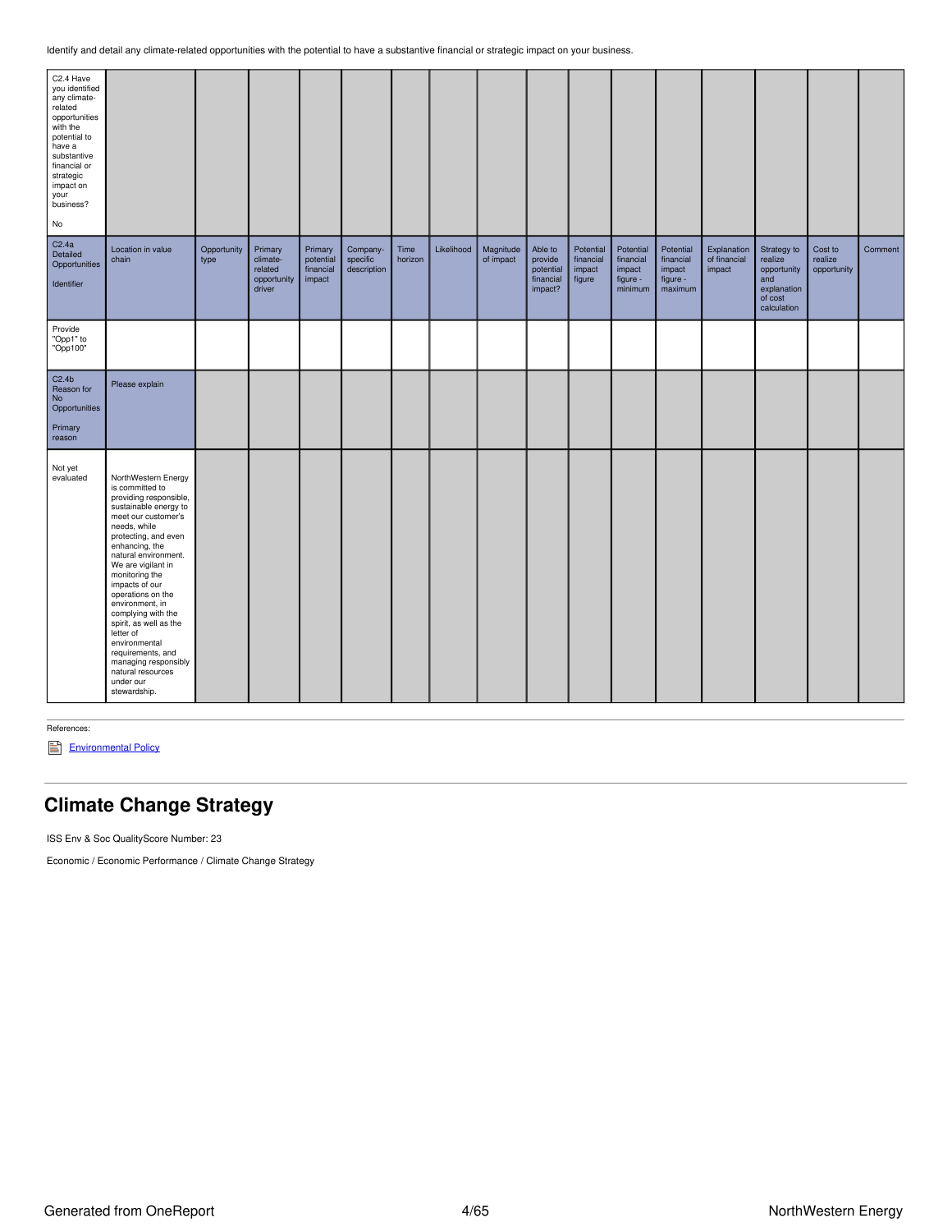Identify and detail any climate-related opportunities with the potential to have a substantive financial or strategic impact on your business.

| C2.4 Have you identified any climate-related opportunities with the potential to have a substantive financial or strategic impact on your business? No | | | | | | | | | | | | | | | | |
|---|---|---|---|---|---|---|---|---|---|---|---|---|---|---|---|---|
| C2.4a Detailed Opportunities Identifier | Location in value chain | Opportunity type | Primary climate-related opportunity driver | Primary potential financial impact | Company-specific description | Time horizon | Likelihood | Magnitude of impact | Able to provide potential financial impact? | Potential financial impact figure | Potential financial impact figure - minimum | Potential financial impact figure - maximum | Explanation of financial impact | Strategy to realize opportunity and explanation of cost calculation | Cost to realize opportunity | Comment |
| Provide "Opp1" to "Opp100" | | | | | | | | | | | | | | | | |
| C2.4b Reason for No Opportunities Primary reason | Please explain | | | | | | | | | | | | | | | |
| Not yet evaluated | NorthWestern Energy is committed to providing responsible, sustainable energy to meet our customer's needs, while protecting, and even enhancing, the natural environment. We are vigilant in monitoring the impacts of our operations on the environment, in complying with the spirit, as well as the letter of environmental requirements, and managing responsibly natural resources under our stewardship. | | | | | | | | | | | | | | | |

References:

Environmental Policy

## Climate Change Strategy

ISS Env & Soc QualityScore Number: 23

Economic / Economic Performance / Climate Change Strategy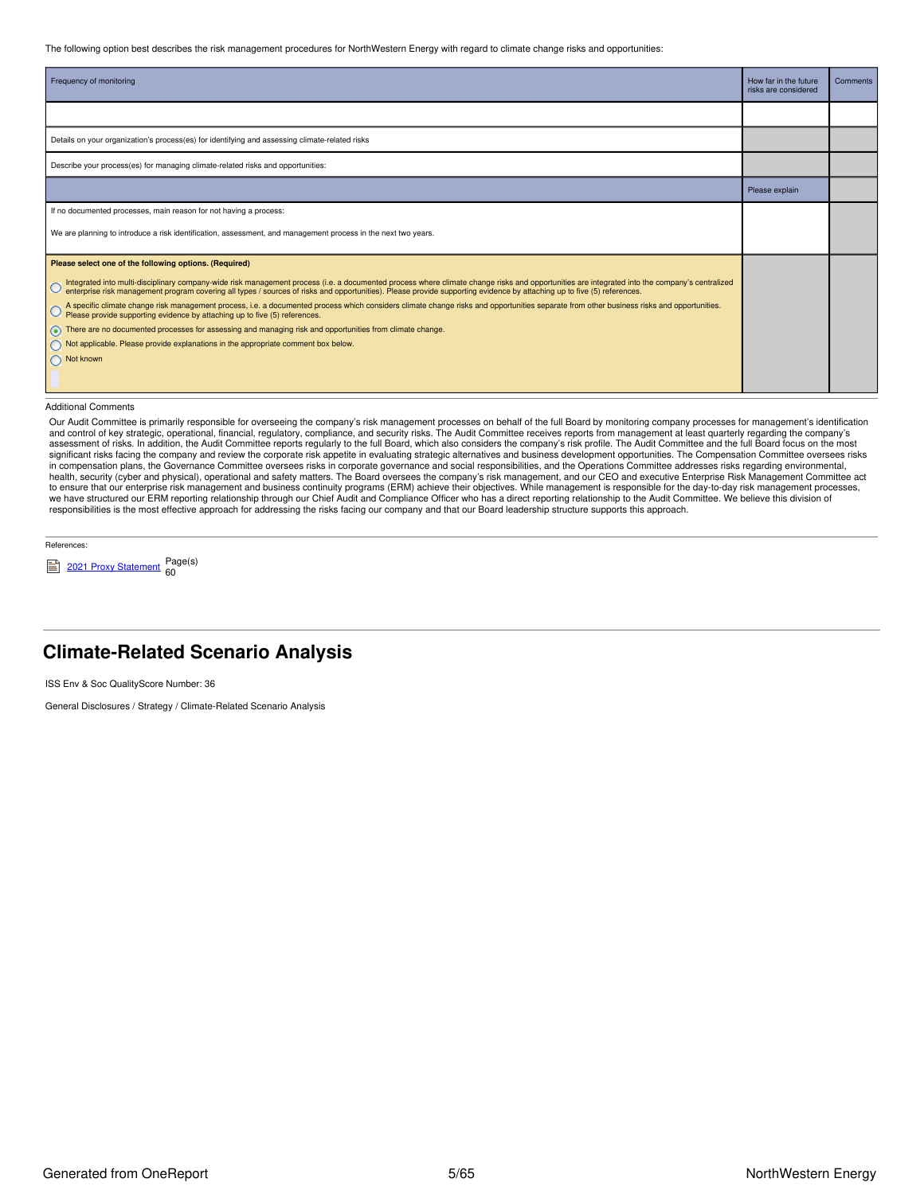The following option best describes the risk management procedures for NorthWestern Energy with regard to climate change risks and opportunities:

| Frequency of monitoring | How far in the future risks are considered | Comments |
|---|---|---|
| | | |
| Details on your organization's process(es) for identifying and assessing climate-related risks | | |
| Describe your process(es) for managing climate-related risks and opportunities: | | |
| | Please explain | |
| If no documented processes, main reason for not having a process:<br><br>We are planning to introduce a risk identification, assessment, and management process in the next two years. | | |
| **Please select one of the following options. (Required)**<br><br>○ Integrated into multi-disciplinary company-wide risk management process (i.e. a documented process where climate change risks and opportunities are integrated into the company's centralized enterprise risk management program covering all types / sources of risks and opportunities). Please provide supporting evidence by attaching up to five (5) references.<br>○ A specific climate change risk management process, i.e. a documented process which considers climate change risks and opportunities separate from other business risks and opportunities. Please provide supporting evidence by attaching up to five (5) references.<br>◉ There are no documented processes for assessing and managing risk and opportunities from climate change.<br>○ Not applicable. Please provide explanations in the appropriate comment box below.<br>○ Not known | | |

Additional Comments

Our Audit Committee is primarily responsible for overseeing the company's risk management processes on behalf of the full Board by monitoring company processes for management's identification and control of key strategic, operational, financial, regulatory, compliance, and security risks. The Audit Committee receives reports from management at least quarterly regarding the company's assessment of risks. In addition, the Audit Committee reports regularly to the full Board, which also considers the company's risk profile. The Audit Committee and the full Board focus on the most significant risks facing the company and review the corporate risk appetite in evaluating strategic alternatives and business development opportunities. The Compensation Committee oversees risks in compensation plans, the Governance Committee oversees risks in corporate governance and social responsibilities, and the Operations Committee addresses risks regarding environmental, health, security (cyber and physical), operational and safety matters. The Board oversees the company's risk management, and our CEO and executive Enterprise Risk Management Committee act to ensure that our enterprise risk management and business continuity programs (ERM) achieve their objectives. While management is responsible for the day-to-day risk management processes, we have structured our ERM reporting relationship through our Chief Audit and Compliance Officer who has a direct reporting relationship to the Audit Committee. We believe this division of responsibilities is the most effective approach for addressing the risks facing our company and that our Board leadership structure supports this approach.

References:

2021 Proxy Statement Page(s) 60

## Climate-Related Scenario Analysis

ISS Env & Soc QualityScore Number: 36

General Disclosures / Strategy / Climate-Related Scenario Analysis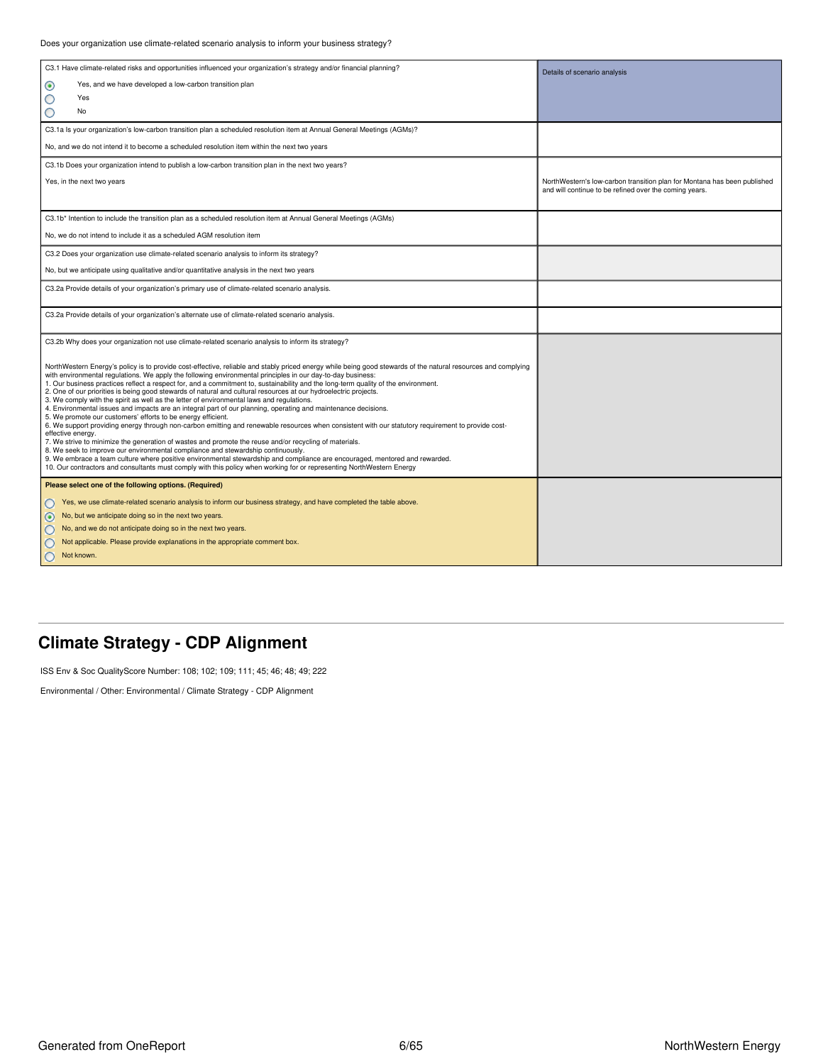Does your organization use climate-related scenario analysis to inform your business strategy?

| C3.1 Have climate-related risks and opportunities influenced your organization's strategy and/or financial planning? | Details of scenario analysis |
|---|---|
| (●) Yes, and we have developed a low-carbon transition plan<br>( ) Yes<br>( ) No | |
| C3.1a Is your organization's low-carbon transition plan a scheduled resolution item at Annual General Meetings (AGMs)?<br><br>No, and we do not intend it to become a scheduled resolution item within the next two years | |
| C3.1b Does your organization intend to publish a low-carbon transition plan in the next two years?<br><br>Yes, in the next two years | NorthWestern's low-carbon transition plan for Montana has been published and will continue to be refined over the coming years. |
| C3.1b* Intention to include the transition plan as a scheduled resolution item at Annual General Meetings (AGMs)<br><br>No, we do not intend to include it as a scheduled AGM resolution item | |
| C3.2 Does your organization use climate-related scenario analysis to inform its strategy?<br><br>No, but we anticipate using qualitative and/or quantitative analysis in the next two years | |
| C3.2a Provide details of your organization's primary use of climate-related scenario analysis. | |
| C3.2a Provide details of your organization's alternate use of climate-related scenario analysis. | |
| C3.2b Why does your organization not use climate-related scenario analysis to inform its strategy?<br><br>NorthWestern Energy's policy is to provide cost-effective, reliable and stably priced energy while being good stewards of the natural resources and complying with environmental regulations. We apply the following environmental principles in our day-to-day business:<br>1. Our business practices reflect a respect for, and a commitment to, sustainability and the long-term quality of the environment.<br>2. One of our priorities is being good stewards of natural and cultural resources at our hydroelectric projects.<br>3. We comply with the spirit as well as the letter of environmental laws and regulations.<br>4. Environmental issues and impacts are an integral part of our planning, operating and maintenance decisions.<br>5. We promote our customers' efforts to be energy efficient.<br>6. We support providing energy through non-carbon emitting and renewable resources when consistent with our statutory requirement to provide cost-effective energy.<br>7. We strive to minimize the generation of wastes and promote the reuse and/or recycling of materials.<br>8. We seek to improve our environmental compliance and stewardship continuously.<br>9. We embrace a team culture where positive environmental stewardship and compliance are encouraged, mentored and rewarded.<br>10. Our contractors and consultants must comply with this policy when working for or representing NorthWestern Energy | |
| **Please select one of the following options. (Required)**<br><br>( ) Yes, we use climate-related scenario analysis to inform our business strategy, and have completed the table above.<br>(●) No, but we anticipate doing so in the next two years.<br>( ) No, and we do not anticipate doing so in the next two years.<br>( ) Not applicable. Please provide explanations in the appropriate comment box.<br>( ) Not known. | |

## Climate Strategy - CDP Alignment

ISS Env & Soc QualityScore Number: 108; 102; 109; 111; 45; 46; 48; 49; 222

Environmental / Other: Environmental / Climate Strategy - CDP Alignment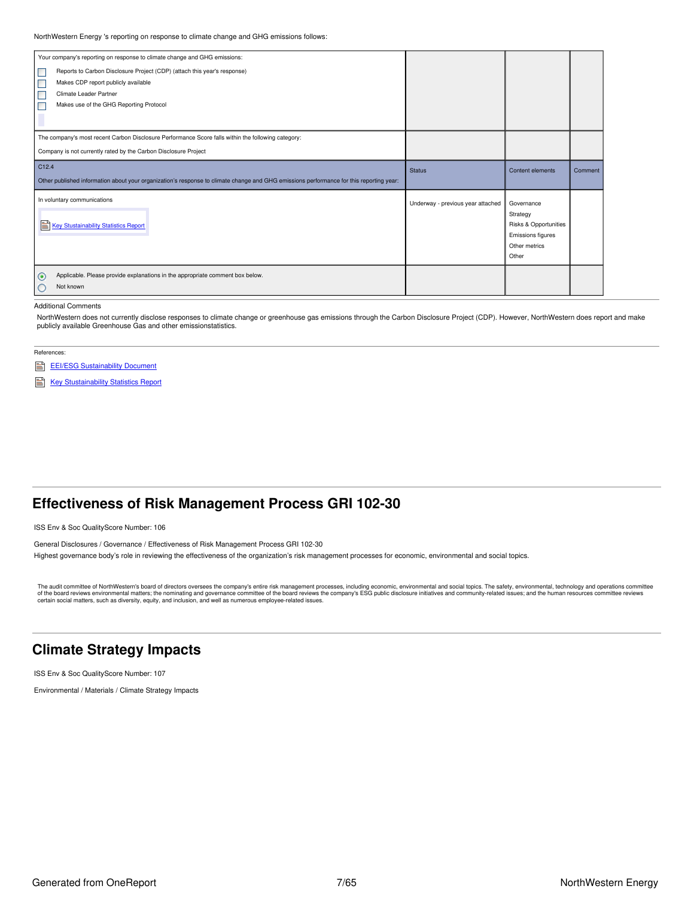NorthWestern Energy 's reporting on response to climate change and GHG emissions follows:

| Your company's reporting on response to climate change and GHG emissions:<br>☐ Reports to Carbon Disclosure Project (CDP) (attach this year's response)<br>☐ Makes CDP report publicly available<br>☐ Climate Leader Partner<br>☐ Makes use of the GHG Reporting Protocol | | | |
|---|---|---|---|
| The company's most recent Carbon Disclosure Performance Score falls within the following category:<br>Company is not currently rated by the Carbon Disclosure Project | | | |
| C12.4<br>Other published information about your organization's response to climate change and GHG emissions performance for this reporting year: | Status | Content elements | Comment |
| In voluntary communications<br>Key Sustainability Statistics Report | Underway - previous year attached | Governance<br>Strategy<br>Risks & Opportunities<br>Emissions figures<br>Other metrics<br>Other | |
| ◉ Applicable. Please provide explanations in the appropriate comment box below.<br>○ Not known | | | |

Additional Comments

NorthWestern does not currently disclose responses to climate change or greenhouse gas emissions through the Carbon Disclosure Project (CDP). However, NorthWestern does report and make publicly available Greenhouse Gas and other emissionstatistics.

References:

- EEI/ESG Sustainability Document
- Key Stustainability Statistics Report

## Effectiveness of Risk Management Process GRI 102-30

ISS Env & Soc QualityScore Number: 106

General Disclosures / Governance / Effectiveness of Risk Management Process GRI 102-30

Highest governance body's role in reviewing the effectiveness of the organization's risk management processes for economic, environmental and social topics.

The audit committee of NorthWestern's board of directors oversees the company's entire risk management processes, including economic, environmental and social topics. The safety, environmental, technology and operations committee of the board reviews environmental matters; the nominating and governance committee of the board reviews the company's ESG public disclosure initiatives and community-related issues; and the human resources committee reviews certain social matters, such as diversity, equity, and inclusion, and well as numerous employee-related issues.

## Climate Strategy Impacts

ISS Env & Soc QualityScore Number: 107

Environmental / Materials / Climate Strategy Impacts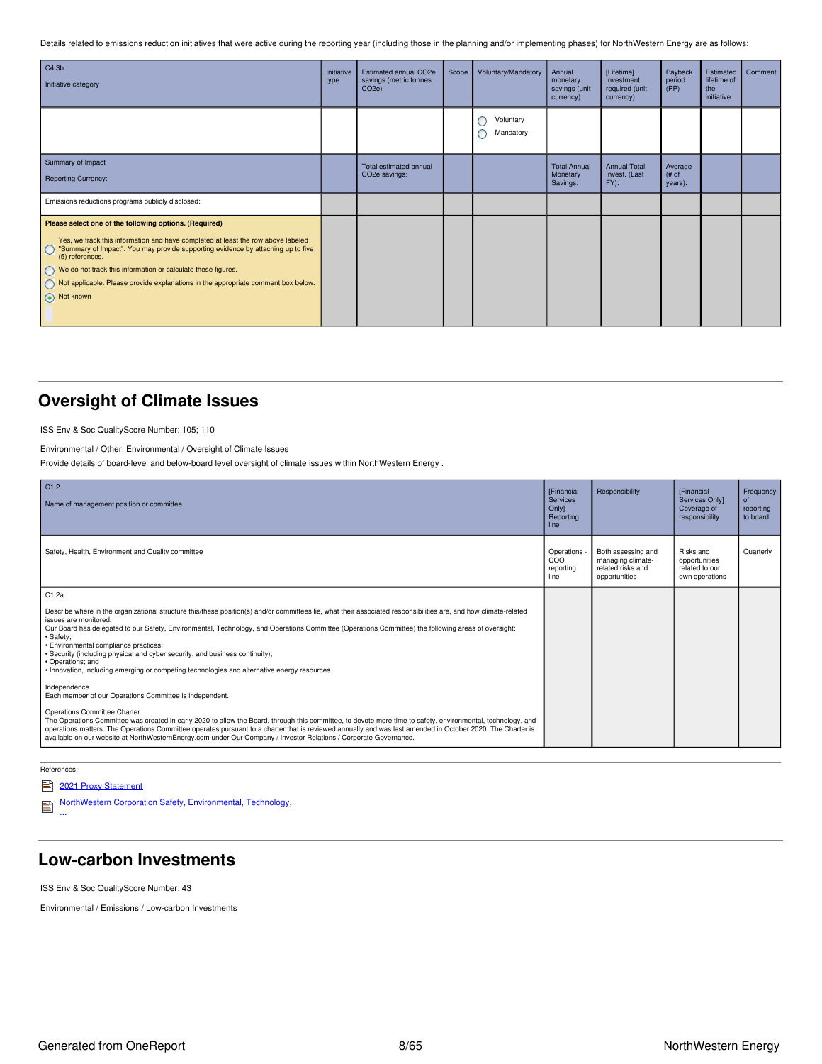Details related to emissions reduction initiatives that were active during the reporting year (including those in the planning and/or implementing phases) for NorthWestern Energy are as follows:

| C4.3b<br>Initiative category | Initiative type | Estimated annual CO2e savings (metric tonnes CO2e) | Scope | Voluntary/Mandatory | Annual monetary savings (unit currency) | [Lifetime] Investment required (unit currency) | Payback period (PP) | Estimated lifetime of the initiative | Comment |
|---|---|---|---|---|---|---|---|---|---|
| | | | | ○ Voluntary<br>○ Mandatory | | | | | |
| Summary of Impact<br>Reporting Currency: | | Total estimated annual CO2e savings: | | | Total Annual Monetary Savings: | Annual Total Invest. (Last FY): | Average (# of years): | | |
| Emissions reductions programs publicly disclosed: | | | | | | | | | |
| **Please select one of the following options. (Required)**<br>○ Yes, we track this information and have completed at least the row above labeled "Summary of Impact". You may provide supporting evidence by attaching up to five (5) references.<br>○ We do not track this information or calculate these figures.<br>○ Not applicable. Please provide explanations in the appropriate comment box below.<br>◉ Not known | | | | | | | | | |

## Oversight of Climate Issues

ISS Env & Soc QualityScore Number: 105; 110

Environmental / Other: Environmental / Oversight of Climate Issues

Provide details of board-level and below-board level oversight of climate issues within NorthWestern Energy .

| C1.2<br>Name of management position or committee | [Financial Services Only] Reporting line | Responsibility | [Financial Services Only] Coverage of responsibility | Frequency of reporting to board |
|---|---|---|---|---|
| Safety, Health, Environment and Quality committee | Operations - COO reporting line | Both assessing and managing climate-related risks and opportunities | Risks and opportunities related to our own operations | Quarterly |
| C1.2a<br><br>Describe where in the organizational structure this/these position(s) and/or committees lie, what their associated responsibilities are, and how climate-related issues are monitored.<br>Our Board has delegated to our Safety, Environmental, Technology, and Operations Committee (Operations Committee) the following areas of oversight:<br>• Safety;<br>• Environmental compliance practices;<br>• Security (including physical and cyber security, and business continuity);<br>• Operations; and<br>• Innovation, including emerging or competing technologies and alternative energy resources.<br><br>Independence<br>Each member of our Operations Committee is independent.<br><br>Operations Committee Charter<br>The Operations Committee was created in early 2020 to allow the Board, through this committee, to devote more time to safety, environmental, technology, and operations matters. The Operations Committee operates pursuant to a charter that is reviewed annually and was last amended in October 2020. The Charter is available on our website at NorthWesternEnergy.com under Our Company / Investor Relations / Corporate Governance. | | | | |

References:

- 2021 Proxy Statement
- NorthWestern Corporation Safety, Environmental, Technology, ...

## Low-carbon Investments

ISS Env & Soc QualityScore Number: 43

Environmental / Emissions / Low-carbon Investments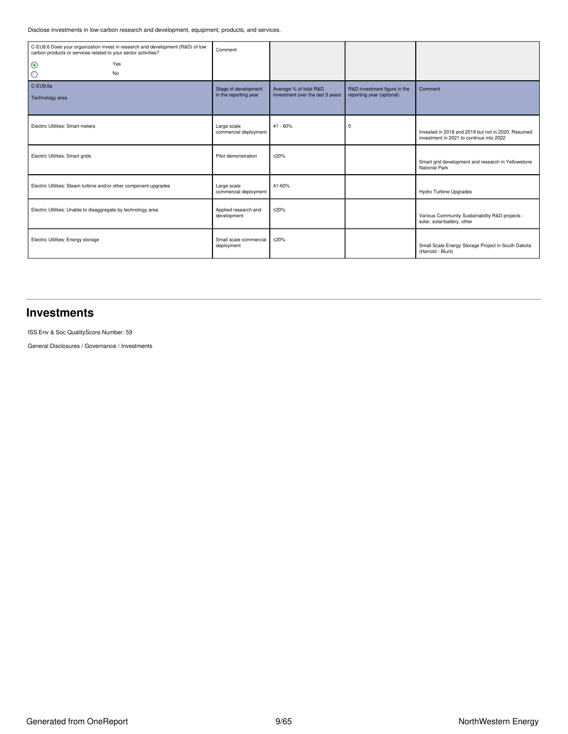Disclose investments in low-carbon research and development, equipment, products, and services.

| C-EU9.6 Does your organization invest in research and development (R&D) of low carbon products or services related to your sector activities?<br>◉ Yes<br>○ No | Comment | | | |
|---|---|---|---|---|
| C-EU9.6a<br>Technology area | Stage of development in the reporting year | Average % of total R&D investment over the last 3 years | R&D investment figure in the reporting year (optional) | Comment |
| Electric Utilities: Smart meters | Large scale commercial deployment | 41 - 60% | 0 | Invested in 2018 and 2019 but not in 2020. Resumed investment in 2021 to continue into 2022 |
| Electric Utilities: Smart grids | Pilot demonstration | ≤20% | | Smart grid development and research in Yellowstone National Park |
| Electric Utilities: Steam turbine and/or other component upgrades | Large scale commercial deployment | 41-60% | | Hydro Turbine Upgrades |
| Electric Utilities: Unable to disaggregate by technology area | Applied research and development | ≤20% | | Various Community Sustainability R&D projects - solar, solar/battery, other |
| Electric Utilities: Energy storage | Small scale commercial deployment | ≤20% | | Small Scale Energy Storage Project in South Dakota (Harrold - Blunt) |

## Investments

ISS Env & Soc QualityScore Number: 59

General Disclosures / Governance / Investments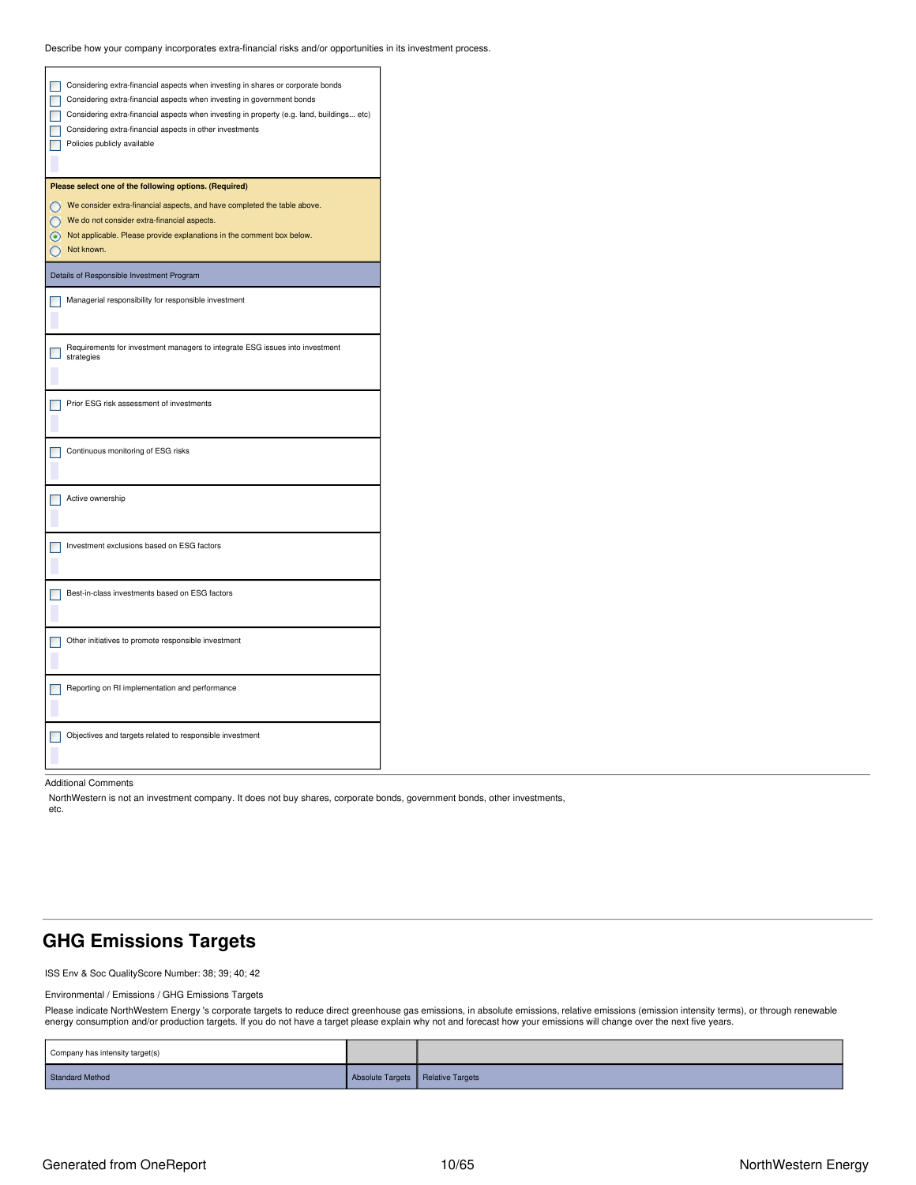Describe how your company incorporates extra-financial risks and/or opportunities in its investment process.

- [ ] Considering extra-financial aspects when investing in shares or corporate bonds
- [ ] Considering extra-financial aspects when investing in government bonds
- [ ] Considering extra-financial aspects when investing in property (e.g. land, buildings... etc)
- [ ] Considering extra-financial aspects in other investments
- [ ] Policies publicly available

**Please select one of the following options. (Required)**

- ( ) We consider extra-financial aspects, and have completed the table above.
- ( ) We do not consider extra-financial aspects.
- (•) Not applicable. Please provide explanations in the comment box below.
- ( ) Not known.

Details of Responsible Investment Program

- [ ] Managerial responsibility for responsible investment
- [ ] Requirements for investment managers to integrate ESG issues into investment strategies
- [ ] Prior ESG risk assessment of investments
- [ ] Continuous monitoring of ESG risks
- [ ] Active ownership
- [ ] Investment exclusions based on ESG factors
- [ ] Best-in-class investments based on ESG factors
- [ ] Other initiatives to promote responsible investment
- [ ] Reporting on RI implementation and performance
- [ ] Objectives and targets related to responsible investment

Additional Comments

NorthWestern is not an investment company. It does not buy shares, corporate bonds, government bonds, other investments, etc.

## GHG Emissions Targets

ISS Env & Soc QualityScore Number: 38; 39; 40; 42

Environmental / Emissions / GHG Emissions Targets

Please indicate NorthWestern Energy 's corporate targets to reduce direct greenhouse gas emissions, in absolute emissions, relative emissions (emission intensity terms), or through renewable energy consumption and/or production targets. If you do not have a target please explain why not and forecast how your emissions will change over the next five years.

| Company has intensity target(s) | | |
|---|---|---|
| Standard Method | Absolute Targets | Relative Targets |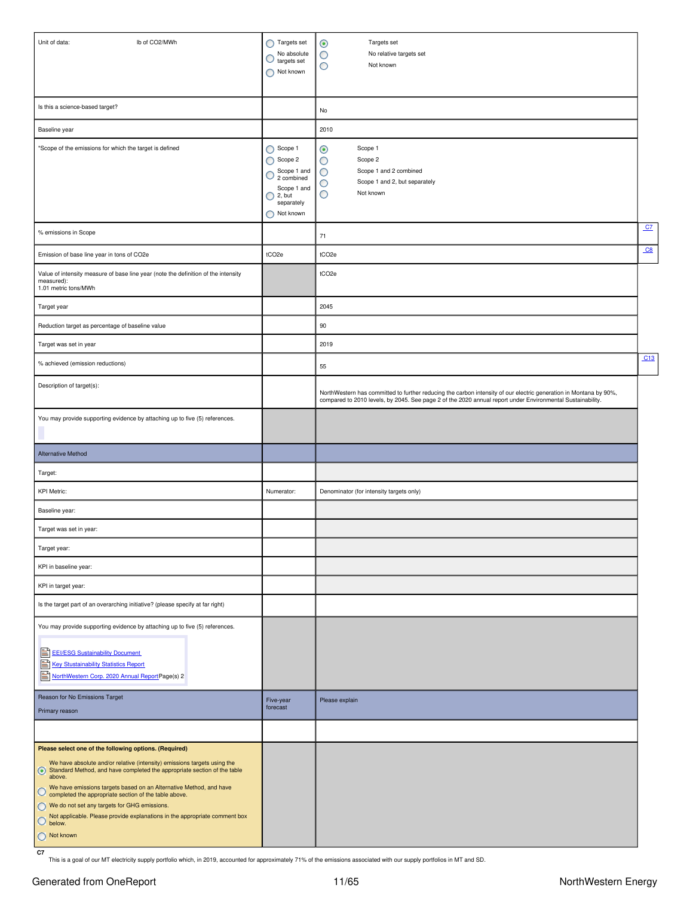| | | | |
|---|---|---|---|
| Unit of data: lb of $CO_2$/MWh | ◯ Targets set ◯ No absolute targets set ◯ Not known | ◉ Targets set ◯ No relative targets set ◯ Not known | |
| Is this a science-based target? | | No | |
| Baseline year | | 2010 | |
| *Scope of the emissions for which the target is defined | ◯ Scope 1 ◯ Scope 2 ◯ Scope 1 and 2 combined ◯ Scope 1 and 2, but separately ◯ Not known | ◉ Scope 1 ◯ Scope 2 ◯ Scope 1 and 2 combined ◯ Scope 1 and 2, but separately ◯ Not known | |
| % emissions in Scope | | 71 | C7 |
| Emission of base line year in tons of CO2e | tCO2e | tCO2e | C8 |
| Value of intensity measure of base line year (note the definition of the intensity measured): 1.01 metric tons/MWh | | tCO2e | |
| Target year | | 2045 | |
| Reduction target as percentage of baseline value | | 90 | |
| Target was set in year | | 2019 | |
| % achieved (emission reductions) | | 55 | C13 |
| Description of target(s): | | NorthWestern has committed to further reducing the carbon intensity of our electric generation in Montana by 90%, compared to 2010 levels, by 2045. See page 2 of the 2020 annual report under Environmental Sustainability. | |
| You may provide supporting evidence by attaching up to five (5) references. | | | |
| Alternative Method | | | |
| Target: | | | |
| KPI Metric: | Numerator: | Denominator (for intensity targets only) | |
| Baseline year: | | | |
| Target was set in year: | | | |
| Target year: | | | |
| KPI in baseline year: | | | |
| KPI in target year: | | | |
| Is the target part of an overarching initiative? (please specify at far right) | | | |
| You may provide supporting evidence by attaching up to five (5) references. EEI/ESG Sustainability Document; Key Stustainability Statistics Report; NorthWestern Corp. 2020 Annual Report Page(s) 2 | | | |
| Reason for No Emissions Target — Primary reason | Five-year forecast | Please explain | |
| | | | |
| **Please select one of the following options. (Required)** ◉ We have absolute and/or relative (intensity) emissions targets using the Standard Method, and have completed the appropriate section of the table above. ◯ We have emissions targets based on an Alternative Method, and have completed the appropriate section of the table above. ◯ We do not set any targets for GHG emissions. ◯ Not applicable. Please provide explanations in the appropriate comment box below. ◯ Not known | | | |

**C7**
This is a goal of our MT electricity supply portfolio which, in 2019, accounted for approximately 71% of the emissions associated with our supply portfolios in MT and SD.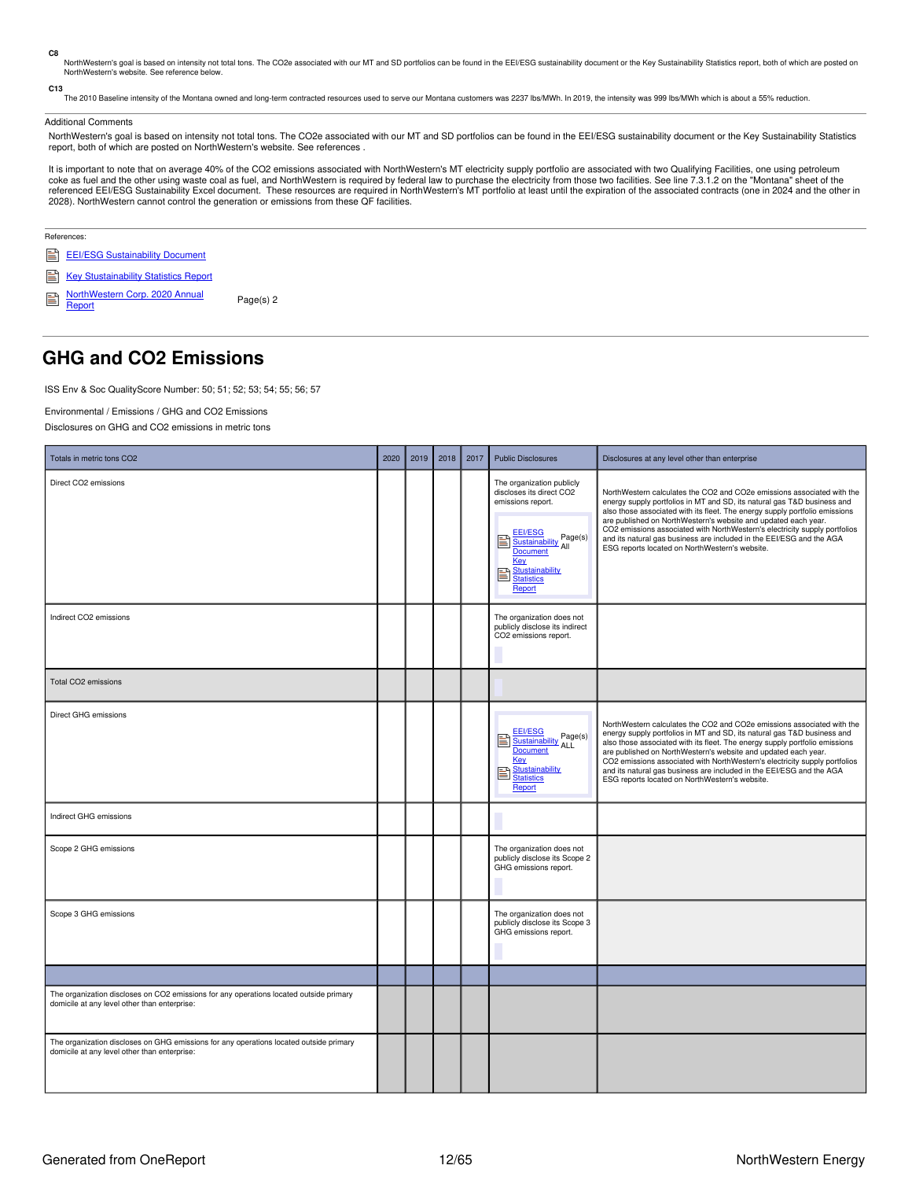**C8**

NorthWestern's goal is based on intensity not total tons. The CO2e associated with our MT and SD portfolios can be found in the EEI/ESG sustainability document or the Key Sustainability Statistics report, both of which are posted on NorthWestern's website. See reference below.

**C13**

The 2010 Baseline intensity of the Montana owned and long-term contracted resources used to serve our Montana customers was 2237 lbs/MWh. In 2019, the intensity was 999 lbs/MWh which is about a 55% reduction.

Additional Comments

NorthWestern's goal is based on intensity not total tons. The CO2e associated with our MT and SD portfolios can be found in the EEI/ESG sustainability document or the Key Sustainability Statistics report, both of which are posted on NorthWestern's website. See references .

It is important to note that on average 40% of the CO2 emissions associated with NorthWestern's MT electricity supply portfolio are associated with two Qualifying Facilities, one using petroleum coke as fuel and the other using waste coal as fuel, and NorthWestern is required by federal law to purchase the electricity from those two facilities. See line 7.3.1.2 on the "Montana" sheet of the referenced EEI/ESG Sustainability Excel document. These resources are required in NorthWestern's MT portfolio at least until the expiration of the associated contracts (one in 2024 and the other in 2028). NorthWestern cannot control the generation or emissions from these QF facilities.

References:

- EEI/ESG Sustainability Document
- Key Stustainability Statistics Report
- NorthWestern Corp. 2020 Annual Report — Page(s) 2

# GHG and CO2 Emissions

ISS Env & Soc QualityScore Number: 50; 51; 52; 53; 54; 55; 56; 57

Environmental / Emissions / GHG and CO2 Emissions

Disclosures on GHG and CO2 emissions in metric tons

| Totals in metric tons CO2 | 2020 | 2019 | 2018 | 2017 | Public Disclosures | Disclosures at any level other than enterprise |
|---|---|---|---|---|---|---|
| Direct CO2 emissions | | | | | The organization publicly discloses its direct CO2 emissions report. EEI/ESG Sustainability Document Page(s) All; Key Stustainability Statistics Report | NorthWestern calculates the CO2 and CO2e emissions associated with the energy supply portfolios in MT and SD, its natural gas T&D business and also those associated with its fleet. The energy supply portfolio emissions are published on NorthWestern's website and updated each year. CO2 emissions associated with NorthWestern's electricity supply portfolios and its natural gas business are included in the EEI/ESG and the AGA ESG reports located on NorthWestern's website. |
| Indirect CO2 emissions | | | | | The organization does not publicly disclose its indirect CO2 emissions report. | |
| Total CO2 emissions | | | | | | |
| Direct GHG emissions | | | | | EEI/ESG Sustainability Document Page(s) ALL; Key Stustainability Statistics Report | NorthWestern calculates the CO2 and CO2e emissions associated with the energy supply portfolios in MT and SD, its natural gas T&D business and also those associated with its fleet. The energy supply portfolio emissions are published on NorthWestern's website and updated each year. CO2 emissions associated with NorthWestern's electricity supply portfolios and its natural gas business are included in the EEI/ESG and the AGA ESG reports located on NorthWestern's website. |
| Indirect GHG emissions | | | | | | |
| Scope 2 GHG emissions | | | | | The organization does not publicly disclose its Scope 2 GHG emissions report. | |
| Scope 3 GHG emissions | | | | | The organization does not publicly disclose its Scope 3 GHG emissions report. | |
| | | | | | | |
| The organization discloses on CO2 emissions for any operations located outside primary domicile at any level other than enterprise: | | | | | | |
| The organization discloses on GHG emissions for any operations located outside primary domicile at any level other than enterprise: | | | | | | |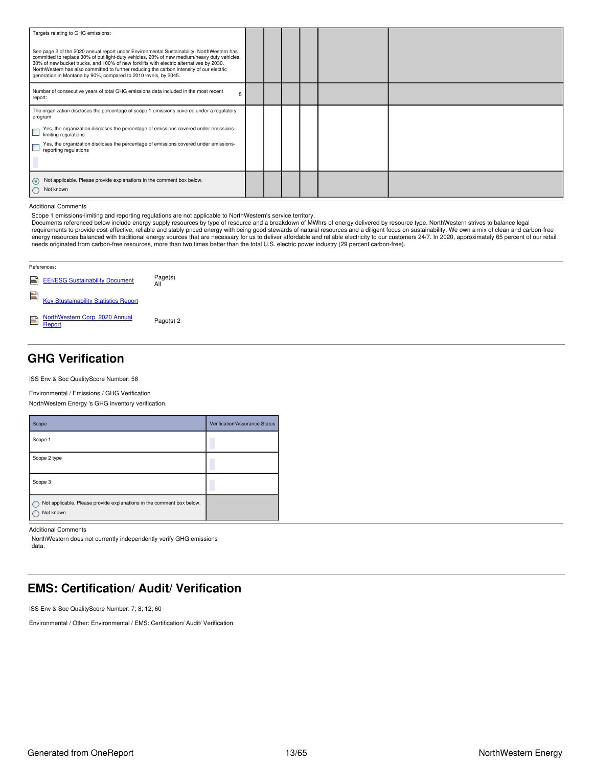| Targets relating to GHG emissions:<br><br>See page 2 of the 2020 annual report under Environmental Sustainability. NorthWestern has committed to replace 30% of out light-duty vehicles, 20% of new medium/heavy duty vehicles, 30% of new bucket trucks, and 100% of new forklifts with electric alternatives by 2030. NorthWestern has also committed to further reducing the carbon intensity of our electric generation in Montana by 90%, compared to 2010 levels, by 2045. | | | | | | |
|---|---|---|---|---|---|---|
| Number of consecutive years of total GHG emissions data included in the most recent report: 5 | | | | | | |
| The organization discloses the percentage of scope 1 emissions covered under a regulatory program<br>☐ Yes, the organization discloses the percentage of emissions covered under emissions-limiting regulations<br>☐ Yes, the organization discloses the percentage of emissions covered under emissions-reporting regulations | | | | | | |
| ◉ Not applicable. Please provide explanations in the comment box below.<br>○ Not known | | | | | | |

Additional Comments

Scope 1 emissions-limiting and reporting regulations are not applicable to NorthWestern's service territory.
Documents referenced below include energy supply resources by type of resource and a breakdown of MWhrs of energy delivered by resource type. NorthWestern strives to balance legal requirements to provide cost-effective, reliable and stably priced energy with being good stewards of natural resources and a diligent focus on sustainability. We own a mix of clean and carbon-free energy resources balanced with traditional energy sources that are necessary for us to deliver affordable and reliable electricity to our customers 24/7. In 2020, approximately 65 percent of our retail needs originated from carbon-free resources, more than two times better than the total U.S. electric power industry (29 percent carbon-free).

References:

- EEI/ESG Sustainability Document — Page(s) All
- Key Stustainability Statistics Report
- NorthWestern Corp. 2020 Annual Report — Page(s) 2

## GHG Verification

ISS Env & Soc QualityScore Number: 58

Environmental / Emissions / GHG Verification

NorthWestern Energy 's GHG inventory verification.

| Scope | Verification/Assurance Status |
|---|---|
| Scope 1 | |
| Scope 2 type | |
| Scope 3 | |
| ○ Not applicable. Please provide explanations in the comment box below.<br>○ Not known | |

Additional Comments

NorthWestern does not currently independently verify GHG emissions data.

## EMS: Certification/ Audit/ Verification

ISS Env & Soc QualityScore Number: 7; 8; 12; 60

Environmental / Other: Environmental / EMS: Certification/ Audit/ Verification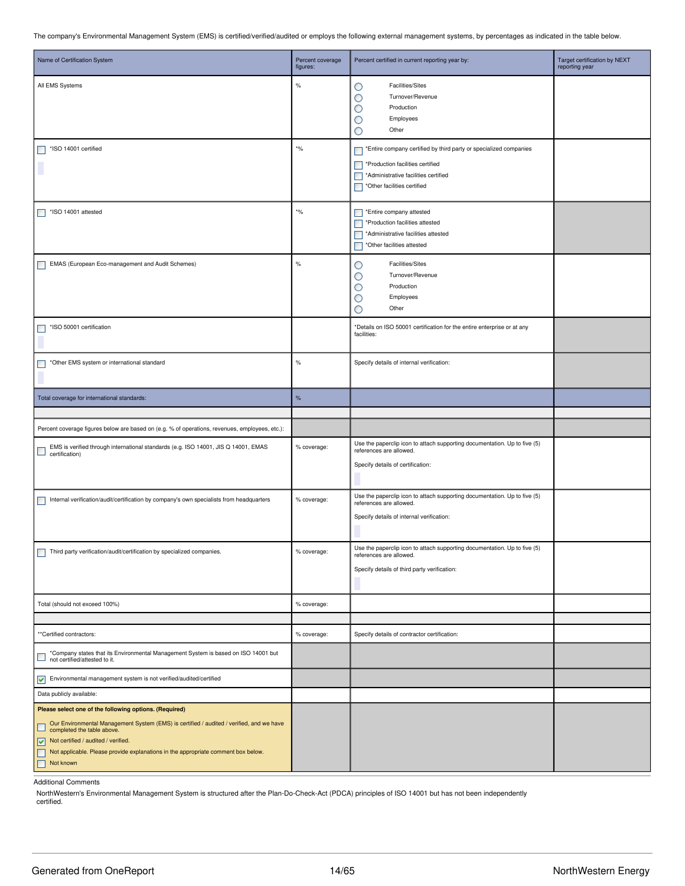The company's Environmental Management System (EMS) is certified/verified/audited or employs the following external management systems, by percentages as indicated in the table below.

| Name of Certification System | Percent coverage figures: | Percent certified in current reporting year by: | Target certification by NEXT reporting year |
|---|---|---|---|
| All EMS Systems | % | ○ Facilities/Sites<br>○ Turnover/Revenue<br>○ Production<br>○ Employees<br>○ Other | |
| ☐ *ISO 14001 certified | *% | ☐ *Entire company certified by third party or specialized companies<br>☐ *Production facilities certified<br>☐ *Administrative facilities certified<br>☐ *Other facilities certified | |
| ☐ *ISO 14001 attested | *% | ☐ *Entire company attested<br>☐ *Production facilities attested<br>☐ *Administrative facilities attested<br>☐ *Other facilities attested | |
| ☐ EMAS (European Eco-management and Audit Schemes) | % | ○ Facilities/Sites<br>○ Turnover/Revenue<br>○ Production<br>○ Employees<br>○ Other | |
| ☐ *ISO 50001 certification | | *Details on ISO 50001 certification for the entire enterprise or at any facilities: | |
| ☐ *Other EMS system or international standard | % | Specify details of internal verification: | |
| Total coverage for international standards: | % | | |
| | | | |
| Percent coverage figures below are based on (e.g. % of operations, revenues, employees, etc.): | | | |
| ☐ EMS is verified through international standards (e.g. ISO 14001, JIS Q 14001, EMAS certification) | % coverage: | Use the paperclip icon to attach supporting documentation. Up to five (5) references are allowed.<br>Specify details of certification: | |
| ☐ Internal verification/audit/certification by company's own specialists from headquarters | % coverage: | Use the paperclip icon to attach supporting documentation. Up to five (5) references are allowed.<br>Specify details of internal verification: | |
| ☐ Third party verification/audit/certification by specialized companies. | % coverage: | Use the paperclip icon to attach supporting documentation. Up to five (5) references are allowed.<br>Specify details of third party verification: | |
| Total (should not exceed 100%) | % coverage: | | |
| | | | |
| **Certified contractors: | % coverage: | Specify details of contractor certification: | |
| ☐ *Company states that its Environmental Management System is based on ISO 14001 but not certified/attested to it. | | | |
| ☑ Environmental management system is not verified/audited/certified | | | |
| Data publicly available: | | | |
| **Please select one of the following options. (Required)**<br>☐ Our Environmental Management System (EMS) is certified / audited / verified, and we have completed the table above.<br>☑ Not certified / audited / verified.<br>☐ Not applicable. Please provide explanations in the appropriate comment box below.<br>☐ Not known | | | |

Additional Comments

NorthWestern's Environmental Management System is structured after the Plan-Do-Check-Act (PDCA) principles of ISO 14001 but has not been independently certified.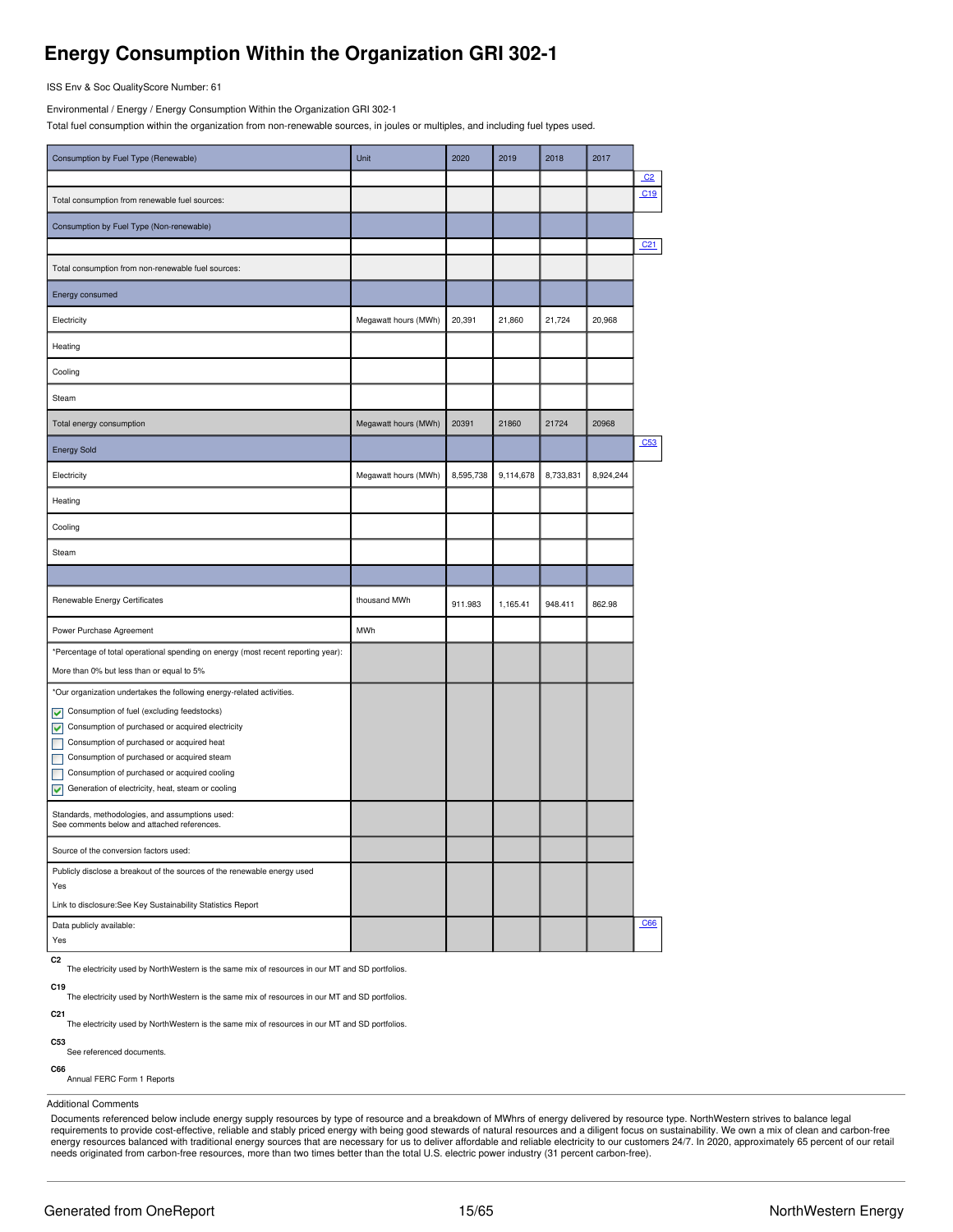# Energy Consumption Within the Organization GRI 302-1

ISS Env & Soc QualityScore Number: 61

Environmental / Energy / Energy Consumption Within the Organization GRI 302-1

Total fuel consumption within the organization from non-renewable sources, in joules or multiples, and including fuel types used.

| Consumption by Fuel Type (Renewable) | Unit | 2020 | 2019 | 2018 | 2017 | |
|---|---|---|---|---|---|---|
| | | | | | | C2 |
| Total consumption from renewable fuel sources: | | | | | | C19 |
| **Consumption by Fuel Type (Non-renewable)** | | | | | | |
| | | | | | | C21 |
| Total consumption from non-renewable fuel sources: | | | | | | |
| **Energy consumed** | | | | | | |
| Electricity | Megawatt hours (MWh) | 20,391 | 21,860 | 21,724 | 20,968 | |
| Heating | | | | | | |
| Cooling | | | | | | |
| Steam | | | | | | |
| Total energy consumption | Megawatt hours (MWh) | 20391 | 21860 | 21724 | 20968 | |
| **Energy Sold** | | | | | | C53 |
| Electricity | Megawatt hours (MWh) | 8,595,738 | 9,114,678 | 8,733,831 | 8,924,244 | |
| Heating | | | | | | |
| Cooling | | | | | | |
| Steam | | | | | | |
| | | | | | | |
| Renewable Energy Certificates | thousand MWh | 911.983 | 1,165.41 | 948.411 | 862.98 | |
| Power Purchase Agreement | MWh | | | | | |
| *Percentage of total operational spending on energy (most recent reporting year): More than 0% but less than or equal to 5% | | | | | | |
| *Our organization undertakes the following energy-related activities.<br>☑ Consumption of fuel (excluding feedstocks)<br>☑ Consumption of purchased or acquired electricity<br>☐ Consumption of purchased or acquired heat<br>☐ Consumption of purchased or acquired steam<br>☐ Consumption of purchased or acquired cooling<br>☑ Generation of electricity, heat, steam or cooling | | | | | | |
| Standards, methodologies, and assumptions used: See comments below and attached references. | | | | | | |
| Source of the conversion factors used: | | | | | | |
| Publicly disclose a breakout of the sources of the renewable energy used<br>Yes<br>Link to disclosure:See Key Sustainability Statistics Report | | | | | | |
| Data publicly available:<br>Yes | | | | | | C66 |

**C2**
The electricity used by NorthWestern is the same mix of resources in our MT and SD portfolios.

**C19**
The electricity used by NorthWestern is the same mix of resources in our MT and SD portfolios.

**C21**
The electricity used by NorthWestern is the same mix of resources in our MT and SD portfolios.

**C53**
See referenced documents.

**C66**
Annual FERC Form 1 Reports

Additional Comments

Documents referenced below include energy supply resources by type of resource and a breakdown of MWhrs of energy delivered by resource type. NorthWestern strives to balance legal requirements to provide cost-effective, reliable and stably priced energy with being good stewards of natural resources and a diligent focus on sustainability. We own a mix of clean and carbon-free energy resources balanced with traditional energy sources that are necessary for us to deliver affordable and reliable electricity to our customers 24/7. In 2020, approximately 65 percent of our retail needs originated from carbon-free resources, more than two times better than the total U.S. electric power industry (31 percent carbon-free).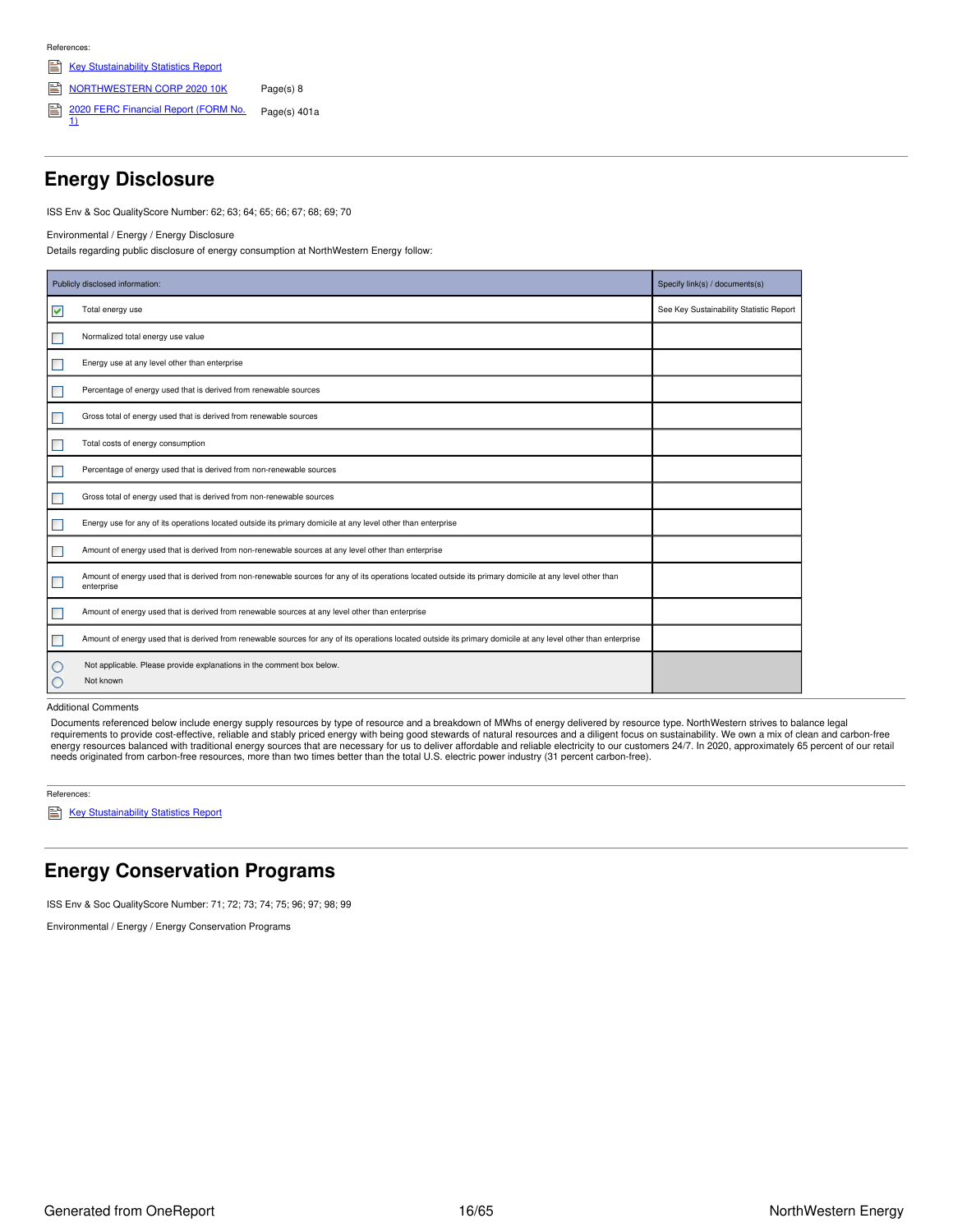References:

- Key Stustainability Statistics Report
- NORTHWESTERN CORP 2020 10K — Page(s) 8
- 2020 FERC Financial Report (FORM No. 1) — Page(s) 401a

## Energy Disclosure

ISS Env & Soc QualityScore Number: 62; 63; 64; 65; 66; 67; 68; 69; 70

Environmental / Energy / Energy Disclosure

Details regarding public disclosure of energy consumption at NorthWestern Energy follow:

| Publicly disclosed information: | Specify link(s) / documents(s) |
|---|---|
| ☑ Total energy use | See Key Sustainability Statistic Report |
| ☐ Normalized total energy use value | |
| ☐ Energy use at any level other than enterprise | |
| ☐ Percentage of energy used that is derived from renewable sources | |
| ☐ Gross total of energy used that is derived from renewable sources | |
| ☐ Total costs of energy consumption | |
| ☐ Percentage of energy used that is derived from non-renewable sources | |
| ☐ Gross total of energy used that is derived from non-renewable sources | |
| ☐ Energy use for any of its operations located outside its primary domicile at any level other than enterprise | |
| ☐ Amount of energy used that is derived from non-renewable sources at any level other than enterprise | |
| ☐ Amount of energy used that is derived from non-renewable sources for any of its operations located outside its primary domicile at any level other than enterprise | |
| ☐ Amount of energy used that is derived from renewable sources at any level other than enterprise | |
| ☐ Amount of energy used that is derived from renewable sources for any of its operations located outside its primary domicile at any level other than enterprise | |
| ○ Not applicable. Please provide explanations in the comment box below.<br>○ Not known | |

Additional Comments

Documents referenced below include energy supply resources by type of resource and a breakdown of MWhs of energy delivered by resource type. NorthWestern strives to balance legal requirements to provide cost-effective, reliable and stably priced energy with being good stewards of natural resources and a diligent focus on sustainability. We own a mix of clean and carbon-free energy resources balanced with traditional energy sources that are necessary for us to deliver affordable and reliable electricity to our customers 24/7. In 2020, approximately 65 percent of our retail needs originated from carbon-free resources, more than two times better than the total U.S. electric power industry (31 percent carbon-free).

References:

- Key Stustainability Statistics Report

## Energy Conservation Programs

ISS Env & Soc QualityScore Number: 71; 72; 73; 74; 75; 96; 97; 98; 99

Environmental / Energy / Energy Conservation Programs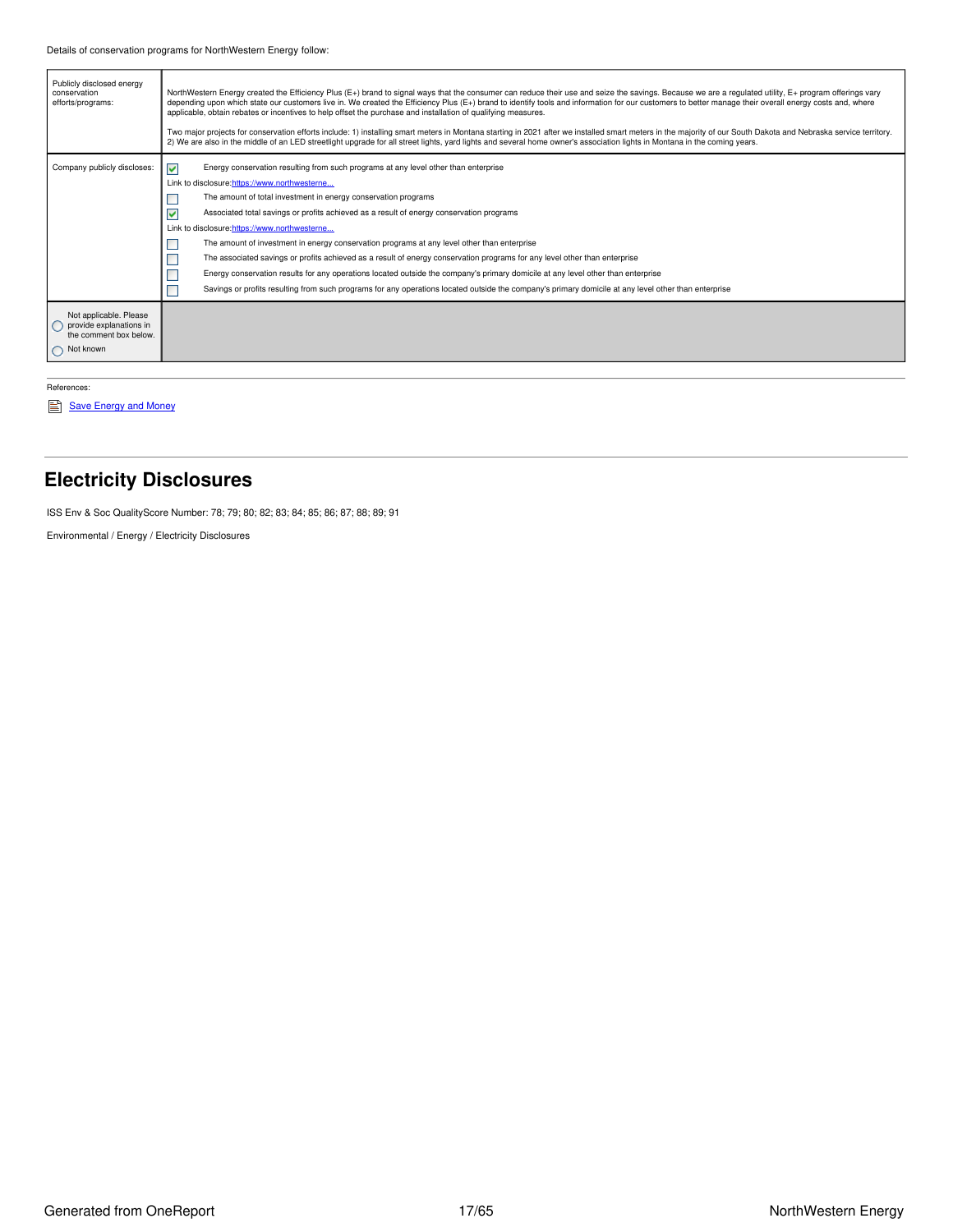Details of conservation programs for NorthWestern Energy follow:

| | |
|---|---|
| Publicly disclosed energy conservation efforts/programs: | NorthWestern Energy created the Efficiency Plus (E+) brand to signal ways that the consumer can reduce their use and seize the savings. Because we are a regulated utility, E+ program offerings vary depending upon which state our customers live in. We created the Efficiency Plus (E+) brand to identify tools and information for our customers to better manage their overall energy costs and, where applicable, obtain rebates or incentives to help offset the purchase and installation of qualifying measures.<br><br>Two major projects for conservation efforts include: 1) installing smart meters in Montana starting in 2021 after we installed smart meters in the majority of our South Dakota and Nebraska service territory. 2) We are also in the middle of an LED streetlight upgrade for all street lights, yard lights and several home owner's association lights in Montana in the coming years. |
| Company publicly discloses: | ☑ Energy conservation resulting from such programs at any level other than enterprise<br>Link to disclosure: https://www.northwesterne...<br>☐ The amount of total investment in energy conservation programs<br>☑ Associated total savings or profits achieved as a result of energy conservation programs<br>Link to disclosure: https://www.northwesterne...<br>☐ The amount of investment in energy conservation programs at any level other than enterprise<br>☐ The associated savings or profits achieved as a result of energy conservation programs for any level other than enterprise<br>☐ Energy conservation results for any operations located outside the company's primary domicile at any level other than enterprise<br>☐ Savings or profits resulting from such programs for any operations located outside the company's primary domicile at any level other than enterprise |
| ◯ Not applicable. Please provide explanations in the comment box below.<br>◯ Not known | |

References:

Save Energy and Money

## Electricity Disclosures

ISS Env & Soc QualityScore Number: 78; 79; 80; 82; 83; 84; 85; 86; 87; 88; 89; 91

Environmental / Energy / Electricity Disclosures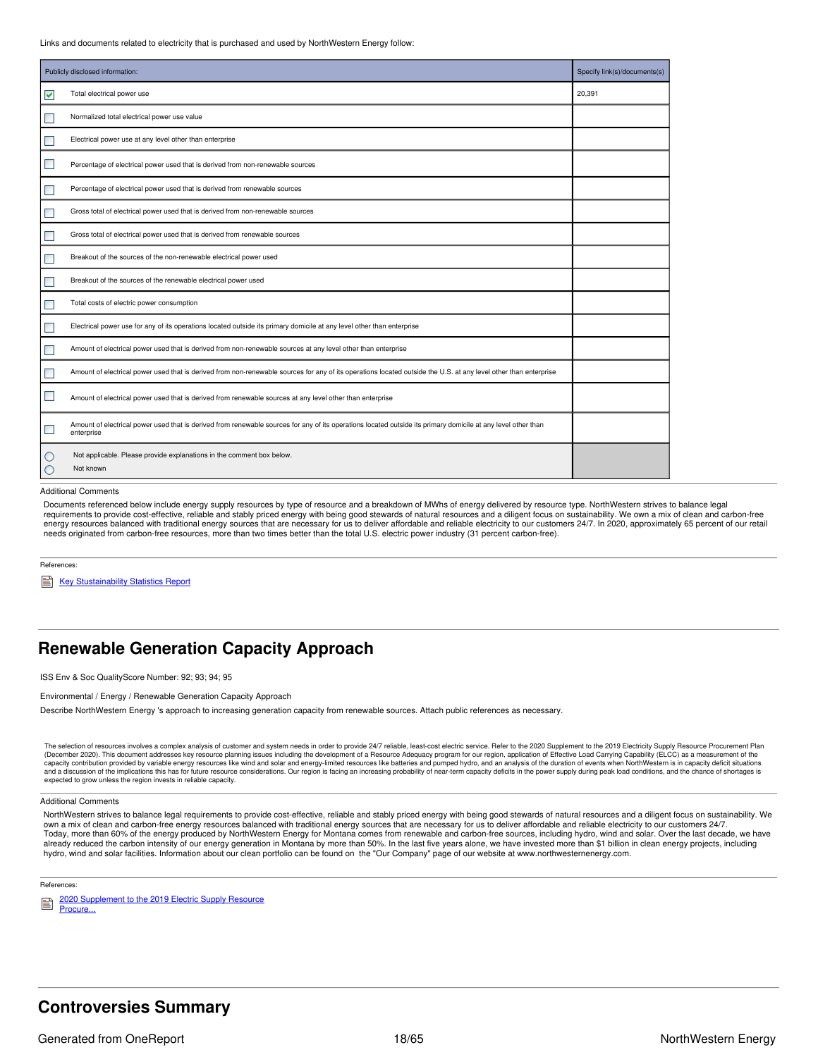Links and documents related to electricity that is purchased and used by NorthWestern Energy follow:

| | Publicly disclosed information: | Specify link(s)/documents(s) |
|---|---|---|
| ☑ | Total electrical power use | 20,391 |
| ☐ | Normalized total electrical power use value | |
| ☐ | Electrical power use at any level other than enterprise | |
| ☐ | Percentage of electrical power used that is derived from non-renewable sources | |
| ☐ | Percentage of electrical power used that is derived from renewable sources | |
| ☐ | Gross total of electrical power used that is derived from non-renewable sources | |
| ☐ | Gross total of electrical power used that is derived from renewable sources | |
| ☐ | Breakout of the sources of the non-renewable electrical power used | |
| ☐ | Breakout of the sources of the renewable electrical power used | |
| ☐ | Total costs of electric power consumption | |
| ☐ | Electrical power use for any of its operations located outside its primary domicile at any level other than enterprise | |
| ☐ | Amount of electrical power used that is derived from non-renewable sources at any level other than enterprise | |
| ☐ | Amount of electrical power used that is derived from non-renewable sources for any of its operations located outside the U.S. at any level other than enterprise | |
| ☐ | Amount of electrical power used that is derived from renewable sources at any level other than enterprise | |
| ☐ | Amount of electrical power used that is derived from renewable sources for any of its operations located outside its primary domicile at any level other than enterprise | |
| ○ | Not applicable. Please provide explanations in the comment box below. | |
| ○ | Not known | |

Additional Comments

Documents referenced below include energy supply resources by type of resource and a breakdown of MWhs of energy delivered by resource type. NorthWestern strives to balance legal requirements to provide cost-effective, reliable and stably priced energy with being good stewards of natural resources and a diligent focus on sustainability. We own a mix of clean and carbon-free energy resources balanced with traditional energy sources that are necessary for us to deliver affordable and reliable electricity to our customers 24/7. In 2020, approximately 65 percent of our retail needs originated from carbon-free resources, more than two times better than the total U.S. electric power industry (31 percent carbon-free).

References:

Key Stustainability Statistics Report

## Renewable Generation Capacity Approach

ISS Env & Soc QualityScore Number: 92; 93; 94; 95

Environmental / Energy / Renewable Generation Capacity Approach

Describe NorthWestern Energy 's approach to increasing generation capacity from renewable sources. Attach public references as necessary.

The selection of resources involves a complex analysis of customer and system needs in order to provide 24/7 reliable, least-cost electric service. Refer to the 2020 Supplement to the 2019 Electricity Supply Resource Procurement Plan (December 2020). This document addresses key resource planning issues including the development of a Resource Adequacy program for our region, application of Effective Load Carrying Capability (ELCC) as a measurement of the capacity contribution provided by variable energy resources like wind and solar and energy-limited resources like batteries and pumped hydro, and an analysis of the duration of events when NorthWestern is in capacity deficit situations and a discussion of the implications this has for future resource considerations. Our region is facing an increasing probability of near-term capacity deficits in the power supply during peak load conditions, and the chance of shortages is expected to grow unless the region invests in reliable capacity.

Additional Comments

NorthWestern strives to balance legal requirements to provide cost-effective, reliable and stably priced energy with being good stewards of natural resources and a diligent focus on sustainability. We own a mix of clean and carbon-free energy resources balanced with traditional energy sources that are necessary for us to deliver affordable and reliable electricity to our customers 24/7.
Today, more than 60% of the energy produced by NorthWestern Energy for Montana comes from renewable and carbon-free sources, including hydro, wind and solar. Over the last decade, we have already reduced the carbon intensity of our energy generation in Montana by more than 50%. In the last five years alone, we have invested more than $1 billion in clean energy projects, including hydro, wind and solar facilities. Information about our clean portfolio can be found on the "Our Company" page of our website at www.northwesternenergy.com.

References:

2020 Supplement to the 2019 Electric Supply Resource Procure...

## Controversies Summary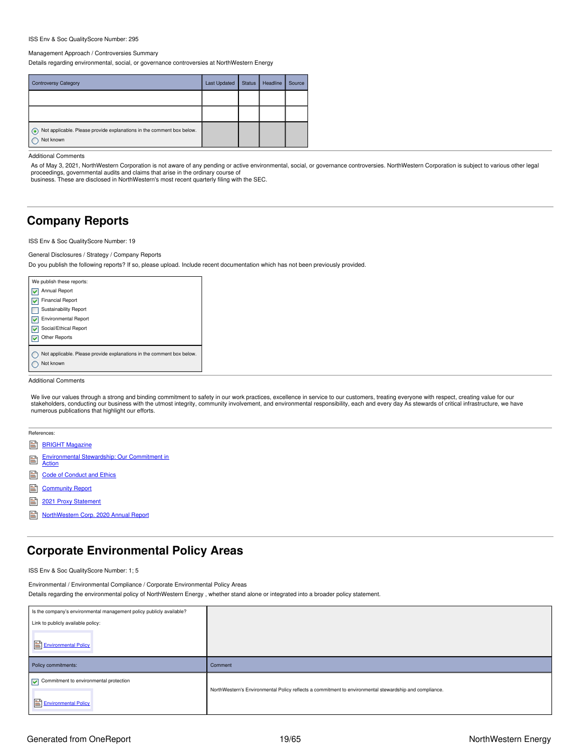ISS Env & Soc QualityScore Number: 295

Management Approach / Controversies Summary

Details regarding environmental, social, or governance controversies at NorthWestern Energy

| Controversy Category | Last Updated | Status | Headline | Source |
|---|---|---|---|---|
| | | | | |
| | | | | |
| (●) Not applicable. Please provide explanations in the comment box below.<br>( ) Not known | | | | |

Additional Comments

As of May 3, 2021, NorthWestern Corporation is not aware of any pending or active environmental, social, or governance controversies. NorthWestern Corporation is subject to various other legal proceedings, governmental audits and claims that arise in the ordinary course of business. These are disclosed in NorthWestern's most recent quarterly filing with the SEC.

## Company Reports

ISS Env & Soc QualityScore Number: 19

General Disclosures / Strategy / Company Reports

Do you publish the following reports? If so, please upload. Include recent documentation which has not been previously provided.

We publish these reports:

- [x] Annual Report
- [x] Financial Report
- [ ] Sustainability Report
- [x] Environmental Report
- [x] Social/Ethical Report
- [x] Other Reports

( ) Not applicable. Please provide explanations in the comment box below.
( ) Not known

Additional Comments

We live our values through a strong and binding commitment to safety in our work practices, excellence in service to our customers, treating everyone with respect, creating value for our stakeholders, conducting our business with the utmost integrity, community involvement, and environmental responsibility, each and every day As stewards of critical infrastructure, we have numerous publications that highlight our efforts.

References:

- BRIGHT Magazine
- Environmental Stewardship: Our Commitment in Action
- Code of Conduct and Ethics
- Community Report
- 2021 Proxy Statement
- NorthWestern Corp. 2020 Annual Report

## Corporate Environmental Policy Areas

ISS Env & Soc QualityScore Number: 1; 5

Environmental / Environmental Compliance / Corporate Environmental Policy Areas

Details regarding the environmental policy of NorthWestern Energy , whether stand alone or integrated into a broader policy statement.

| Is the company's environmental management policy publicly available?<br>Link to publicly available policy:<br>Environmental Policy | |
|---|---|
| **Policy commitments:** | **Comment** |
| [x] Commitment to environmental protection<br>Environmental Policy | NorthWestern's Environmental Policy reflects a commitment to environmental stewardship and compliance. |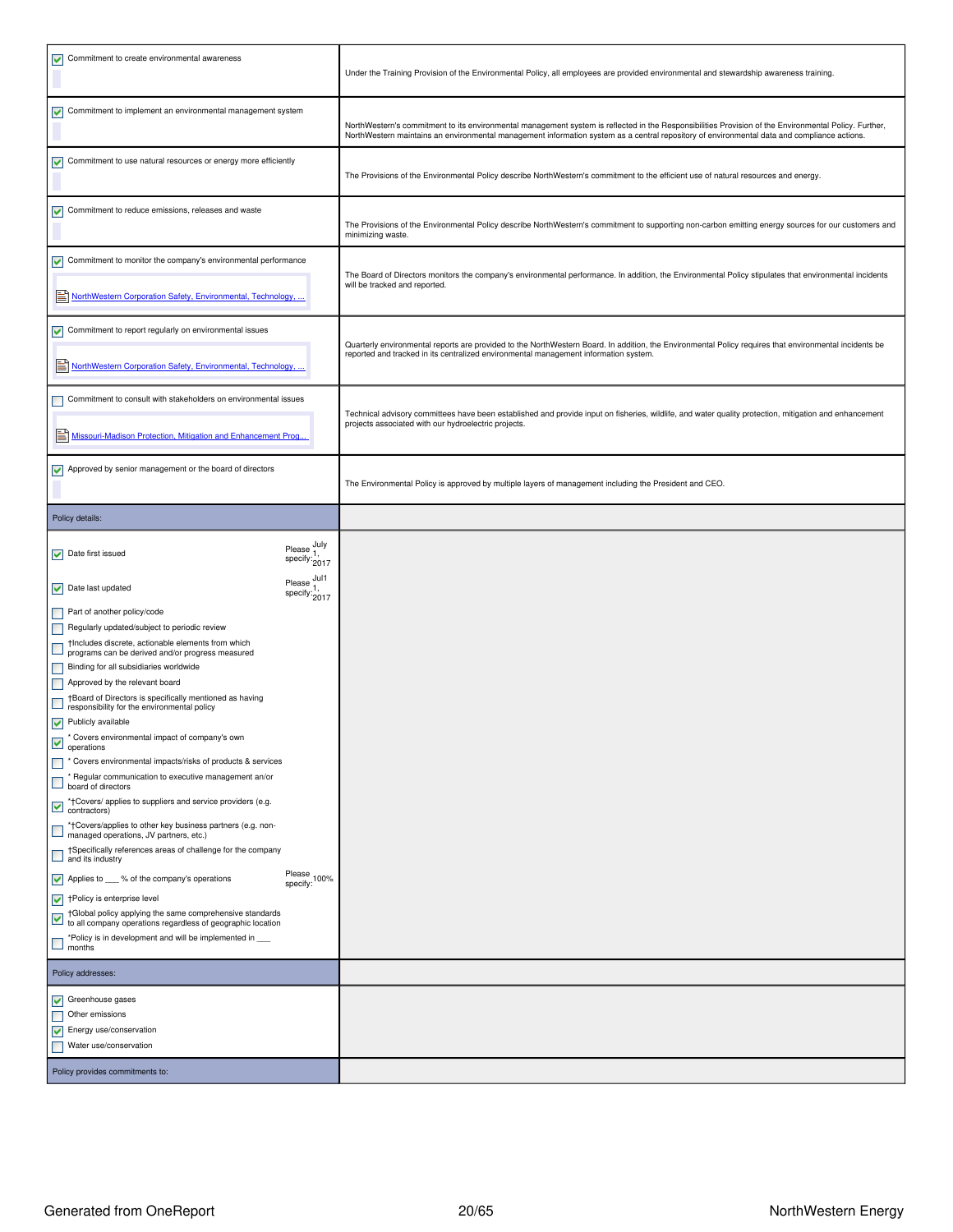| | |
|---|---|
| ☑ Commitment to create environmental awareness | Under the Training Provision of the Environmental Policy, all employees are provided environmental and stewardship awareness training. |
| ☑ Commitment to implement an environmental management system | NorthWestern's commitment to its environmental management system is reflected in the Responsibilities Provision of the Environmental Policy. Further, NorthWestern maintains an environmental management information system as a central repository of environmental data and compliance actions. |
| ☑ Commitment to use natural resources or energy more efficiently | The Provisions of the Environmental Policy describe NorthWestern's commitment to the efficient use of natural resources and energy. |
| ☑ Commitment to reduce emissions, releases and waste | The Provisions of the Environmental Policy describe NorthWestern's commitment to supporting non-carbon emitting energy sources for our customers and minimizing waste. |
| ☑ Commitment to monitor the company's environmental performance<br>NorthWestern Corporation Safety, Environmental, Technology, ... | The Board of Directors monitors the company's environmental performance. In addition, the Environmental Policy stipulates that environmental incidents will be tracked and reported. |
| ☑ Commitment to report regularly on environmental issues<br>NorthWestern Corporation Safety, Environmental, Technology, ... | Quarterly environmental reports are provided to the NorthWestern Board. In addition, the Environmental Policy requires that environmental incidents be reported and tracked in its centralized environmental management information system. |
| ☐ Commitment to consult with stakeholders on environmental issues<br>Missouri-Madison Protection, Mitigation and Enhancement Prog... | Technical advisory committees have been established and provide input on fisheries, wildlife, and water quality protection, mitigation and enhancement projects associated with our hydroelectric projects. |
| ☑ Approved by senior management or the board of directors | The Environmental Policy is approved by multiple layers of management including the President and CEO. |
| **Policy details:** | |
| ☑ Date first issued — Please specify: July 1, 2017<br>☑ Date last updated — Please specify: Jul1 1, 2017<br>☐ Part of another policy/code<br>☐ Regularly updated/subject to periodic review<br>☐ †Includes discrete, actionable elements from which programs can be derived and/or progress measured<br>☐ Binding for all subsidiaries worldwide<br>☐ Approved by the relevant board<br>☐ †Board of Directors is specifically mentioned as having responsibility for the environmental policy<br>☑ Publicly available<br>☑ * Covers environmental impact of company's own operations<br>☐ * Covers environmental impacts/risks of products & services<br>☐ * Regular communication to executive management an/or board of directors<br>☑ *†Covers/ applies to suppliers and service providers (e.g. contractors)<br>☐ *†Covers/applies to other key business partners (e.g. non-managed operations, JV partners, etc.)<br>☐ †Specifically references areas of challenge for the company and its industry<br>☑ Applies to ___% of the company's operations — Please specify: 100%<br>☑ †Policy is enterprise level<br>☑ †Global policy applying the same comprehensive standards to all company operations regardless of geographic location<br>☐ *Policy is in development and will be implemented in ___ months | |
| **Policy addresses:** | |
| ☑ Greenhouse gases<br>☐ Other emissions<br>☑ Energy use/conservation<br>☐ Water use/conservation | |
| **Policy provides commitments to:** | |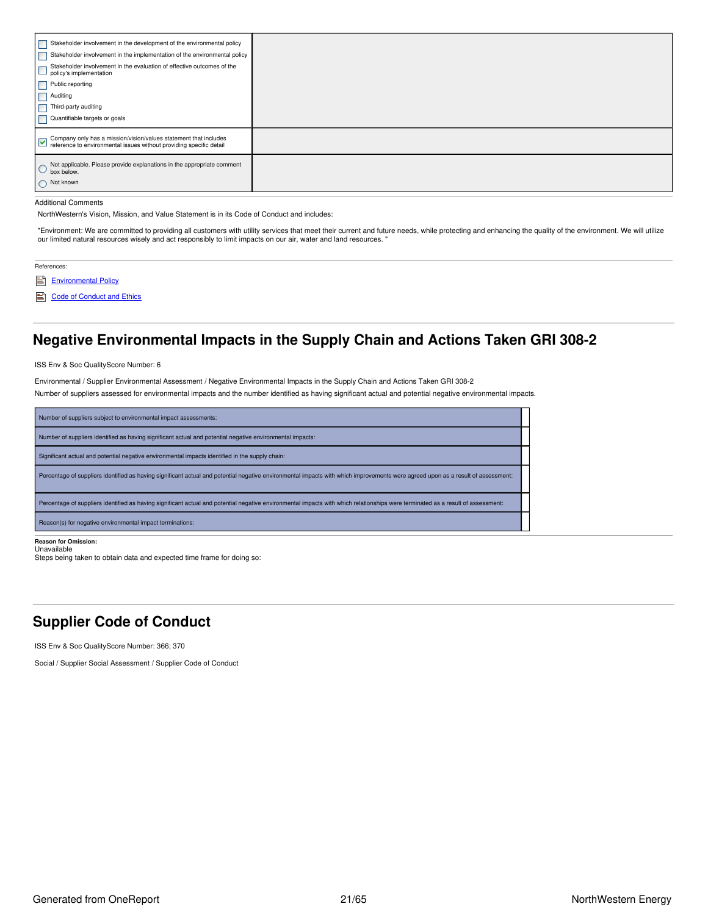| | |
|---|---|
| ☐ Stakeholder involvement in the development of the environmental policy<br>☐ Stakeholder involvement in the implementation of the environmental policy<br>☐ Stakeholder involvement in the evaluation of effective outcomes of the policy's implementation<br>☐ Public reporting<br>☐ Auditing<br>☐ Third-party auditing<br>☐ Quantifiable targets or goals | |
| ☑ Company only has a mission/vision/values statement that includes reference to environmental issues without providing specific detail | |
| ○ Not applicable. Please provide explanations in the appropriate comment box below.<br>○ Not known | |

Additional Comments

NorthWestern's Vision, Mission, and Value Statement is in its Code of Conduct and includes:

"Environment: We are committed to providing all customers with utility services that meet their current and future needs, while protecting and enhancing the quality of the environment. We will utilize our limited natural resources wisely and act responsibly to limit impacts on our air, water and land resources. "

References:

- Environmental Policy
- Code of Conduct and Ethics

## Negative Environmental Impacts in the Supply Chain and Actions Taken GRI 308-2

ISS Env & Soc QualityScore Number: 6

Environmental / Supplier Environmental Assessment / Negative Environmental Impacts in the Supply Chain and Actions Taken GRI 308-2

Number of suppliers assessed for environmental impacts and the number identified as having significant actual and potential negative environmental impacts.

| | |
|---|---|
| Number of suppliers subject to environmental impact assessments: | |
| Number of suppliers identified as having significant actual and potential negative environmental impacts: | |
| Significant actual and potential negative environmental impacts identified in the supply chain: | |
| Percentage of suppliers identified as having significant actual and potential negative environmental impacts with which improvements were agreed upon as a result of assessment: | |
| Percentage of suppliers identified as having significant actual and potential negative environmental impacts with which relationships were terminated as a result of assessment: | |
| Reason(s) for negative environmental impact terminations: | |

**Reason for Omission:**
Unavailable
Steps being taken to obtain data and expected time frame for doing so:

## Supplier Code of Conduct

ISS Env & Soc QualityScore Number: 366; 370

Social / Supplier Social Assessment / Supplier Code of Conduct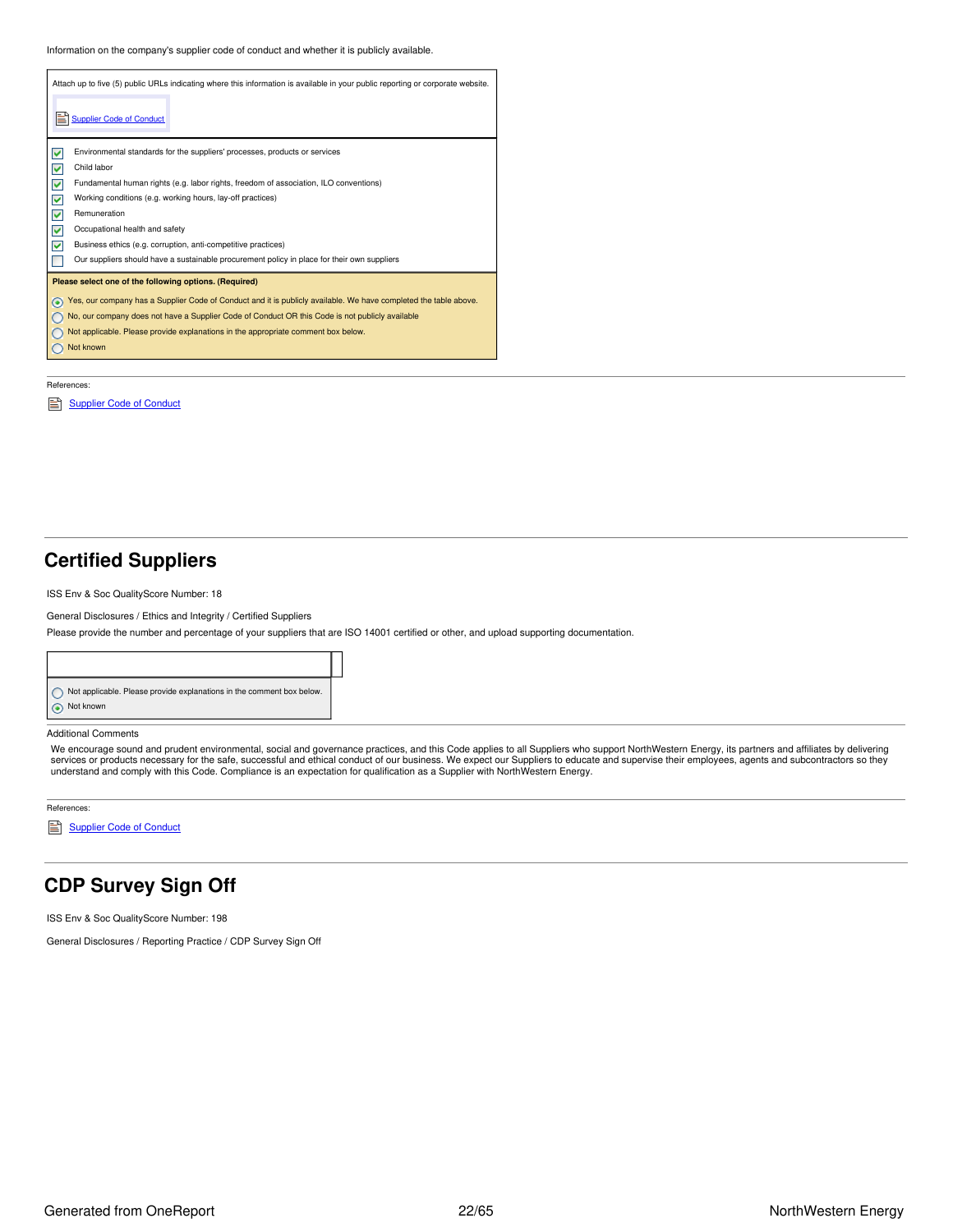Information on the company's supplier code of conduct and whether it is publicly available.

Attach up to five (5) public URLs indicating where this information is available in your public reporting or corporate website.

[Supplier Code of Conduct]

- [x] Environmental standards for the suppliers' processes, products or services
- [x] Child labor
- [x] Fundamental human rights (e.g. labor rights, freedom of association, ILO conventions)
- [x] Working conditions (e.g. working hours, lay-off practices)
- [x] Remuneration
- [x] Occupational health and safety
- [x] Business ethics (e.g. corruption, anti-competitive practices)
- [ ] Our suppliers should have a sustainable procurement policy in place for their own suppliers

**Please select one of the following options. (Required)**

- (●) Yes, our company has a Supplier Code of Conduct and it is publicly available. We have completed the table above.
- ( ) No, our company does not have a Supplier Code of Conduct OR this Code is not publicly available
- ( ) Not applicable. Please provide explanations in the appropriate comment box below.
- ( ) Not known

References:

Supplier Code of Conduct

## Certified Suppliers

ISS Env & Soc QualityScore Number: 18

General Disclosures / Ethics and Integrity / Certified Suppliers

Please provide the number and percentage of your suppliers that are ISO 14001 certified or other, and upload supporting documentation.

- ( ) Not applicable. Please provide explanations in the comment box below.
- (●) Not known

Additional Comments

We encourage sound and prudent environmental, social and governance practices, and this Code applies to all Suppliers who support NorthWestern Energy, its partners and affiliates by delivering services or products necessary for the safe, successful and ethical conduct of our business. We expect our Suppliers to educate and supervise their employees, agents and subcontractors so they understand and comply with this Code. Compliance is an expectation for qualification as a Supplier with NorthWestern Energy.

References:

Supplier Code of Conduct

## CDP Survey Sign Off

ISS Env & Soc QualityScore Number: 198

General Disclosures / Reporting Practice / CDP Survey Sign Off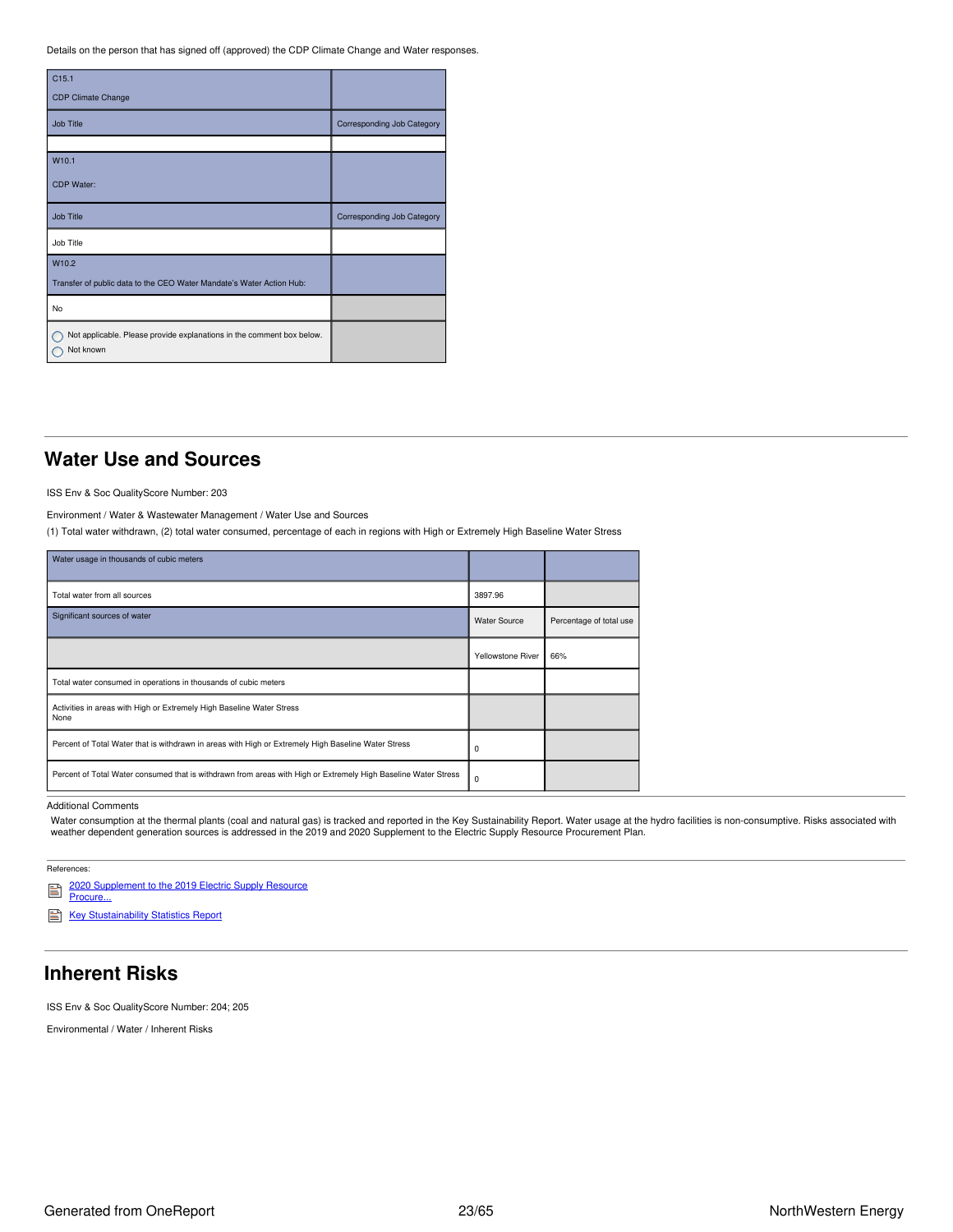Details on the person that has signed off (approved) the CDP Climate Change and Water responses.

| C15.1<br>CDP Climate Change | |
|---|---|
| Job Title | Corresponding Job Category |
| | |
| W10.1<br>CDP Water: | |
| Job Title | Corresponding Job Category |
| Job Title | |
| W10.2<br>Transfer of public data to the CEO Water Mandate's Water Action Hub: | |
| No | |
| ◯ Not applicable. Please provide explanations in the comment box below.<br>◯ Not known | |

## Water Use and Sources

ISS Env & Soc QualityScore Number: 203

Environment / Water & Wastewater Management / Water Use and Sources

(1) Total water withdrawn, (2) total water consumed, percentage of each in regions with High or Extremely High Baseline Water Stress

| Water usage in thousands of cubic meters | | |
|---|---|---|
| Total water from all sources | 3897.96 | |
| Significant sources of water | Water Source | Percentage of total use |
| | Yellowstone River | 66% |
| Total water consumed in operations in thousands of cubic meters | | |
| Activities in areas with High or Extremely High Baseline Water Stress<br>None | | |
| Percent of Total Water that is withdrawn in areas with High or Extremely High Baseline Water Stress | 0 | |
| Percent of Total Water consumed that is withdrawn from areas with High or Extremely High Baseline Water Stress | 0 | |

Additional Comments

Water consumption at the thermal plants (coal and natural gas) is tracked and reported in the Key Sustainability Report. Water usage at the hydro facilities is non-consumptive. Risks associated with weather dependent generation sources is addressed in the 2019 and 2020 Supplement to the Electric Supply Resource Procurement Plan.

References:

- 2020 Supplement to the 2019 Electric Supply Resource Procure...
- Key Stustainability Statistics Report

## Inherent Risks

ISS Env & Soc QualityScore Number: 204; 205

Environmental / Water / Inherent Risks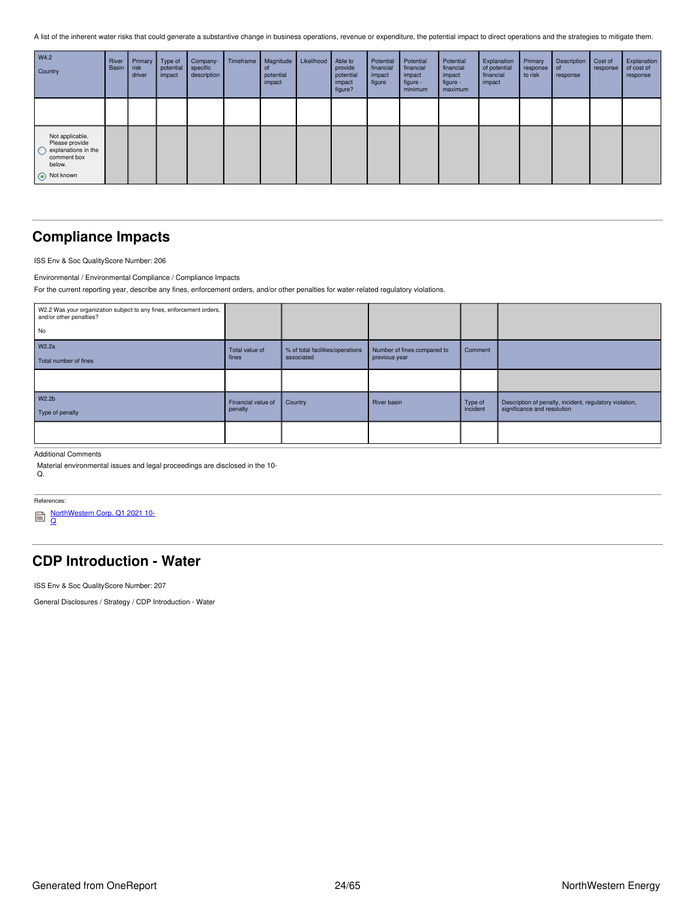A list of the inherent water risks that could generate a substantive change in business operations, revenue or expenditure, the potential impact to direct operations and the strategies to mitigate them.

| W4.2<br>Country | River Basin | Primary risk driver | Type of potential impact | Company-specific description | Timeframe | Magnitude of potential impact | Likelihood | Able to provide potential impact figure? | Potential financial impact figure | Potential financial impact figure - minimum | Potential financial impact figure - maximum | Explanation of potential financial impact | Primary response to risk | Description of response | Cost of response | Explanation of cost of response |
|---|---|---|---|---|---|---|---|---|---|---|---|---|---|---|---|---|
| | | | | | | | | | | | | | | | | |
| ○ Not applicable. Please provide explanations in the comment box below.<br>◉ Not known | | | | | | | | | | | | | | | | |

## Compliance Impacts

ISS Env & Soc QualityScore Number: 206

Environmental / Environmental Compliance / Compliance Impacts

For the current reporting year, describe any fines, enforcement orders, and/or other penalties for water-related regulatory violations.

| W2.2 Was your organization subject to any fines, enforcement orders, and/or other penalties?<br>No | | | | | |
|---|---|---|---|---|---|
| W2.2a<br>Total number of fines | Total value of fines | % of total facilities/operations associated | Number of fines compared to previous year | Comment | |
| | | | | | |
| W2.2b<br>Type of penalty | Financial value of penalty | Country | River basin | Type of incident | Description of penalty, incident, regulatory violation, significance and resolution |
| | | | | | |

Additional Comments

Material environmental issues and legal proceedings are disclosed in the 10-Q.

References:

NorthWestern Corp. Q1 2021 10-Q

## CDP Introduction - Water

ISS Env & Soc QualityScore Number: 207

General Disclosures / Strategy / CDP Introduction - Water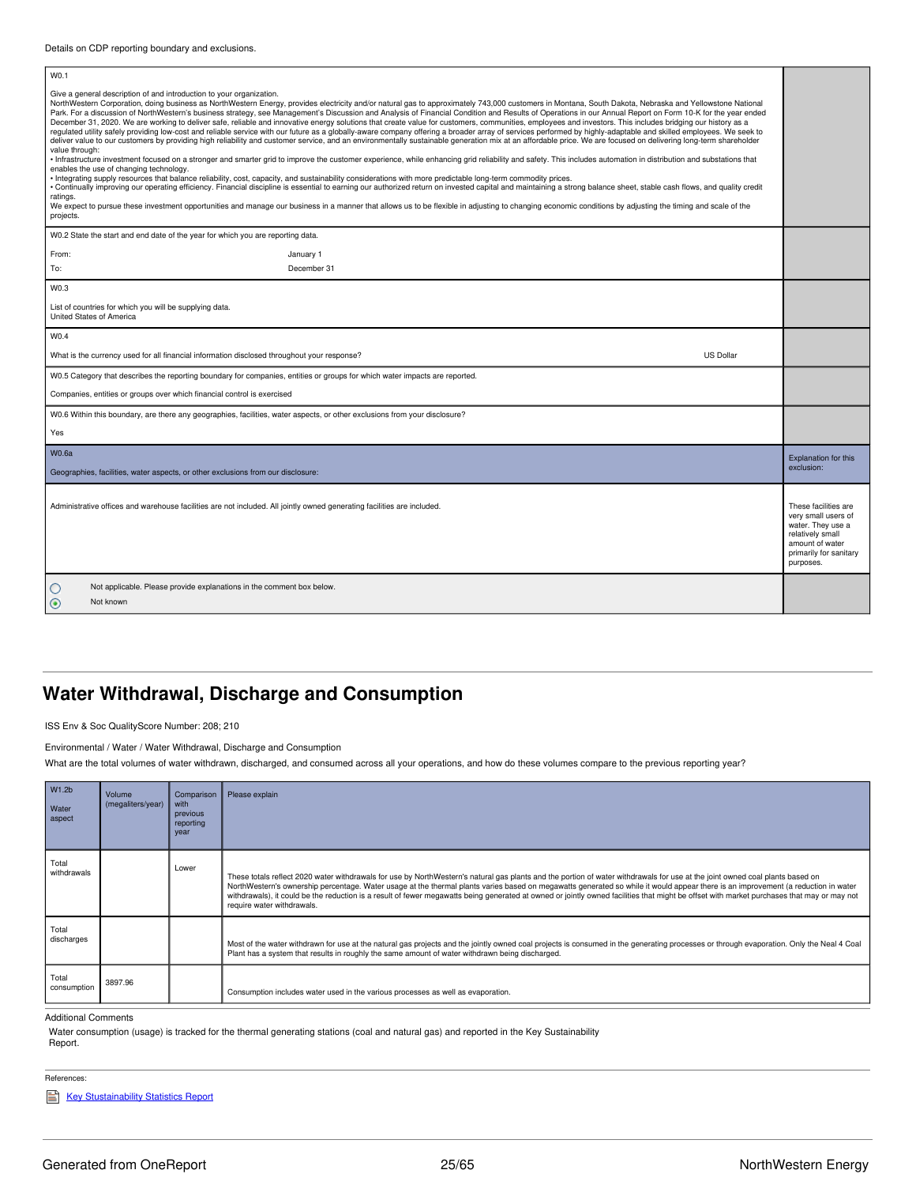Details on CDP reporting boundary and exclusions.

W0.1

Give a general description of and introduction to your organization.
NorthWestern Corporation, doing business as NorthWestern Energy, provides electricity and/or natural gas to approximately 743,000 customers in Montana, South Dakota, Nebraska and Yellowstone National Park. For a discussion of NorthWestern's business strategy, see Management's Discussion and Analysis of Financial Condition and Results of Operations in our Annual Report on Form 10-K for the year ended December 31, 2020. We are working to deliver safe, reliable and innovative energy solutions that create value for customers, communities, employees and investors. This includes bridging our history as a regulated utility safely providing low-cost and reliable service with our future as a globally-aware company offering a broader array of services performed by highly-adaptable and skilled employees. We seek to deliver value to our customers by providing high reliability and customer service, and an environmentally sustainable generation mix at an affordable price. We are focused on delivering long-term shareholder value through:
• Infrastructure investment focused on a stronger and smarter grid to improve the customer experience, while enhancing grid reliability and safety. This includes automation in distribution and substations that enables the use of changing technology.
• Integrating supply resources that balance reliability, cost, capacity, and sustainability considerations with more predictable long-term commodity prices.
• Continually improving our operating efficiency. Financial discipline is essential to earning our authorized return on invested capital and maintaining a strong balance sheet, stable cash flows, and quality credit ratings.
We expect to pursue these investment opportunities and manage our business in a manner that allows us to be flexible in adjusting to changing economic conditions by adjusting the timing and scale of the projects.

W0.2 State the start and end date of the year for which you are reporting data.

| | |
|---|---|
| From: | January 1 |
| To: | December 31 |

W0.3

List of countries for which you will be supplying data.
United States of America

W0.4

What is the currency used for all financial information disclosed throughout your response? US Dollar

W0.5 Category that describes the reporting boundary for companies, entities or groups for which water impacts are reported.

Companies, entities or groups over which financial control is exercised

W0.6 Within this boundary, are there any geographies, facilities, water aspects, or other exclusions from your disclosure?

Yes

| W0.6a Geographies, facilities, water aspects, or other exclusions from our disclosure: | Explanation for this exclusion: |
|---|---|
| Administrative offices and warehouse facilities are not included. All jointly owned generating facilities are included. | These facilities are very small users of water. They use a relatively small amount of water primarily for sanitary purposes. |

- ○ Not applicable. Please provide explanations in the comment box below.
- ◉ Not known

## Water Withdrawal, Discharge and Consumption

ISS Env & Soc QualityScore Number: 208; 210

Environmental / Water / Water Withdrawal, Discharge and Consumption

What are the total volumes of water withdrawn, discharged, and consumed across all your operations, and how do these volumes compare to the previous reporting year?

| W1.2b Water aspect | Volume (megaliters/year) | Comparison with previous reporting year | Please explain |
|---|---|---|---|
| Total withdrawals | | Lower | These totals reflect 2020 water withdrawals for use by NorthWestern's natural gas plants and the portion of water withdrawals for use at the joint owned coal plants based on NorthWestern's ownership percentage. Water usage at the thermal plants varies based on megawatts generated so while it would appear there is an improvement (a reduction in water withdrawals), it could be the reduction is a result of fewer megawatts being generated at owned or jointly owned facilities that might be offset with market purchases that may or may not require water withdrawals. |
| Total discharges | | | Most of the water withdrawn for use at the natural gas projects and the jointly owned coal projects is consumed in the generating processes or through evaporation. Only the Neal 4 Coal Plant has a system that results in roughly the same amount of water withdrawn being discharged. |
| Total consumption | 3897.96 | | Consumption includes water used in the various processes as well as evaporation. |

Additional Comments

Water consumption (usage) is tracked for the thermal generating stations (coal and natural gas) and reported in the Key Sustainability Report.

References:

Key Stustainability Statistics Report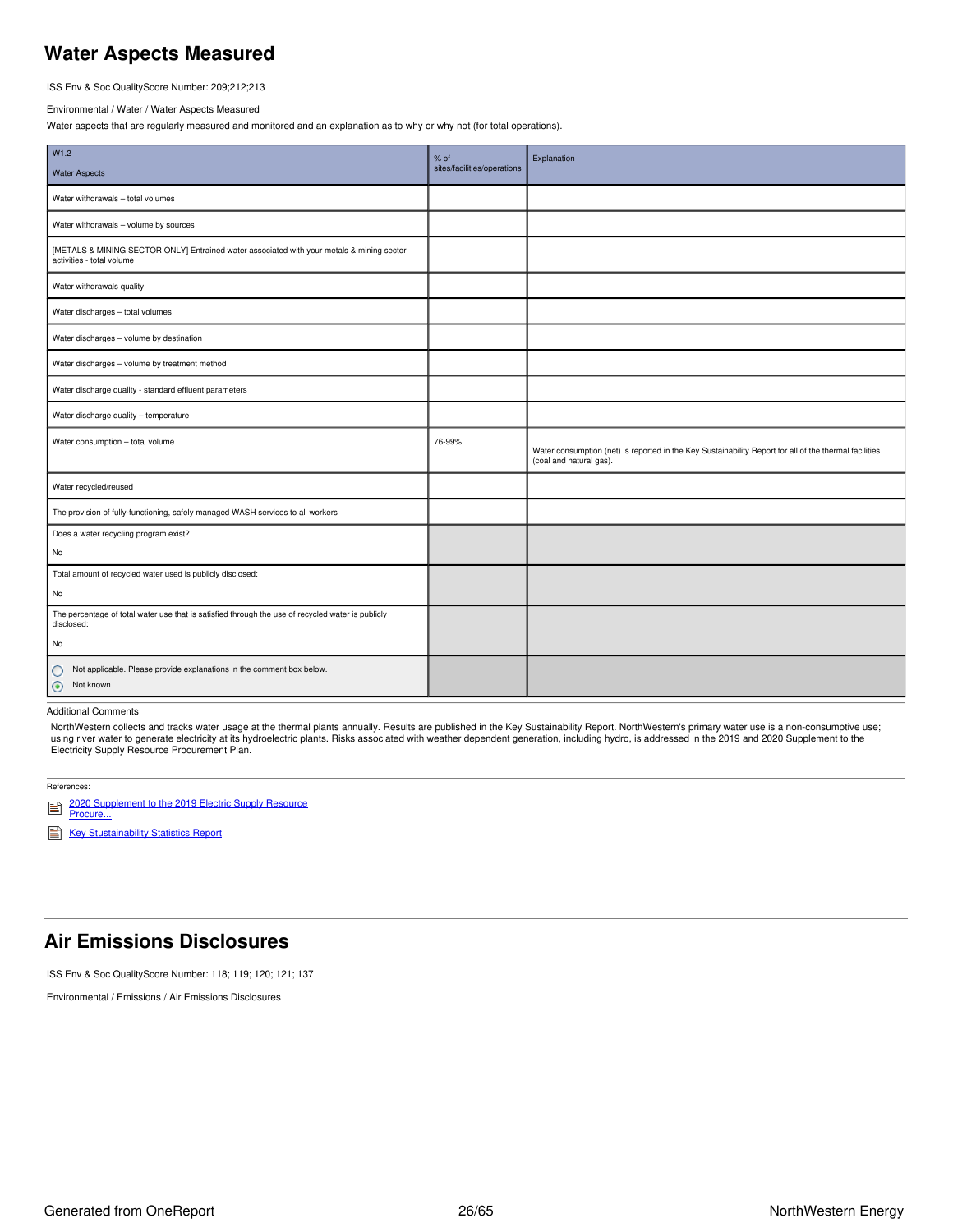# Water Aspects Measured

ISS Env & Soc QualityScore Number: 209;212;213

Environmental / Water / Water Aspects Measured

Water aspects that are regularly measured and monitored and an explanation as to why or why not (for total operations).

| W1.2<br>Water Aspects | % of sites/facilities/operations | Explanation |
|---|---|---|
| Water withdrawals – total volumes | | |
| Water withdrawals – volume by sources | | |
| [METALS & MINING SECTOR ONLY] Entrained water associated with your metals & mining sector activities - total volume | | |
| Water withdrawals quality | | |
| Water discharges – total volumes | | |
| Water discharges – volume by destination | | |
| Water discharges – volume by treatment method | | |
| Water discharge quality - standard effluent parameters | | |
| Water discharge quality – temperature | | |
| Water consumption – total volume | 76-99% | Water consumption (net) is reported in the Key Sustainability Report for all of the thermal facilities (coal and natural gas). |
| Water recycled/reused | | |
| The provision of fully-functioning, safely managed WASH services to all workers | | |
| Does a water recycling program exist?<br>No | | |
| Total amount of recycled water used is publicly disclosed:<br>No | | |
| The percentage of total water use that is satisfied through the use of recycled water is publicly disclosed:<br>No | | |
| ○ Not applicable. Please provide explanations in the comment box below.<br>◉ Not known | | |

Additional Comments

NorthWestern collects and tracks water usage at the thermal plants annually. Results are published in the Key Sustainability Report. NorthWestern's primary water use is a non-consumptive use; using river water to generate electricity at its hydroelectric plants. Risks associated with weather dependent generation, including hydro, is addressed in the 2019 and 2020 Supplement to the Electricity Supply Resource Procurement Plan.

References:

- 2020 Supplement to the 2019 Electric Supply Resource Procure...
- Key Stustainability Statistics Report

# Air Emissions Disclosures

ISS Env & Soc QualityScore Number: 118; 119; 120; 121; 137

Environmental / Emissions / Air Emissions Disclosures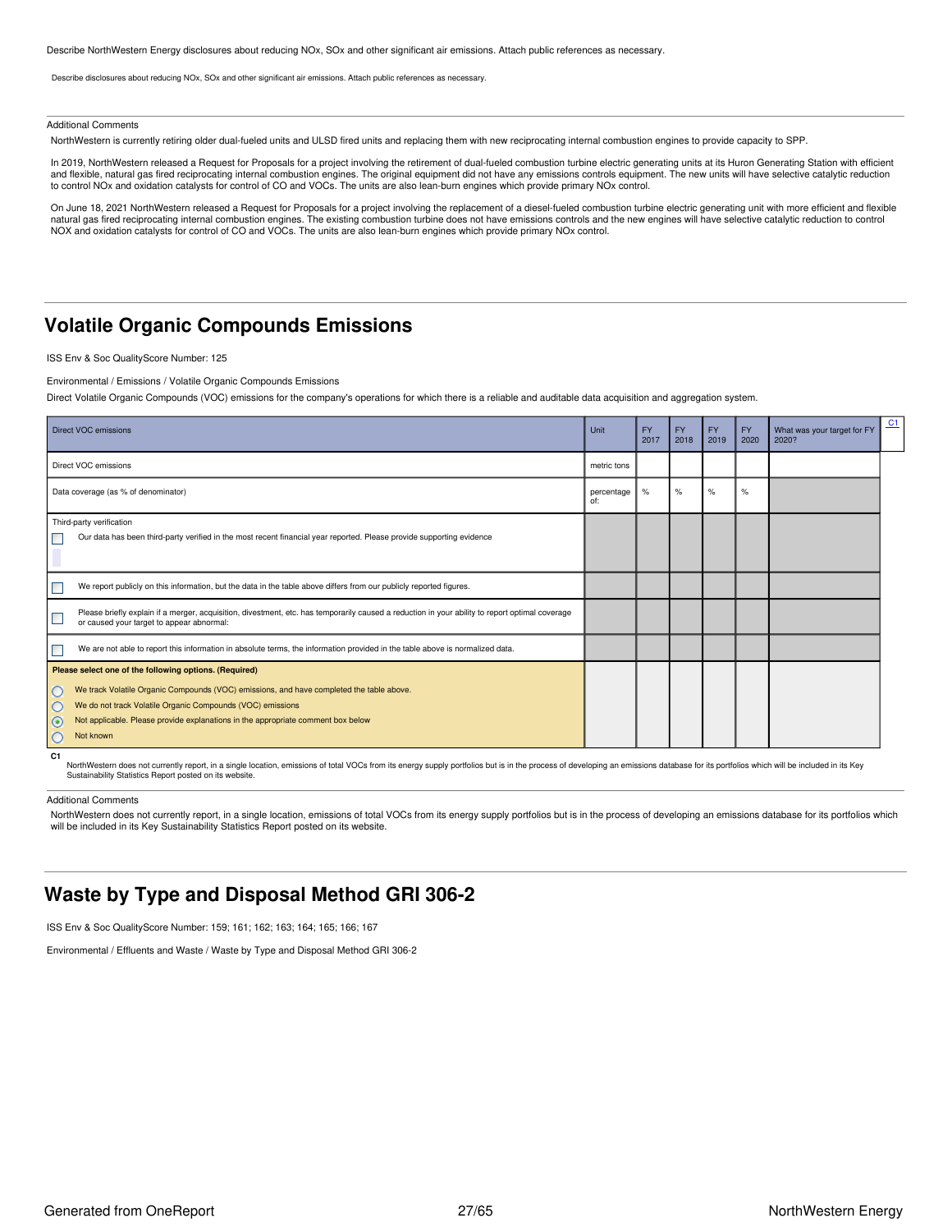Describe NorthWestern Energy disclosures about reducing NOx, SOx and other significant air emissions. Attach public references as necessary.

Describe disclosures about reducing NOx, SOx and other significant air emissions. Attach public references as necessary.

Additional Comments

NorthWestern is currently retiring older dual-fueled units and ULSD fired units and replacing them with new reciprocating internal combustion engines to provide capacity to SPP.

In 2019, NorthWestern released a Request for Proposals for a project involving the retirement of dual-fueled combustion turbine electric generating units at its Huron Generating Station with efficient and flexible, natural gas fired reciprocating internal combustion engines. The original equipment did not have any emissions controls equipment. The new units will have selective catalytic reduction to control NOx and oxidation catalysts for control of CO and VOCs. The units are also lean-burn engines which provide primary NOx control.

On June 18, 2021 NorthWestern released a Request for Proposals for a project involving the replacement of a diesel-fueled combustion turbine electric generating unit with more efficient and flexible natural gas fired reciprocating internal combustion engines. The existing combustion turbine does not have emissions controls and the new engines will have selective catalytic reduction to control NOX and oxidation catalysts for control of CO and VOCs. The units are also lean-burn engines which provide primary NOx control.

## Volatile Organic Compounds Emissions

ISS Env & Soc QualityScore Number: 125

Environmental / Emissions / Volatile Organic Compounds Emissions

Direct Volatile Organic Compounds (VOC) emissions for the company's operations for which there is a reliable and auditable data acquisition and aggregation system.

| Direct VOC emissions | Unit | FY 2017 | FY 2018 | FY 2019 | FY 2020 | What was your target for FY 2020? | C1 |
|---|---|---|---|---|---|---|---|
| Direct VOC emissions | metric tons | | | | | | |
| Data coverage (as % of denominator) | percentage of: | % | % | % | % | | |
| Third-party verification<br>☐ Our data has been third-party verified in the most recent financial year reported. Please provide supporting evidence | | | | | | | |
| ☐ We report publicly on this information, but the data in the table above differs from our publicly reported figures. | | | | | | | |
| ☐ Please briefly explain if a merger, acquisition, divestment, etc. has temporarily caused a reduction in your ability to report optimal coverage or caused your target to appear abnormal: | | | | | | | |
| ☐ We are not able to report this information in absolute terms, the information provided in the table above is normalized data. | | | | | | | |
| **Please select one of the following options. (Required)**<br>○ We track Volatile Organic Compounds (VOC) emissions, and have completed the table above.<br>○ We do not track Volatile Organic Compounds (VOC) emissions<br>◉ Not applicable. Please provide explanations in the appropriate comment box below<br>○ Not known | | | | | | | |

**C1**
NorthWestern does not currently report, in a single location, emissions of total VOCs from its energy supply portfolios but is in the process of developing an emissions database for its portfolios which will be included in its Key Sustainability Statistics Report posted on its website.

Additional Comments

NorthWestern does not currently report, in a single location, emissions of total VOCs from its energy supply portfolios but is in the process of developing an emissions database for its portfolios which will be included in its Key Sustainability Statistics Report posted on its website.

## Waste by Type and Disposal Method GRI 306-2

ISS Env & Soc QualityScore Number: 159; 161; 162; 163; 164; 165; 166; 167

Environmental / Effluents and Waste / Waste by Type and Disposal Method GRI 306-2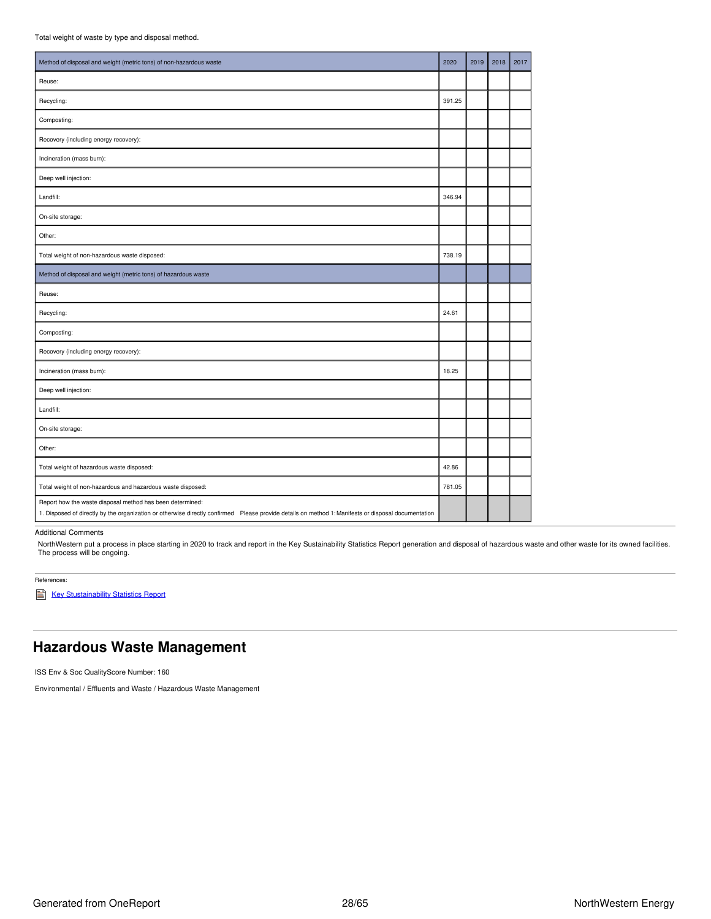Total weight of waste by type and disposal method.

| Method of disposal and weight (metric tons) of non-hazardous waste | 2020 | 2019 | 2018 | 2017 |
|---|---|---|---|---|
| Reuse: | | | | |
| Recycling: | 391.25 | | | |
| Composting: | | | | |
| Recovery (including energy recovery): | | | | |
| Incineration (mass burn): | | | | |
| Deep well injection: | | | | |
| Landfill: | 346.94 | | | |
| On-site storage: | | | | |
| Other: | | | | |
| Total weight of non-hazardous waste disposed: | 738.19 | | | |
| **Method of disposal and weight (metric tons) of hazardous waste** | | | | |
| Reuse: | | | | |
| Recycling: | 24.61 | | | |
| Composting: | | | | |
| Recovery (including energy recovery): | | | | |
| Incineration (mass burn): | 18.25 | | | |
| Deep well injection: | | | | |
| Landfill: | | | | |
| On-site storage: | | | | |
| Other: | | | | |
| Total weight of hazardous waste disposed: | 42.86 | | | |
| Total weight of non-hazardous and hazardous waste disposed: | 781.05 | | | |
| Report how the waste disposal method has been determined:<br>1. Disposed of directly by the organization or otherwise directly confirmed Please provide details on method 1: Manifests or disposal documentation | | | | |

Additional Comments

NorthWestern put a process in place starting in 2020 to track and report in the Key Sustainability Statistics Report generation and disposal of hazardous waste and other waste for its owned facilities. The process will be ongoing.

References:

Key Stustainability Statistics Report

## Hazardous Waste Management

ISS Env & Soc QualityScore Number: 160

Environmental / Effluents and Waste / Hazardous Waste Management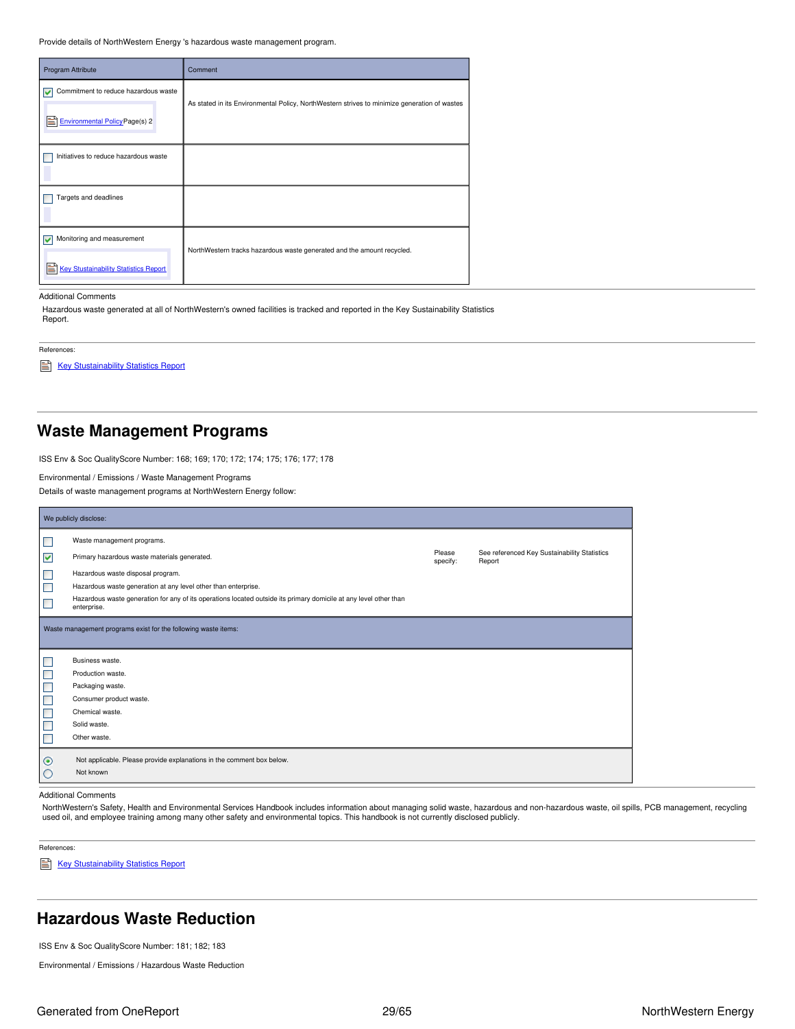Provide details of NorthWestern Energy 's hazardous waste management program.

| Program Attribute | Comment |
| --- | --- |
| ☑ Commitment to reduce hazardous waste<br>Environmental Policy Page(s) 2 | As stated in its Environmental Policy, NorthWestern strives to minimize generation of wastes |
| ☐ Initiatives to reduce hazardous waste | |
| ☐ Targets and deadlines | |
| ☑ Monitoring and measurement<br>Key Stustainability Statistics Report | NorthWestern tracks hazardous waste generated and the amount recycled. |

Additional Comments

Hazardous waste generated at all of NorthWestern's owned facilities is tracked and reported in the Key Sustainability Statistics Report.

References:

Key Stustainability Statistics Report

## Waste Management Programs

ISS Env & Soc QualityScore Number: 168; 169; 170; 172; 174; 175; 176; 177; 178

Environmental / Emissions / Waste Management Programs

Details of waste management programs at NorthWestern Energy follow:

We publicly disclose:

- ☐ Waste management programs.
- ☑ Primary hazardous waste materials generated. Please specify: See referenced Key Sustainability Statistics Report
- ☐ Hazardous waste disposal program.
- ☐ Hazardous waste generation at any level other than enterprise.
- ☐ Hazardous waste generation for any of its operations located outside its primary domicile at any level other than enterprise.

Waste management programs exist for the following waste items:

- ☐ Business waste.
- ☐ Production waste.
- ☐ Packaging waste.
- ☐ Consumer product waste.
- ☐ Chemical waste.
- ☐ Solid waste.
- ☐ Other waste.

- ◉ Not applicable. Please provide explanations in the comment box below.
- ○ Not known

Additional Comments

NorthWestern's Safety, Health and Environmental Services Handbook includes information about managing solid waste, hazardous and non-hazardous waste, oil spills, PCB management, recycling used oil, and employee training among many other safety and environmental topics. This handbook is not currently disclosed publicly.

References:

Key Stustainability Statistics Report

## Hazardous Waste Reduction

ISS Env & Soc QualityScore Number: 181; 182; 183

Environmental / Emissions / Hazardous Waste Reduction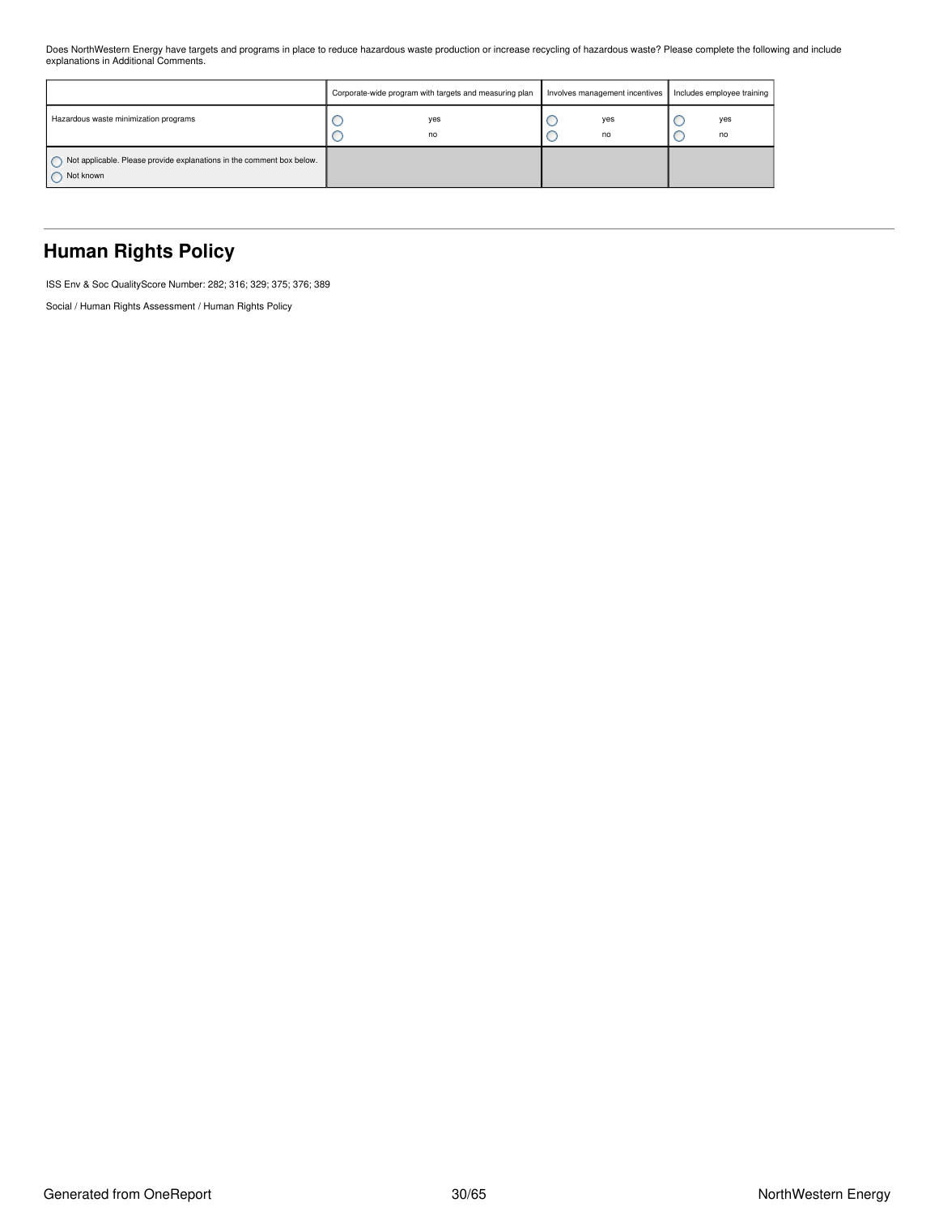Does NorthWestern Energy have targets and programs in place to reduce hazardous waste production or increase recycling of hazardous waste? Please complete the following and include explanations in Additional Comments.

| | Corporate-wide program with targets and measuring plan | Involves management incentives | Includes employee training |
|---|---|---|---|
| Hazardous waste minimization programs | ○ yes<br>○ no | ○ yes<br>○ no | ○ yes<br>○ no |
| ○ Not applicable. Please provide explanations in the comment box below.<br>○ Not known | | | |

## Human Rights Policy

ISS Env & Soc QualityScore Number: 282; 316; 329; 375; 376; 389

Social / Human Rights Assessment / Human Rights Policy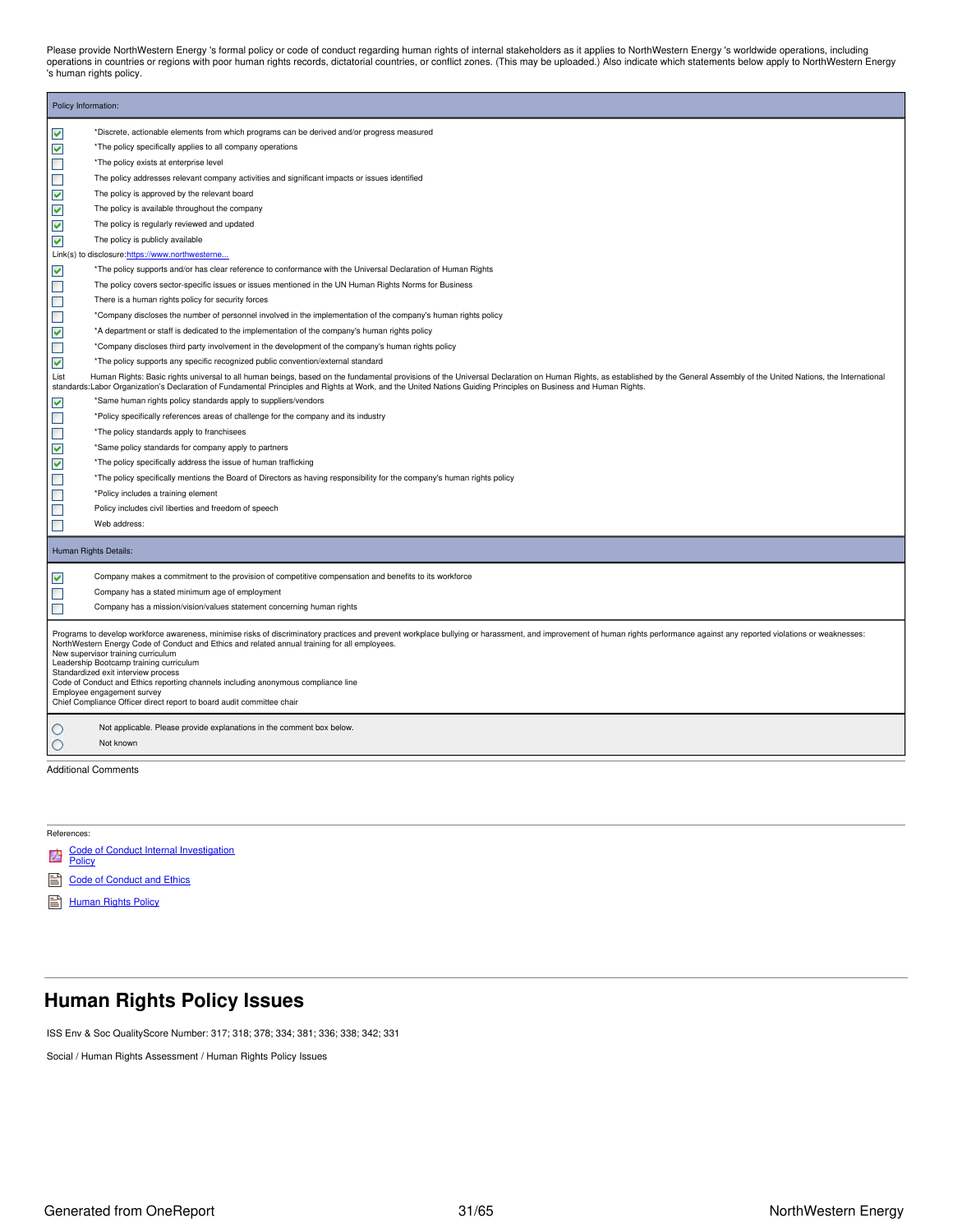Please provide NorthWestern Energy 's formal policy or code of conduct regarding human rights of internal stakeholders as it applies to NorthWestern Energy 's worldwide operations, including operations in countries or regions with poor human rights records, dictatorial countries, or conflict zones. (This may be uploaded.) Also indicate which statements below apply to NorthWestern Energy 's human rights policy.

**Policy Information:**

- [x] *Discrete, actionable elements from which programs can be derived and/or progress measured
- [x] *The policy specifically applies to all company operations
- [ ] *The policy exists at enterprise level
- [ ] The policy addresses relevant company activities and significant impacts or issues identified
- [x] The policy is approved by the relevant board
- [x] The policy is available throughout the company
- [x] The policy is regularly reviewed and updated
- [x] The policy is publicly available

Link(s) to disclosure: https://www.northwesterne...

- [x] *The policy supports and/or has clear reference to conformance with the Universal Declaration of Human Rights
- [ ] The policy covers sector-specific issues or issues mentioned in the UN Human Rights Norms for Business
- [ ] There is a human rights policy for security forces
- [ ] *Company discloses the number of personnel involved in the implementation of the company's human rights policy
- [x] *A department or staff is dedicated to the implementation of the company's human rights policy
- [ ] *Company discloses third party involvement in the development of the company's human rights policy
- [x] *The policy supports any specific recognized public convention/external standard

List standards: Human Rights: Basic rights universal to all human beings, based on the fundamental provisions of the Universal Declaration on Human Rights, as established by the General Assembly of the United Nations, the International Labor Organization's Declaration of Fundamental Principles and Rights at Work, and the United Nations Guiding Principles on Business and Human Rights.

- [x] *Same human rights policy standards apply to suppliers/vendors
- [ ] *Policy specifically references areas of challenge for the company and its industry
- [ ] *The policy standards apply to franchisees
- [x] *Same policy standards for company apply to partners
- [x] *The policy specifically address the issue of human trafficking
- [ ] *The policy specifically mentions the Board of Directors as having responsibility for the company's human rights policy
- [ ] *Policy includes a training element
- [ ] Policy includes civil liberties and freedom of speech
- [ ] Web address:

**Human Rights Details:**

- [x] Company makes a commitment to the provision of competitive compensation and benefits to its workforce
- [ ] Company has a stated minimum age of employment
- [ ] Company has a mission/vision/values statement concerning human rights

Programs to develop workforce awareness, minimise risks of discriminatory practices and prevent workplace bullying or harassment, and improvement of human rights performance against any reported violations or weaknesses:
NorthWestern Energy Code of Conduct and Ethics and related annual training for all employees.
New supervisor training curriculum
Leadership Bootcamp training curriculum
Standardized exit interview process
Code of Conduct and Ethics reporting channels including anonymous compliance line
Employee engagement survey
Chief Compliance Officer direct report to board audit committee chair

- ( ) Not applicable. Please provide explanations in the comment box below.
- ( ) Not known

Additional Comments

References:

- Code of Conduct Internal Investigation Policy
- Code of Conduct and Ethics
- Human Rights Policy

## Human Rights Policy Issues

ISS Env & Soc QualityScore Number: 317; 318; 378; 334; 381; 336; 338; 342; 331

Social / Human Rights Assessment / Human Rights Policy Issues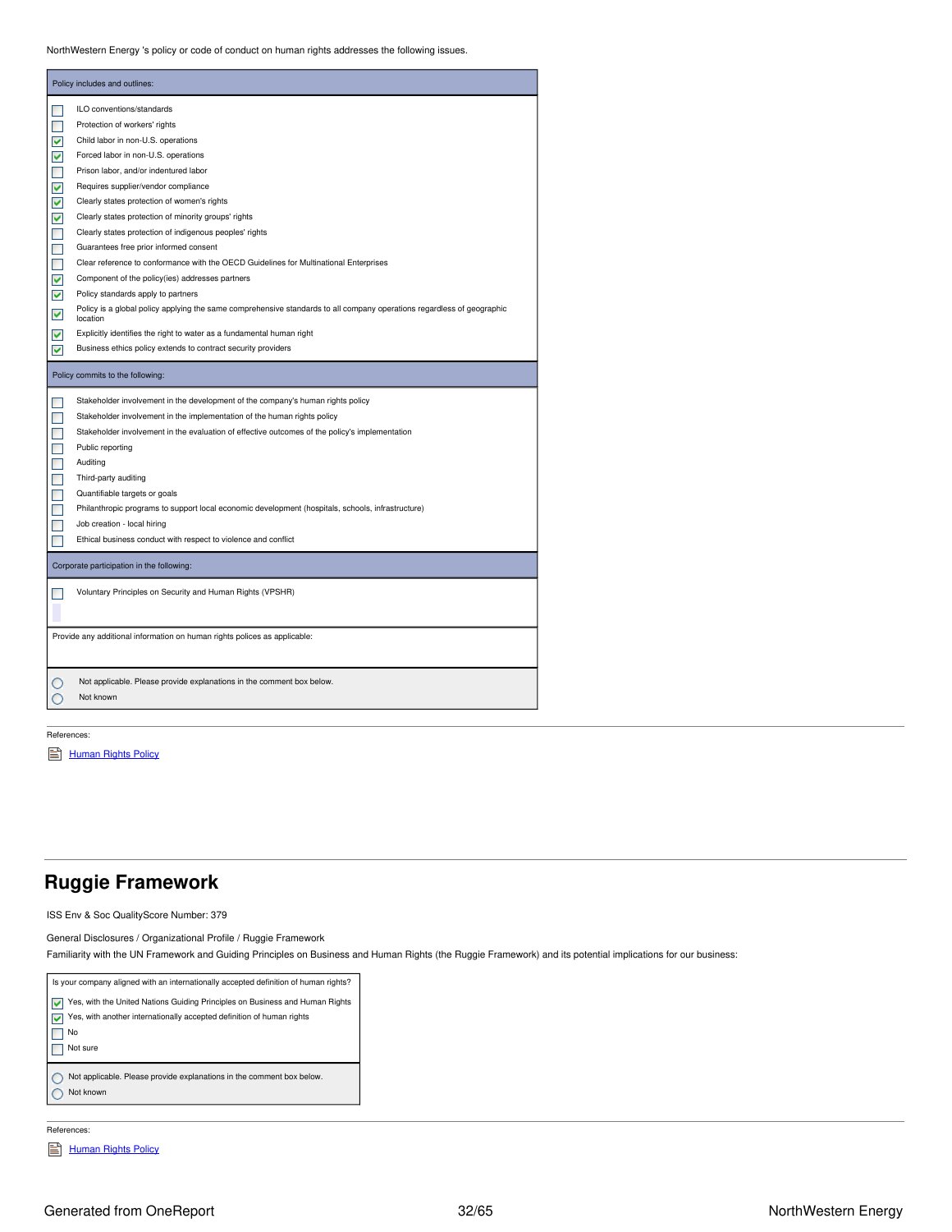NorthWestern Energy 's policy or code of conduct on human rights addresses the following issues.

**Policy includes and outlines:**

- [ ] ILO conventions/standards
- [ ] Protection of workers' rights
- [x] Child labor in non-U.S. operations
- [x] Forced labor in non-U.S. operations
- [ ] Prison labor, and/or indentured labor
- [x] Requires supplier/vendor compliance
- [x] Clearly states protection of women's rights
- [x] Clearly states protection of minority groups' rights
- [ ] Clearly states protection of indigenous peoples' rights
- [ ] Guarantees free prior informed consent
- [ ] Clear reference to conformance with the OECD Guidelines for Multinational Enterprises
- [x] Component of the policy(ies) addresses partners
- [x] Policy standards apply to partners
- [x] Policy is a global policy applying the same comprehensive standards to all company operations regardless of geographic location
- [x] Explicitly identifies the right to water as a fundamental human right
- [x] Business ethics policy extends to contract security providers

**Policy commits to the following:**

- [ ] Stakeholder involvement in the development of the company's human rights policy
- [ ] Stakeholder involvement in the implementation of the human rights policy
- [ ] Stakeholder involvement in the evaluation of effective outcomes of the policy's implementation
- [ ] Public reporting
- [ ] Auditing
- [ ] Third-party auditing
- [ ] Quantifiable targets or goals
- [ ] Philanthropic programs to support local economic development (hospitals, schools, infrastructure)
- [ ] Job creation - local hiring
- [ ] Ethical business conduct with respect to violence and conflict

**Corporate participation in the following:**

- [ ] Voluntary Principles on Security and Human Rights (VPSHR)

Provide any additional information on human rights polices as applicable:

- ( ) Not applicable. Please provide explanations in the comment box below.
- ( ) Not known

References:

Human Rights Policy

## Ruggie Framework

ISS Env & Soc QualityScore Number: 379

General Disclosures / Organizational Profile / Ruggie Framework

Familiarity with the UN Framework and Guiding Principles on Business and Human Rights (the Ruggie Framework) and its potential implications for our business:

Is your company aligned with an internationally accepted definition of human rights?

- [x] Yes, with the United Nations Guiding Principles on Business and Human Rights
- [x] Yes, with another internationally accepted definition of human rights
- [ ] No
- [ ] Not sure

- ( ) Not applicable. Please provide explanations in the comment box below.
- ( ) Not known

References:

Human Rights Policy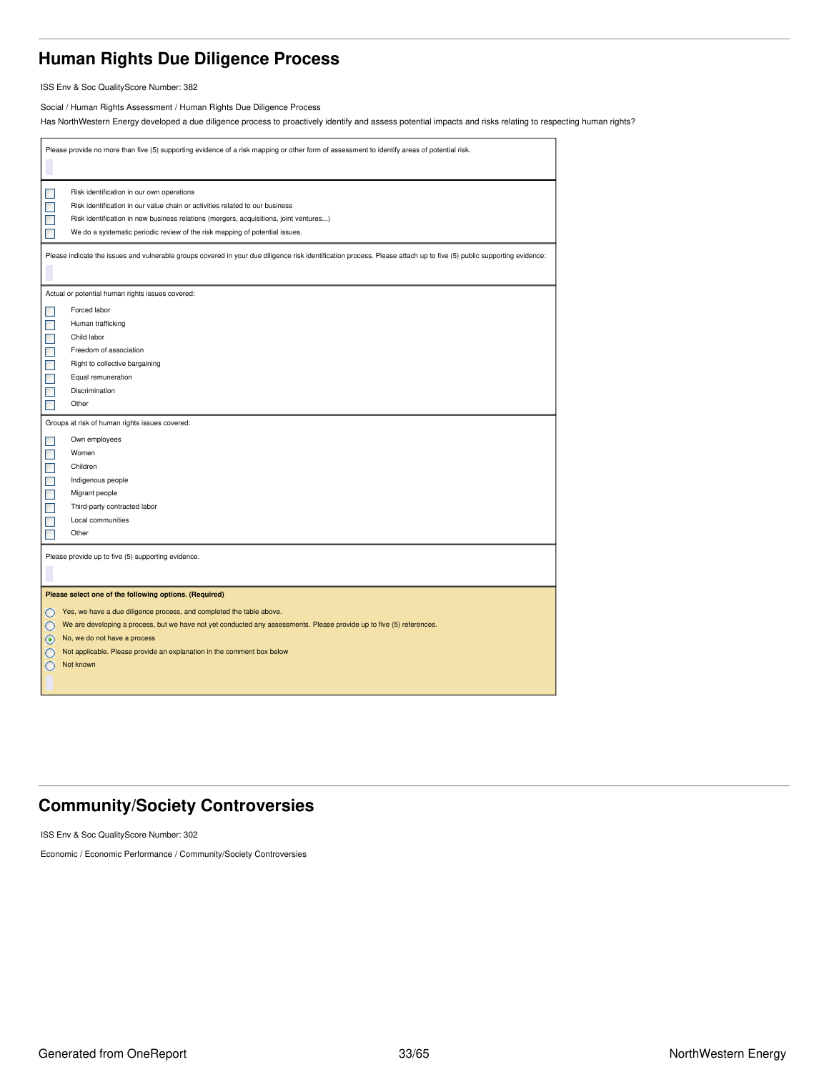## Human Rights Due Diligence Process

ISS Env & Soc QualityScore Number: 382

Social / Human Rights Assessment / Human Rights Due Diligence Process

Has NorthWestern Energy developed a due diligence process to proactively identify and assess potential impacts and risks relating to respecting human rights?

Please provide no more than five (5) supporting evidence of a risk mapping or other form of assessment to identify areas of potential risk.

- [ ] Risk identification in our own operations
- [ ] Risk identification in our value chain or activities related to our business
- [ ] Risk identification in new business relations (mergers, acquisitions, joint ventures...)
- [ ] We do a systematic periodic review of the risk mapping of potential issues.

Please indicate the issues and vulnerable groups covered in your due diligence risk identification process. Please attach up to five (5) public supporting evidence:

Actual or potential human rights issues covered:

- [ ] Forced labor
- [ ] Human trafficking
- [ ] Child labor
- [ ] Freedom of association
- [ ] Right to collective bargaining
- [ ] Equal remuneration
- [ ] Discrimination
- [ ] Other

Groups at risk of human rights issues covered:

- [ ] Own employees
- [ ] Women
- [ ] Children
- [ ] Indigenous people
- [ ] Migrant people
- [ ] Third-party contracted labor
- [ ] Local communities
- [ ] Other

Please provide up to five (5) supporting evidence.

**Please select one of the following options. (Required)**

- ( ) Yes, we have a due diligence process, and completed the table above.
- ( ) We are developing a process, but we have not yet conducted any assessments. Please provide up to five (5) references.
- (x) No, we do not have a process
- ( ) Not applicable. Please provide an explanation in the comment box below
- ( ) Not known

## Community/Society Controversies

ISS Env & Soc QualityScore Number: 302

Economic / Economic Performance / Community/Society Controversies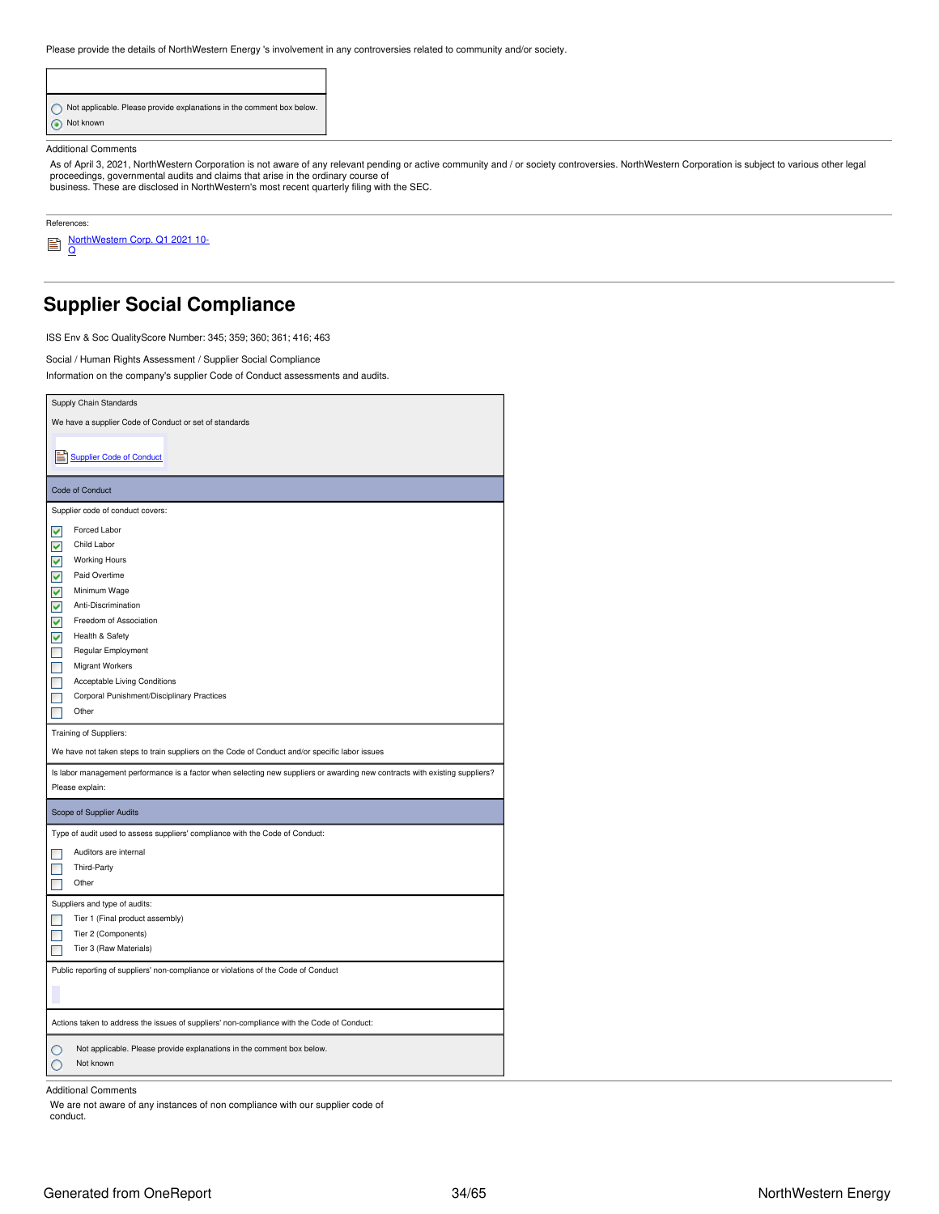Please provide the details of NorthWestern Energy 's involvement in any controversies related to community and/or society.

- ○ Not applicable. Please provide explanations in the comment box below.
- ◉ Not known

Additional Comments

As of April 3, 2021, NorthWestern Corporation is not aware of any relevant pending or active community and / or society controversies. NorthWestern Corporation is subject to various other legal proceedings, governmental audits and claims that arise in the ordinary course of business. These are disclosed in NorthWestern's most recent quarterly filing with the SEC.

References:

[NorthWestern Corp. Q1 2021 10-Q]

## Supplier Social Compliance

ISS Env & Soc QualityScore Number: 345; 359; 360; 361; 416; 463

Social / Human Rights Assessment / Supplier Social Compliance

Information on the company's supplier Code of Conduct assessments and audits.

Supply Chain Standards

We have a supplier Code of Conduct or set of standards

[Supplier Code of Conduct]

### Code of Conduct

Supplier code of conduct covers:

- [x] Forced Labor
- [x] Child Labor
- [x] Working Hours
- [x] Paid Overtime
- [x] Minimum Wage
- [x] Anti-Discrimination
- [x] Freedom of Association
- [x] Health & Safety
- [ ] Regular Employment
- [ ] Migrant Workers
- [ ] Acceptable Living Conditions
- [ ] Corporal Punishment/Disciplinary Practices
- [ ] Other

Training of Suppliers:

We have not taken steps to train suppliers on the Code of Conduct and/or specific labor issues

Is labor management performance is a factor when selecting new suppliers or awarding new contracts with existing suppliers? Please explain:

### Scope of Supplier Audits

Type of audit used to assess suppliers' compliance with the Code of Conduct:

- [ ] Auditors are internal
- [ ] Third-Party
- [ ] Other

Suppliers and type of audits:

- [ ] Tier 1 (Final product assembly)
- [ ] Tier 2 (Components)
- [ ] Tier 3 (Raw Materials)

Public reporting of suppliers' non-compliance or violations of the Code of Conduct

Actions taken to address the issues of suppliers' non-compliance with the Code of Conduct:

- ○ Not applicable. Please provide explanations in the comment box below.
- ○ Not known

Additional Comments

We are not aware of any instances of non compliance with our supplier code of conduct.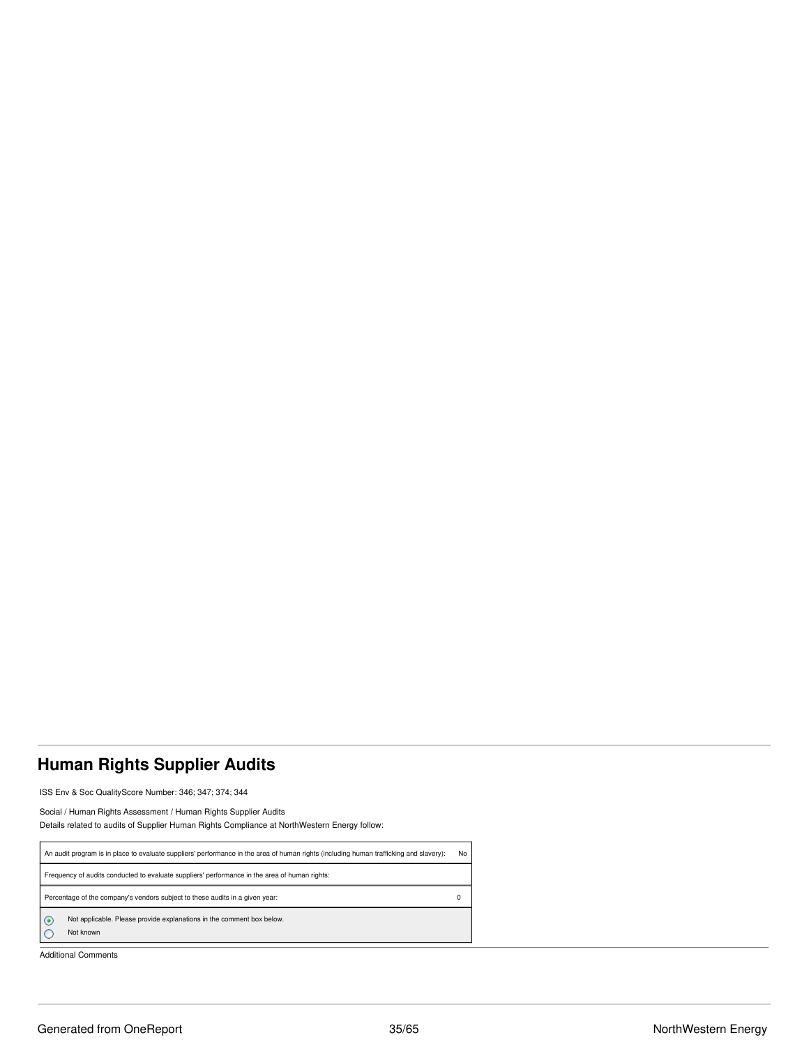## Human Rights Supplier Audits

ISS Env & Soc QualityScore Number: 346; 347; 374; 344

Social / Human Rights Assessment / Human Rights Supplier Audits

Details related to audits of Supplier Human Rights Compliance at NorthWestern Energy follow:

| An audit program is in place to evaluate suppliers' performance in the area of human rights (including human trafficking and slavery): | No |
| --- | --- |
| Frequency of audits conducted to evaluate suppliers' performance in the area of human rights: | |
| Percentage of the company's vendors subject to these audits in a given year: | 0 |

- (●) Not applicable. Please provide explanations in the comment box below.
- ( ) Not known

Additional Comments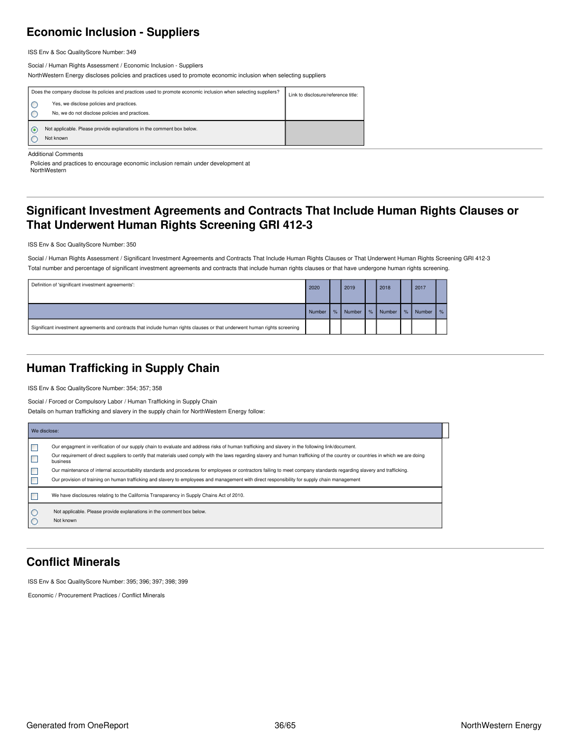## Economic Inclusion - Suppliers

ISS Env & Soc QualityScore Number: 349

Social / Human Rights Assessment / Economic Inclusion - Suppliers

NorthWestern Energy discloses policies and practices used to promote economic inclusion when selecting suppliers

| Does the company disclose its policies and practices used to promote economic inclusion when selecting suppliers? | Link to disclosure/reference title: |
|---|---|
| ○ Yes, we disclose policies and practices.<br>○ No, we do not disclose policies and practices. | |
| ◉ Not applicable. Please provide explanations in the comment box below.<br>○ Not known | |

Additional Comments

Policies and practices to encourage economic inclusion remain under development at NorthWestern

## Significant Investment Agreements and Contracts That Include Human Rights Clauses or That Underwent Human Rights Screening GRI 412-3

ISS Env & Soc QualityScore Number: 350

Social / Human Rights Assessment / Significant Investment Agreements and Contracts That Include Human Rights Clauses or That Underwent Human Rights Screening GRI 412-3

Total number and percentage of significant investment agreements and contracts that include human rights clauses or that have undergone human rights screening.

| Definition of 'significant investment agreements': | 2020 | | 2019 | | 2018 | | 2017 | |
|---|---|---|---|---|---|---|---|---|
| | Number | % | Number | % | Number | % | Number | % |
| Significant investment agreements and contracts that include human rights clauses or that underwent human rights screening | | | | | | | | |

## Human Trafficking in Supply Chain

ISS Env & Soc QualityScore Number: 354; 357; 358

Social / Forced or Compulsory Labor / Human Trafficking in Supply Chain

Details on human trafficking and slavery in the supply chain for NorthWestern Energy follow:

| We disclose: |
|---|
| ☐ Our engagment in verification of our supply chain to evaluate and address risks of human trafficking and slavery in the following link/document.<br>☐ Our requirement of direct suppliers to certify that materials used comply with the laws regarding slavery and human trafficking of the country or countries in which we are doing business<br>☐ Our maintenance of internal accountability standards and procedures for employees or contractors failing to meet company standards regarding slavery and trafficking.<br>☐ Our provision of training on human trafficking and slavery to employees and management with direct responsibility for supply chain management |
| ☐ We have disclosures relating to the California Transparency in Supply Chains Act of 2010. |
| ○ Not applicable. Please provide explanations in the comment box below.<br>○ Not known |

## Conflict Minerals

ISS Env & Soc QualityScore Number: 395; 396; 397; 398; 399

Economic / Procurement Practices / Conflict Minerals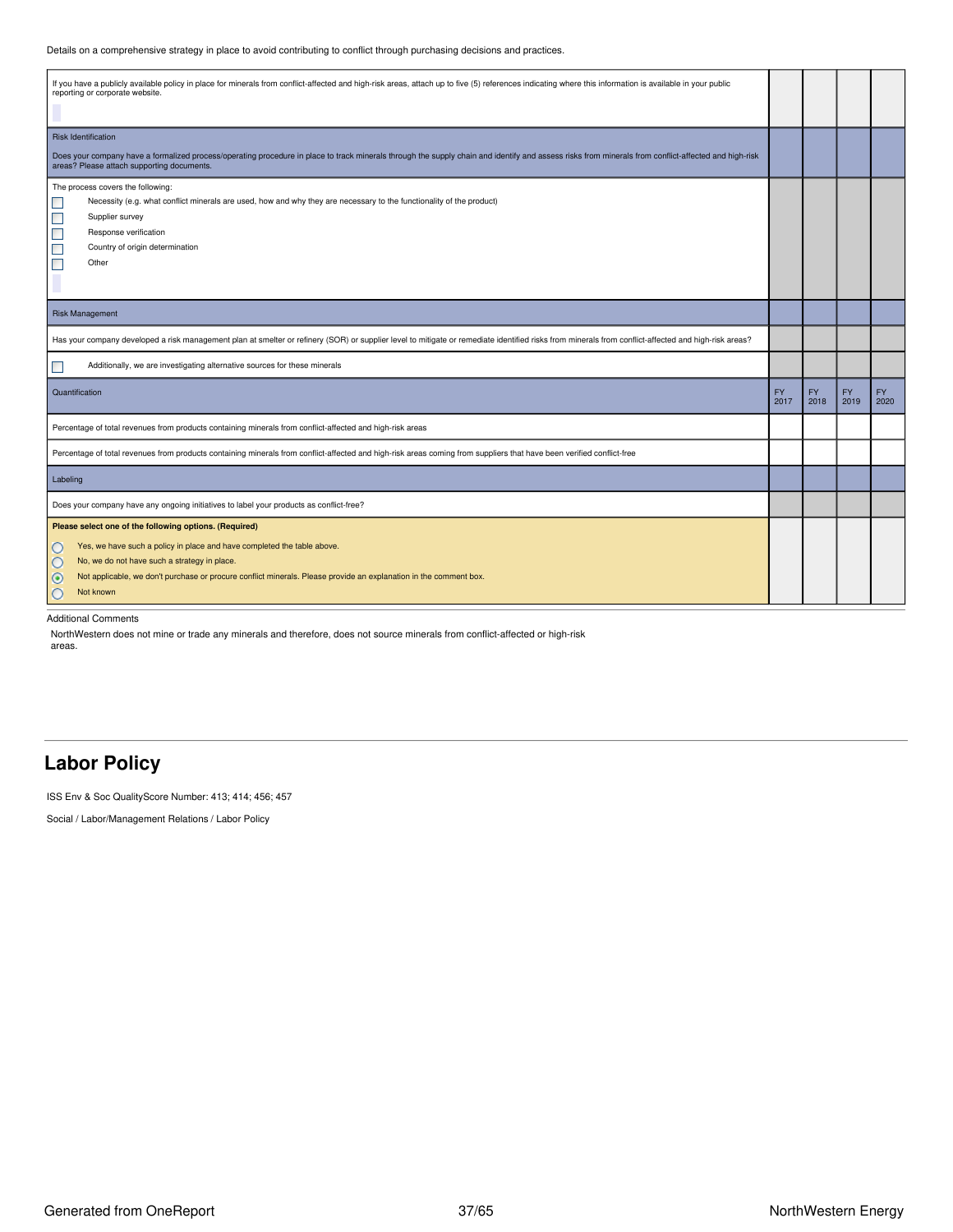Details on a comprehensive strategy in place to avoid contributing to conflict through purchasing decisions and practices.

| | | | | |
|---|---|---|---|---|
| If you have a publicly available policy in place for minerals from conflict-affected and high-risk areas, attach up to five (5) references indicating where this information is available in your public reporting or corporate website. | | | | |
| Risk Identification<br><br>Does your company have a formalized process/operating procedure in place to track minerals through the supply chain and identify and assess risks from minerals from conflict-affected and high-risk areas? Please attach supporting documents. | | | | |
| The process covers the following:<br>☐ Necessity (e.g. what conflict minerals are used, how and why they are necessary to the functionality of the product)<br>☐ Supplier survey<br>☐ Response verification<br>☐ Country of origin determination<br>☐ Other | | | | |
| Risk Management | | | | |
| Has your company developed a risk management plan at smelter or refinery (SOR) or supplier level to mitigate or remediate identified risks from minerals from conflict-affected and high-risk areas? | | | | |
| ☐ Additionally, we are investigating alternative sources for these minerals | | | | |
| Quantification | FY 2017 | FY 2018 | FY 2019 | FY 2020 |
| Percentage of total revenues from products containing minerals from conflict-affected and high-risk areas | | | | |
| Percentage of total revenues from products containing minerals from conflict-affected and high-risk areas coming from suppliers that have been verified conflict-free | | | | |
| Labeling | | | | |
| Does your company have any ongoing initiatives to label your products as conflict-free? | | | | |
| **Please select one of the following options. (Required)**<br>○ Yes, we have such a policy in place and have completed the table above.<br>○ No, we do not have such a strategy in place.<br>◉ Not applicable, we don't purchase or procure conflict minerals. Please provide an explanation in the comment box.<br>○ Not known | | | | |

Additional Comments

NorthWestern does not mine or trade any minerals and therefore, does not source minerals from conflict-affected or high-risk areas.

## Labor Policy

ISS Env & Soc QualityScore Number: 413; 414; 456; 457

Social / Labor/Management Relations / Labor Policy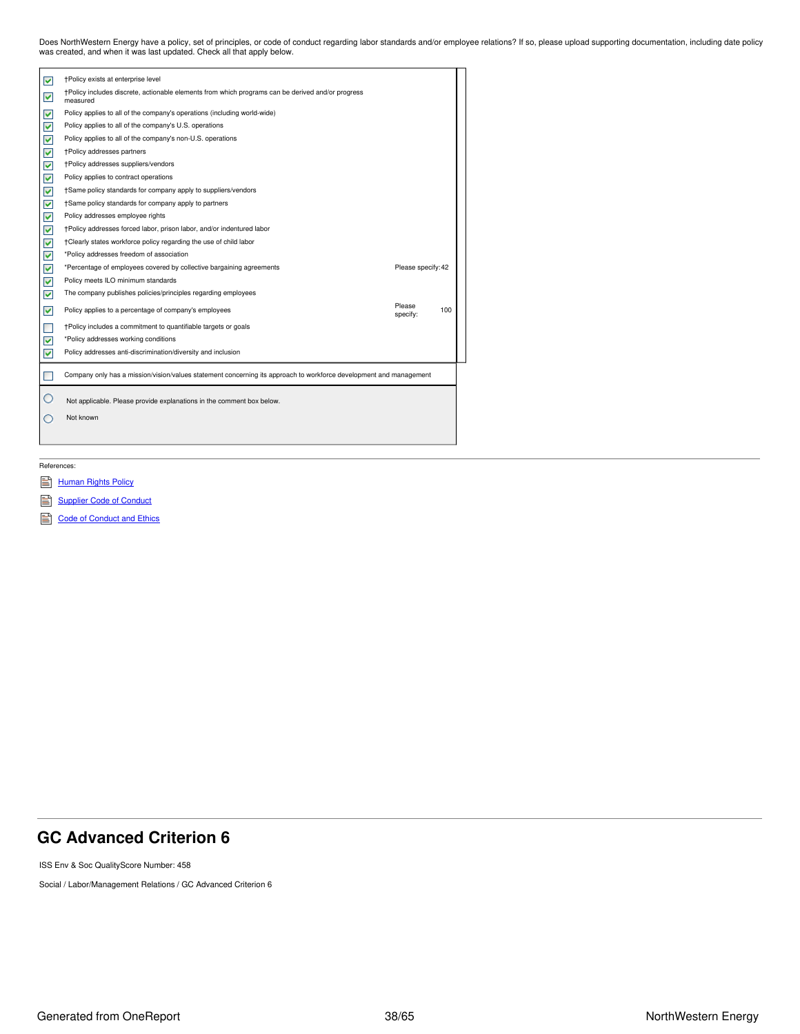Does NorthWestern Energy have a policy, set of principles, or code of conduct regarding labor standards and/or employee relations? If so, please upload supporting documentation, including date policy was created, and when it was last updated. Check all that apply below.

- [x] †Policy exists at enterprise level
- [x] †Policy includes discrete, actionable elements from which programs can be derived and/or progress measured
- [x] Policy applies to all of the company's operations (including world-wide)
- [x] Policy applies to all of the company's U.S. operations
- [x] Policy applies to all of the company's non-U.S. operations
- [x] †Policy addresses partners
- [x] †Policy addresses suppliers/vendors
- [x] Policy applies to contract operations
- [x] †Same policy standards for company apply to suppliers/vendors
- [x] †Same policy standards for company apply to partners
- [x] Policy addresses employee rights
- [x] †Policy addresses forced labor, prison labor, and/or indentured labor
- [x] †Clearly states workforce policy regarding the use of child labor
- [x] *Policy addresses freedom of association
- [x] *Percentage of employees covered by collective bargaining agreements — Please specify: 42
- [x] Policy meets ILO minimum standards
- [x] The company publishes policies/principles regarding employees
- [x] Policy applies to a percentage of company's employees — Please specify: 100
- [ ] †Policy includes a commitment to quantifiable targets or goals
- [x] *Policy addresses working conditions
- [x] Policy addresses anti-discrimination/diversity and inclusion

- [ ] Company only has a mission/vision/values statement concerning its approach to workforce development and management

- ○ Not applicable. Please provide explanations in the comment box below.
- ○ Not known

References:

- Human Rights Policy
- Supplier Code of Conduct
- Code of Conduct and Ethics

## GC Advanced Criterion 6

ISS Env & Soc QualityScore Number: 458

Social / Labor/Management Relations / GC Advanced Criterion 6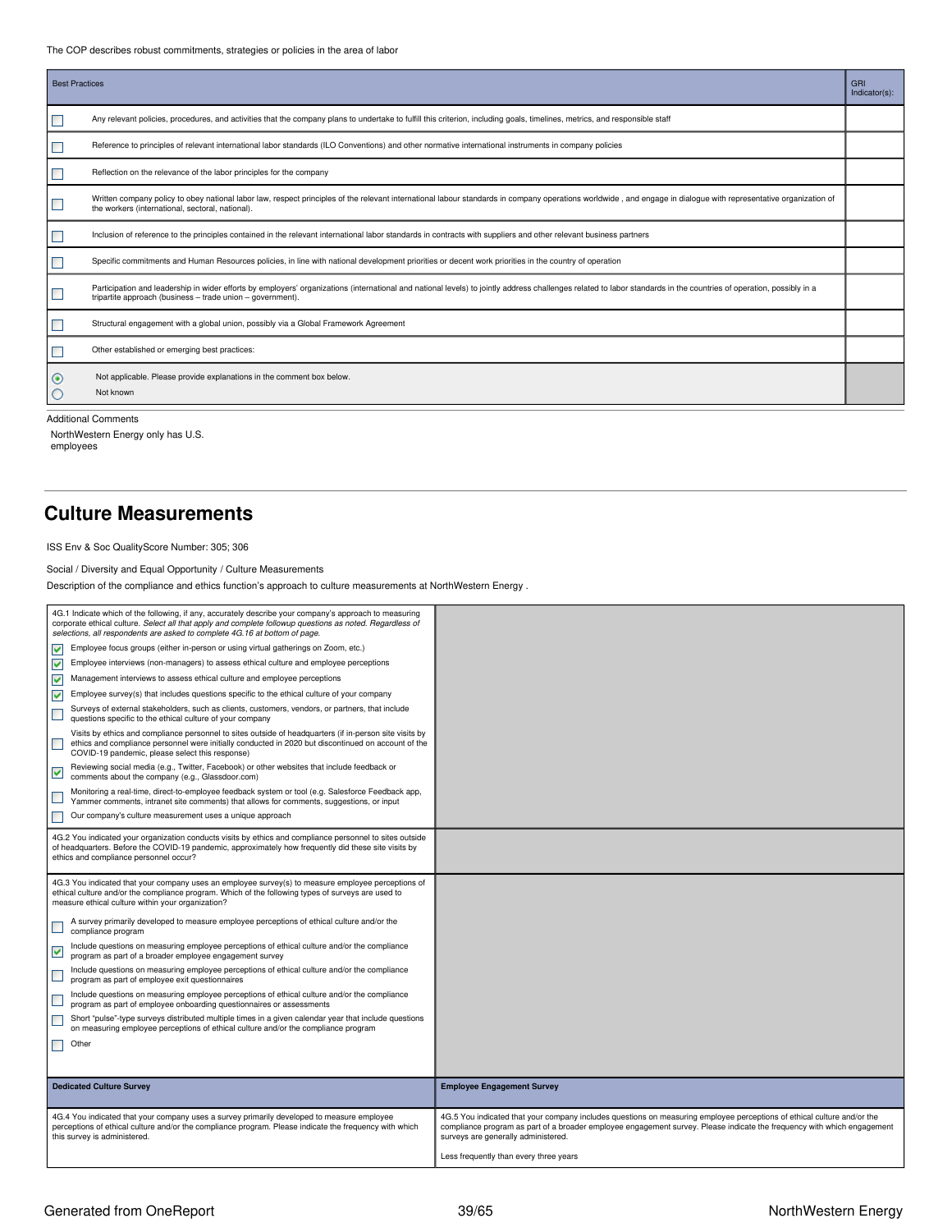The COP describes robust commitments, strategies or policies in the area of labor

| Best Practices | GRI Indicator(s): |
|---|---|
| ☐ Any relevant policies, procedures, and activities that the company plans to undertake to fulfill this criterion, including goals, timelines, metrics, and responsible staff | |
| ☐ Reference to principles of relevant international labor standards (ILO Conventions) and other normative international instruments in company policies | |
| ☐ Reflection on the relevance of the labor principles for the company | |
| ☐ Written company policy to obey national labor law, respect principles of the relevant international labour standards in company operations worldwide , and engage in dialogue with representative organization of the workers (international, sectoral, national). | |
| ☐ Inclusion of reference to the principles contained in the relevant international labor standards in contracts with suppliers and other relevant business partners | |
| ☐ Specific commitments and Human Resources policies, in line with national development priorities or decent work priorities in the country of operation | |
| ☐ Participation and leadership in wider efforts by employers' organizations (international and national levels) to jointly address challenges related to labor standards in the countries of operation, possibly in a tripartite approach (business – trade union – government). | |
| ☐ Structural engagement with a global union, possibly via a Global Framework Agreement | |
| ☐ Other established or emerging best practices: | |
| ◉ Not applicable. Please provide explanations in the comment box below.<br>○ Not known | |

Additional Comments

NorthWestern Energy only has U.S. employees

## Culture Measurements

ISS Env & Soc QualityScore Number: 305; 306

Social / Diversity and Equal Opportunity / Culture Measurements

Description of the compliance and ethics function's approach to culture measurements at NorthWestern Energy .

4G.1 Indicate which of the following, if any, accurately describe your company's approach to measuring corporate ethical culture. *Select all that apply and complete followup questions as noted. Regardless of selections, all respondents are asked to complete 4G.16 at bottom of page.*

- ☑ Employee focus groups (either in-person or using virtual gatherings on Zoom, etc.)
- ☑ Employee interviews (non-managers) to assess ethical culture and employee perceptions
- ☑ Management interviews to assess ethical culture and employee perceptions
- ☑ Employee survey(s) that includes questions specific to the ethical culture of your company
- ☐ Surveys of external stakeholders, such as clients, customers, vendors, or partners, that include questions specific to the ethical culture of your company
- ☐ Visits by ethics and compliance personnel to sites outside of headquarters (if in-person site visits by ethics and compliance personnel were initially conducted in 2020 but discontinued on account of the COVID-19 pandemic, please select this response)
- ☑ Reviewing social media (e.g., Twitter, Facebook) or other websites that include feedback or comments about the company (e.g., Glassdoor.com)
- ☐ Monitoring a real-time, direct-to-employee feedback system or tool (e.g. Salesforce Feedback app, Yammer comments, intranet site comments) that allows for comments, suggestions, or input
- ☐ Our company's culture measurement uses a unique approach

4G.2 You indicated that your organization conducts visits by ethics and compliance personnel to sites outside of headquarters. Before the COVID-19 pandemic, approximately how frequently did these site visits by ethics and compliance personnel occur?

4G.3 You indicated that your company uses an employee survey(s) to measure employee perceptions of ethical culture and/or the compliance program. Which of the following types of surveys are used to measure ethical culture within your organization?

- ☐ A survey primarily developed to measure employee perceptions of ethical culture and/or the compliance program
- ☑ Include questions on measuring employee perceptions of ethical culture and/or the compliance program as part of a broader employee engagement survey
- ☐ Include questions on measuring employee perceptions of ethical culture and/or the compliance program as part of employee exit questionnaires
- ☐ Include questions on measuring employee perceptions of ethical culture and/or the compliance program as part of employee onboarding questionnaires or assessments
- ☐ Short "pulse"-type surveys distributed multiple times in a given calendar year that include questions on measuring employee perceptions of ethical culture and/or the compliance program
- ☐ Other

| Dedicated Culture Survey | Employee Engagement Survey |
|---|---|
| 4G.4 You indicated that your company uses a survey primarily developed to measure employee perceptions of ethical culture and/or the compliance program. Please indicate the frequency with which this survey is administered. | 4G.5 You indicated that your company includes questions on measuring employee perceptions of ethical culture and/or the compliance program as part of a broader employee engagement survey. Please indicate the frequency with which engagement surveys are generally administered.<br><br>Less frequently than every three years |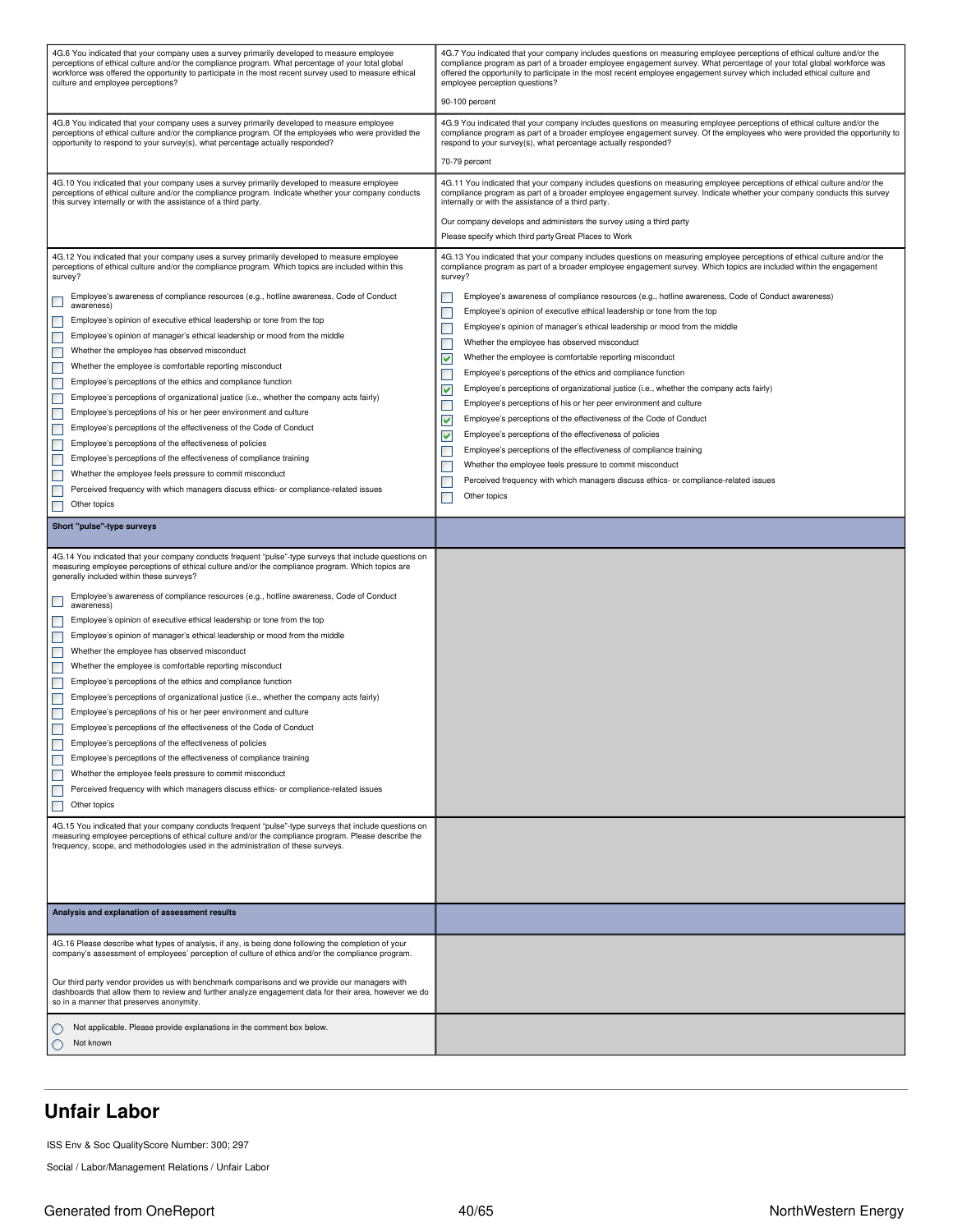| 4G.6 You indicated that your company uses a survey primarily developed to measure employee perceptions of ethical culture and/or the compliance program. What percentage of your total global workforce was offered the opportunity to participate in the most recent survey used to measure ethical culture and employee perceptions? | 4G.7 You indicated that your company includes questions on measuring employee perceptions of ethical culture and/or the compliance program as part of a broader employee engagement survey. What percentage of your total global workforce was offered the opportunity to participate in the most recent employee engagement survey which included ethical culture and employee perception questions?<br><br>90-100 percent |
|---|---|
| 4G.8 You indicated that your company uses a survey primarily developed to measure employee perceptions of ethical culture and/or the compliance program. Of the employees who were provided the opportunity to respond to your survey(s), what percentage actually responded? | 4G.9 You indicated that your company includes questions on measuring employee perceptions of ethical culture and/or the compliance program as part of a broader employee engagement survey. Of the employees who were provided the opportunity to respond to your survey(s), what percentage actually responded?<br><br>70-79 percent |
| 4G.10 You indicated that your company uses a survey primarily developed to measure employee perceptions of ethical culture and/or the compliance program. Indicate whether your company conducts this survey internally or with the assistance of a third party. | 4G.11 You indicated that your company includes questions on measuring employee perceptions of ethical culture and/or the compliance program as part of a broader employee engagement survey. Indicate whether your company conducts this survey internally or with the assistance of a third party.<br><br>Our company develops and administers the survey using a third party<br><br>Please specify which third party Great Places to Work |
| 4G.12 You indicated that your company uses a survey primarily developed to measure employee perceptions of ethical culture and/or the compliance program. Which topics are included within this survey?<br><br>☐ Employee's awareness of compliance resources (e.g., hotline awareness, Code of Conduct awareness)<br>☐ Employee's opinion of executive ethical leadership or tone from the top<br>☐ Employee's opinion of manager's ethical leadership or mood from the middle<br>☐ Whether the employee has observed misconduct<br>☐ Whether the employee is comfortable reporting misconduct<br>☐ Employee's perceptions of the ethics and compliance function<br>☐ Employee's perceptions of organizational justice (i.e., whether the company acts fairly)<br>☐ Employee's perceptions of his or her peer environment and culture<br>☐ Employee's perceptions of the effectiveness of the Code of Conduct<br>☐ Employee's perceptions of the effectiveness of policies<br>☐ Employee's perceptions of the effectiveness of compliance training<br>☐ Whether the employee feels pressure to commit misconduct<br>☐ Perceived frequency with which managers discuss ethics- or compliance-related issues<br>☐ Other topics | 4G.13 You indicated that your company includes questions on measuring employee perceptions of ethical culture and/or the compliance program as part of a broader employee engagement survey. Which topics are included within the engagement survey?<br><br>☐ Employee's awareness of compliance resources (e.g., hotline awareness, Code of Conduct awareness)<br>☐ Employee's opinion of executive ethical leadership or tone from the top<br>☐ Employee's opinion of manager's ethical leadership or mood from the middle<br>☐ Whether the employee has observed misconduct<br>☑ Whether the employee is comfortable reporting misconduct<br>☐ Employee's perceptions of the ethics and compliance function<br>☑ Employee's perceptions of organizational justice (i.e., whether the company acts fairly)<br>☐ Employee's perceptions of his or her peer environment and culture<br>☑ Employee's perceptions of the effectiveness of the Code of Conduct<br>☑ Employee's perceptions of the effectiveness of policies<br>☐ Employee's perceptions of the effectiveness of compliance training<br>☐ Whether the employee feels pressure to commit misconduct<br>☐ Perceived frequency with which managers discuss ethics- or compliance-related issues<br>☐ Other topics |
| **Short "pulse"-type surveys** | |
| 4G.14 You indicated that your company conducts frequent "pulse"-type surveys that include questions on measuring employee perceptions of ethical culture and/or the compliance program. Which topics are generally included within these surveys?<br><br>☐ Employee's awareness of compliance resources (e.g., hotline awareness, Code of Conduct awareness)<br>☐ Employee's opinion of executive ethical leadership or tone from the top<br>☐ Employee's opinion of manager's ethical leadership or mood from the middle<br>☐ Whether the employee has observed misconduct<br>☐ Whether the employee is comfortable reporting misconduct<br>☐ Employee's perceptions of the ethics and compliance function<br>☐ Employee's perceptions of organizational justice (i.e., whether the company acts fairly)<br>☐ Employee's perceptions of his or her peer environment and culture<br>☐ Employee's perceptions of the effectiveness of the Code of Conduct<br>☐ Employee's perceptions of the effectiveness of policies<br>☐ Employee's perceptions of the effectiveness of compliance training<br>☐ Whether the employee feels pressure to commit misconduct<br>☐ Perceived frequency with which managers discuss ethics- or compliance-related issues<br>☐ Other topics | |
| 4G.15 You indicated that your company conducts frequent "pulse"-type surveys that include questions on measuring employee perceptions of ethical culture and/or the compliance program. Please describe the frequency, scope, and methodologies used in the administration of these surveys. | |
| **Analysis and explanation of assessment results** | |
| 4G.16 Please describe what types of analysis, if any, is being done following the completion of your company's assessment of employees' perception of culture of ethics and/or the compliance program.<br><br>Our third party vendor provides us with benchmark comparisons and we provide our managers with dashboards that allow them to review and further analyze engagement data for their area, however we do so in a manner that preserves anonymity. | |
| ○ Not applicable. Please provide explanations in the comment box below.<br>○ Not known | |

## Unfair Labor

ISS Env & Soc QualityScore Number: 300; 297

Social / Labor/Management Relations / Unfair Labor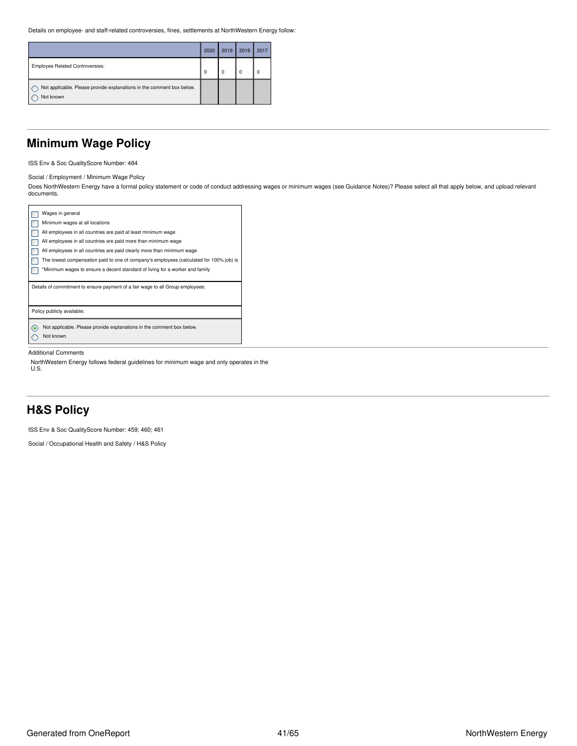Details on employee- and staff-related controversies, fines, settlements at NorthWestern Energy follow:

| | 2020 | 2019 | 2018 | 2017 |
|---|---|---|---|---|
| Employee Related Controversies: | 0 | 0 | 0 | 0 |
| ◯ Not applicable. Please provide explanations in the comment box below.<br>◯ Not known | | | | |

## Minimum Wage Policy

ISS Env & Soc QualityScore Number: 484

Social / Employment / Minimum Wage Policy

Does NorthWestern Energy have a formal policy statement or code of conduct addressing wages or minimum wages (see Guidance Notes)? Please select all that apply below, and upload relevant documents.

- ☐ Wages in general
- ☐ Minimum wages at all locations
- ☐ All employees in all countries are paid at least minimum wage
- ☐ All employees in all countries are paid more than minimum wage
- ☐ All employees in all countries are paid clearly more than minimum wage
- ☐ The lowest compensation paid to one of company's employees (calculated for 100% job) is
- ☐ *Minimum wages to ensure a decent standard of living for a worker and family

Details of commitment to ensure payment of a fair wage to all Group employees:

Policy publicly available:

- ◉ Not applicable. Please provide explanations in the comment box below.
- ◯ Not known

Additional Comments

NorthWestern Energy follows federal guidelines for minimum wage and only operates in the U.S.

## H&S Policy

ISS Env & Soc QualityScore Number: 459; 460; 461

Social / Occupational Health and Safety / H&S Policy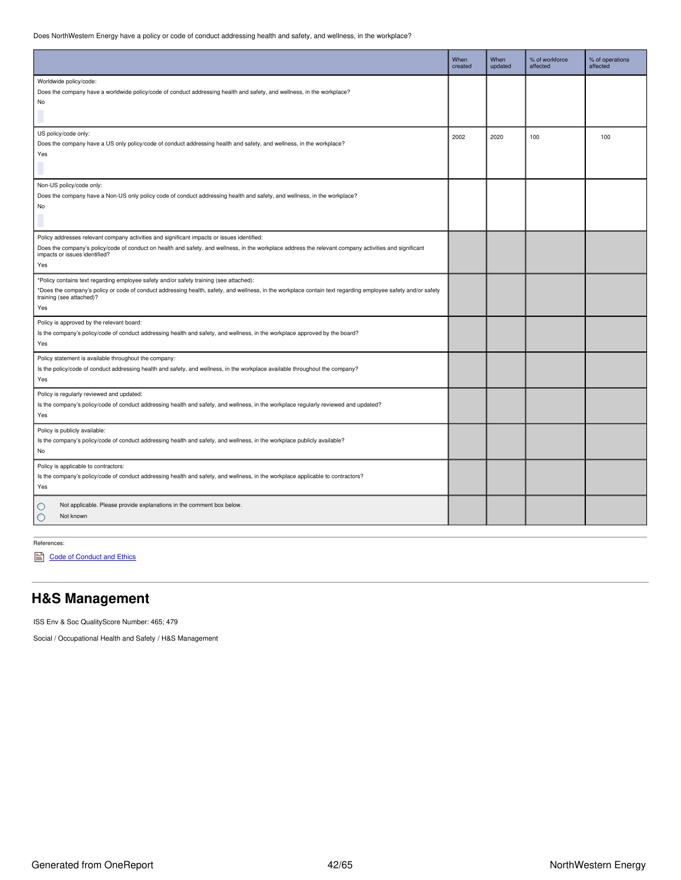Does NorthWestern Energy have a policy or code of conduct addressing health and safety, and wellness, in the workplace?

| | When created | When updated | % of workforce affected | % of operations affected |
|---|---|---|---|---|
| Worldwide policy/code:<br>Does the company have a worldwide policy/code of conduct addressing health and safety, and wellness, in the workplace?<br>No | | | | |
| US policy/code only:<br>Does the company have a US only policy/code of conduct addressing health and safety, and wellness, in the workplace?<br>Yes | 2002 | 2020 | 100 | 100 |
| Non-US policy/code only:<br>Does the company have a Non-US only policy code of conduct addressing health and safety, and wellness, in the workplace?<br>No | | | | |
| Policy addresses relevant company activities and significant impacts or issues identified:<br>Does the company's policy/code of conduct on health and safety, and wellness, in the workplace address the relevant company activities and significant impacts or issues identified?<br>Yes | | | | |
| *Policy contains text regarding employee safety and/or safety training (see attached):<br>*Does the company's policy or code of conduct addressing health, safety, and wellness, in the workplace contain text regarding employee safety and/or safety training (see attached)?<br>Yes | | | | |
| Policy is approved by the relevant board:<br>Is the company's policy/code of conduct addressing health and safety, and wellness, in the workplace approved by the board?<br>Yes | | | | |
| Policy statement is available throughout the company:<br>Is the policy/code of conduct addressing health and safety, and wellness, in the workplace available throughout the company?<br>Yes | | | | |
| Policy is regularly reviewed and updated:<br>Is the company's policy/code of conduct addressing health and safety, and wellness, in the workplace regularly reviewed and updated?<br>Yes | | | | |
| Policy is publicly available:<br>Is the company's policy/code of conduct addressing health and safety, and wellness, in the workplace publicly available?<br>No | | | | |
| Policy is applicable to contractors:<br>Is the company's policy/code of conduct addressing health and safety, and wellness, in the workplace applicable to contractors?<br>Yes | | | | |
| ○ Not applicable. Please provide explanations in the comment box below.<br>○ Not known | | | | |

References:

Code of Conduct and Ethics

## H&S Management

ISS Env & Soc QualityScore Number: 465; 479

Social / Occupational Health and Safety / H&S Management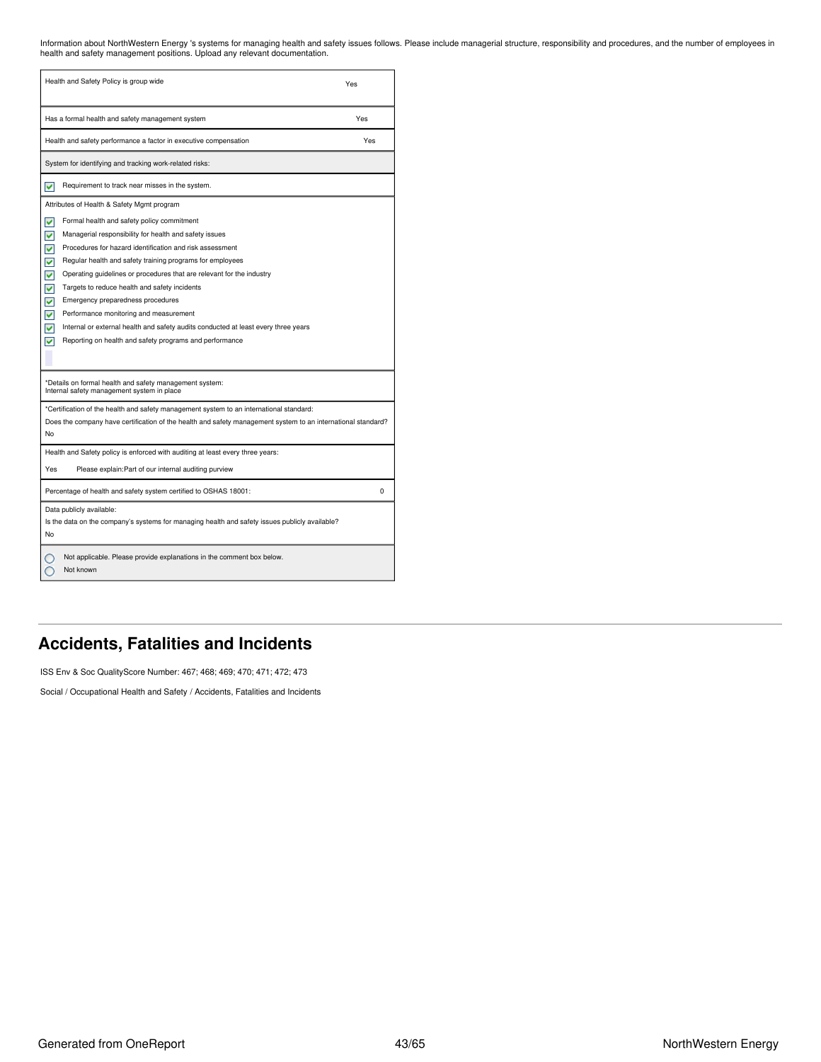Information about NorthWestern Energy 's systems for managing health and safety issues follows. Please include managerial structure, responsibility and procedures, and the number of employees in health and safety management positions. Upload any relevant documentation.

| Health and Safety Policy is group wide | Yes |
|---|---|
| Has a formal health and safety management system | Yes |
| Health and safety performance a factor in executive compensation | Yes |

System for identifying and tracking work-related risks:

- [x] Requirement to track near misses in the system.

Attributes of Health & Safety Mgmt program

- [x] Formal health and safety policy commitment
- [x] Managerial responsibility for health and safety issues
- [x] Procedures for hazard identification and risk assessment
- [x] Regular health and safety training programs for employees
- [x] Operating guidelines or procedures that are relevant for the industry
- [x] Targets to reduce health and safety incidents
- [x] Emergency preparedness procedures
- [x] Performance monitoring and measurement
- [x] Internal or external health and safety audits conducted at least every three years
- [x] Reporting on health and safety programs and performance

*Details on formal health and safety management system:
Internal safety management system in place

*Certification of the health and safety management system to an international standard:

Does the company have certification of the health and safety management system to an international standard?
No

Health and Safety policy is enforced with auditing at least every three years:

Yes Please explain:Part of our internal auditing purview

| Percentage of health and safety system certified to OSHAS 18001: | 0 |
|---|---|

Data publicly available:

Is the data on the company's systems for managing health and safety issues publicly available?
No

- ( ) Not applicable. Please provide explanations in the comment box below.
- ( ) Not known

## Accidents, Fatalities and Incidents

ISS Env & Soc QualityScore Number: 467; 468; 469; 470; 471; 472; 473

Social / Occupational Health and Safety / Accidents, Fatalities and Incidents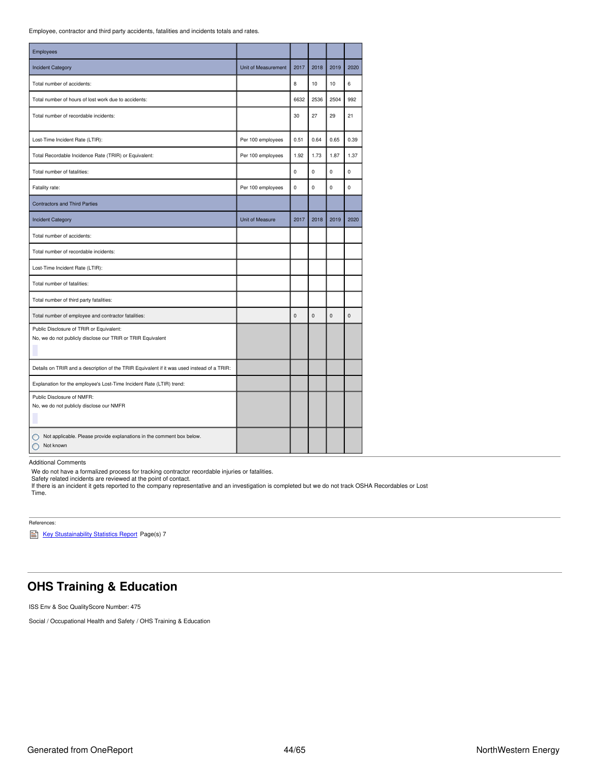Employee, contractor and third party accidents, fatalities and incidents totals and rates.

| Employees | | | | | |
|---|---|---|---|---|---|
| Incident Category | Unit of Measurement | 2017 | 2018 | 2019 | 2020 |
| Total number of accidents: | | 8 | 10 | 10 | 6 |
| Total number of hours of lost work due to accidents: | | 6632 | 2536 | 2504 | 992 |
| Total number of recordable incidents: | | 30 | 27 | 29 | 21 |
| Lost-Time Incident Rate (LTIR): | Per 100 employees | 0.51 | 0.64 | 0.65 | 0.39 |
| Total Recordable Incidence Rate (TRIR) or Equivalent: | Per 100 employees | 1.92 | 1.73 | 1.87 | 1.37 |
| Total number of fatalities: | | 0 | 0 | 0 | 0 |
| Fatality rate: | Per 100 employees | 0 | 0 | 0 | 0 |
| Contractors and Third Parties | | | | | |
| Incident Category | Unit of Measure | 2017 | 2018 | 2019 | 2020 |
| Total number of accidents: | | | | | |
| Total number of recordable incidents: | | | | | |
| Lost-Time Incident Rate (LTIR): | | | | | |
| Total number of fatalities: | | | | | |
| Total number of third party fatalities: | | | | | |
| Total number of employee and contractor fatalities: | | 0 | 0 | 0 | 0 |
| Public Disclosure of TRIR or Equivalent: No, we do not publicly disclose our TRIR or TRIR Equivalent | | | | | |
| Details on TRIR and a description of the TRIR Equivalent if it was used instead of a TRIR: | | | | | |
| Explanation for the employee's Lost-Time Incident Rate (LTIR) trend: | | | | | |
| Public Disclosure of NMFR: No, we do not publicly disclose our NMFR | | | | | |
| ○ Not applicable. Please provide explanations in the comment box below. ○ Not known | | | | | |

Additional Comments

We do not have a formalized process for tracking contractor recordable injuries or fatalities.
Safety related incidents are reviewed at the point of contact.
If there is an incident it gets reported to the company representative and an investigation is completed but we do not track OSHA Recordables or Lost Time.

References:

Key Stustainability Statistics Report Page(s) 7

## OHS Training & Education

ISS Env & Soc QualityScore Number: 475

Social / Occupational Health and Safety / OHS Training & Education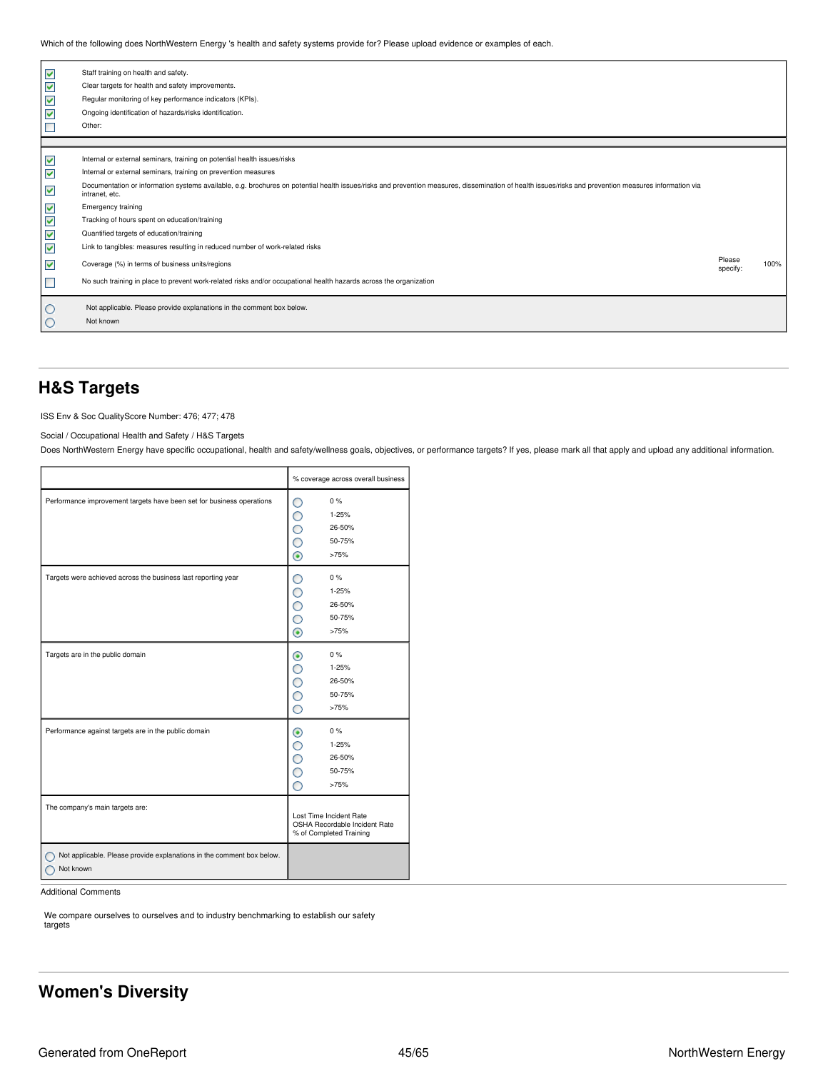Which of the following does NorthWestern Energy 's health and safety systems provide for? Please upload evidence or examples of each.

- [x] Staff training on health and safety.
- [x] Clear targets for health and safety improvements.
- [x] Regular monitoring of key performance indicators (KPIs).
- [x] Ongoing identification of hazards/risks identification.
- [ ] Other:

---

- [x] Internal or external seminars, training on potential health issues/risks
- [x] Internal or external seminars, training on prevention measures
- [x] Documentation or information systems available, e.g. brochures on potential health issues/risks and prevention measures, dissemination of health issues/risks and prevention measures information via intranet, etc.
- [x] Emergency training
- [x] Tracking of hours spent on education/training
- [x] Quantified targets of education/training
- [x] Link to tangibles: measures resulting in reduced number of work-related risks
- [x] Coverage (%) in terms of business units/regions — Please specify: 100%
- [ ] No such training in place to prevent work-related risks and/or occupational health hazards across the organization

- ( ) Not applicable. Please provide explanations in the comment box below.
- ( ) Not known

## H&S Targets

ISS Env & Soc QualityScore Number: 476; 477; 478

Social / Occupational Health and Safety / H&S Targets

Does NorthWestern Energy have specific occupational, health and safety/wellness goals, objectives, or performance targets? If yes, please mark all that apply and upload any additional information.

| | % coverage across overall business |
|---|---|
| Performance improvement targets have been set for business operations | ( ) 0 %<br>( ) 1-25%<br>( ) 26-50%<br>( ) 50-75%<br>(•) >75% |
| Targets were achieved across the business last reporting year | ( ) 0 %<br>( ) 1-25%<br>( ) 26-50%<br>( ) 50-75%<br>(•) >75% |
| Targets are in the public domain | (•) 0 %<br>( ) 1-25%<br>( ) 26-50%<br>( ) 50-75%<br>( ) >75% |
| Performance against targets are in the public domain | (•) 0 %<br>( ) 1-25%<br>( ) 26-50%<br>( ) 50-75%<br>( ) >75% |
| The company's main targets are: | Lost Time Incident Rate<br>OSHA Recordable Incident Rate<br>% of Completed Training |
| ( ) Not applicable. Please provide explanations in the comment box below.<br>( ) Not known | |

Additional Comments

We compare ourselves to ourselves and to industry benchmarking to establish our safety targets

## Women's Diversity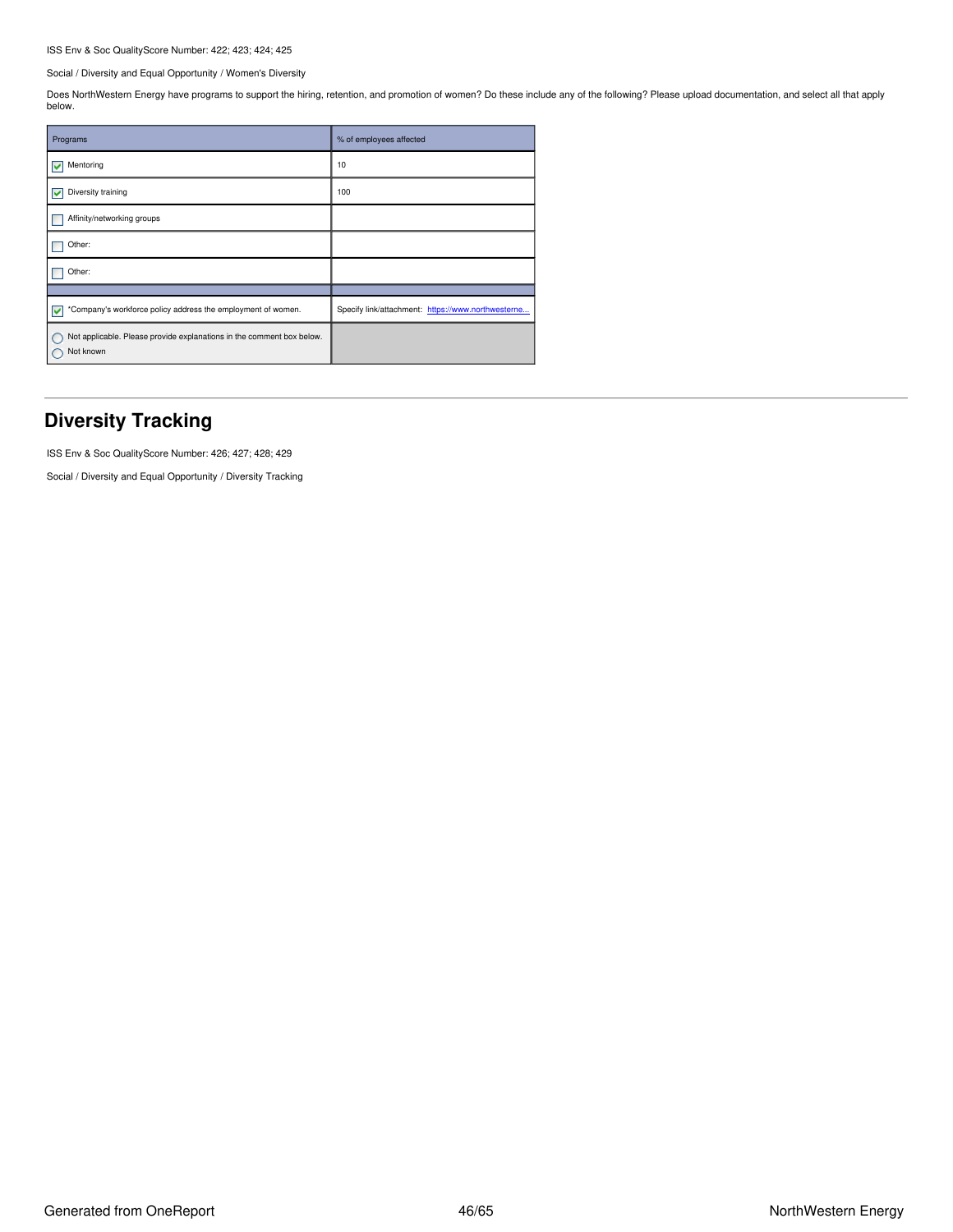ISS Env & Soc QualityScore Number: 422; 423; 424; 425

Social / Diversity and Equal Opportunity / Women's Diversity

Does NorthWestern Energy have programs to support the hiring, retention, and promotion of women? Do these include any of the following? Please upload documentation, and select all that apply below.

| Programs | % of employees affected |
| --- | --- |
| ☑ Mentoring | 10 |
| ☑ Diversity training | 100 |
| ☐ Affinity/networking groups | |
| ☐ Other: | |
| ☐ Other: | |
| | |
| ☑ *Company's workforce policy address the employment of women. | Specify link/attachment: https://www.northwesterne... |
| ◯ Not applicable. Please provide explanations in the comment box below.<br>◯ Not known | |

## Diversity Tracking

ISS Env & Soc QualityScore Number: 426; 427; 428; 429

Social / Diversity and Equal Opportunity / Diversity Tracking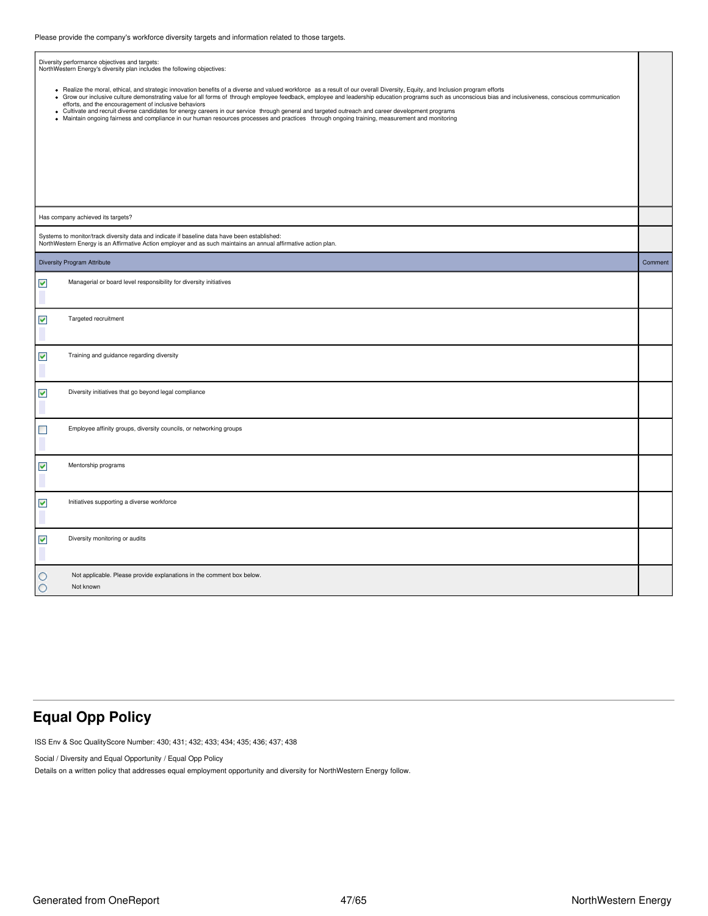Please provide the company's workforce diversity targets and information related to those targets.

Diversity performance objectives and targets:
NorthWestern Energy's diversity plan includes the following objectives:

- Realize the moral, ethical, and strategic innovation benefits of a diverse and valued workforce as a result of our overall Diversity, Equity, and Inclusion program efforts
- Grow our inclusive culture demonstrating value for all forms of through employee feedback, employee and leadership education programs such as unconscious bias and inclusiveness, conscious communication efforts, and the encouragement of inclusive behaviors
- Cultivate and recruit diverse candidates for energy careers in our service through general and targeted outreach and career development programs
- Maintain ongoing fairness and compliance in our human resources processes and practices through ongoing training, measurement and monitoring

Has company achieved its targets?

Systems to monitor/track diversity data and indicate if baseline data have been established:
NorthWestern Energy is an Affirmative Action employer and as such maintains an annual affirmative action plan.

| Diversity Program Attribute | Comment |
|---|---|
| ☑ Managerial or board level responsibility for diversity initiatives | |
| ☑ Targeted recruitment | |
| ☑ Training and guidance regarding diversity | |
| ☑ Diversity initiatives that go beyond legal compliance | |
| ☐ Employee affinity groups, diversity councils, or networking groups | |
| ☑ Mentorship programs | |
| ☑ Initiatives supporting a diverse workforce | |
| ☑ Diversity monitoring or audits | |
| ○ Not applicable. Please provide explanations in the comment box below.<br>○ Not known | |

## Equal Opp Policy

ISS Env & Soc QualityScore Number: 430; 431; 432; 433; 434; 435; 436; 437; 438

Social / Diversity and Equal Opportunity / Equal Opp Policy

Details on a written policy that addresses equal employment opportunity and diversity for NorthWestern Energy follow.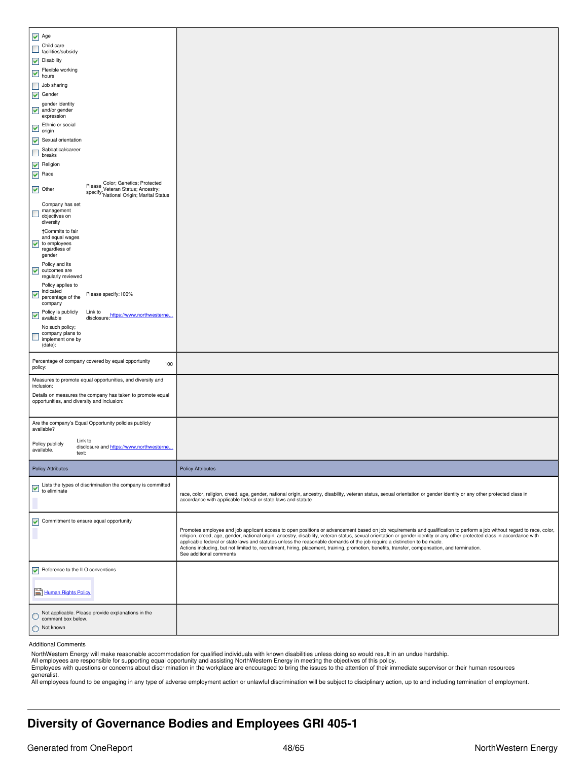| | |
|---|---|
| ☑ Age<br>☐ Child care facilities/subsidy<br>☑ Disability<br>☑ Flexible working hours<br>☐ Job sharing<br>☑ Gender<br>☑ gender identity and/or gender expression<br>☑ Ethnic or social origin<br>☑ Sexual orientation<br>☐ Sabbatical/career breaks<br>☑ Religion<br>☑ Race<br>☑ Other — Please specify: Color; Genetics; Protected Veteran Status; Ancestry; National Origin; Marital Status<br>☐ Company has set management objectives on diversity<br>☑ †Commits to fair and equal wages to employees regardless of gender<br>☑ Policy and its outcomes are regularly reviewed<br>☑ Policy applies to indicated percentage of the company — Please specify: 100%<br>☑ Policy is publicly available — Link to disclosure: https://www.northwesterne...<br>☐ No such policy; company plans to implement one by (date): | |
| Percentage of company covered by equal opportunity policy: 100 | |
| Measures to promote equal opportunities, and diversity and inclusion:<br>Details on measures the company has taken to promote equal opportunities, and diversity and inclusion: | |
| Are the company's Equal Opportunity policies publicly available?<br>Policy publicly available. — Link to disclosure and text: https://www.northwesterne... | |
| **Policy Attributes** | **Policy Attributes** |
| ☑ Lists the types of discrimination the company is committed to eliminate | race, color, religion, creed, age, gender, national origin, ancestry, disability, veteran status, sexual orientation or gender identity or any other protected class in accordance with applicable federal or state laws and statute |
| ☑ Commitment to ensure equal opportunity | Promotes employee and job applicant access to open positions or advancement based on job requirements and qualification to perform a job without regard to race, color, religion, creed, age, gender, national origin, ancestry, disability, veteran status, sexual orientation or gender identity or any other protected class in accordance with applicable federal or state laws and statutes unless the reasonable demands of the job require a distinction to be made.<br>Actions including, but not limited to, recruitment, hiring, placement, training, promotion, benefits, transfer, compensation, and termination.<br>See additional comments |
| ☑ Reference to the ILO conventions<br>Human Rights Policy | |
| ○ Not applicable. Please provide explanations in the comment box below.<br>○ Not known | |

Additional Comments

NorthWestern Energy will make reasonable accommodation for qualified individuals with known disabilities unless doing so would result in an undue hardship.
All employees are responsible for supporting equal opportunity and assisting NorthWestern Energy in meeting the objectives of this policy.
Employees with questions or concerns about discrimination in the workplace are encouraged to bring the issues to the attention of their immediate supervisor or their human resources generalist.
All employees found to be engaging in any type of adverse employment action or unlawful discrimination will be subject to disciplinary action, up to and including termination of employment.

## Diversity of Governance Bodies and Employees GRI 405-1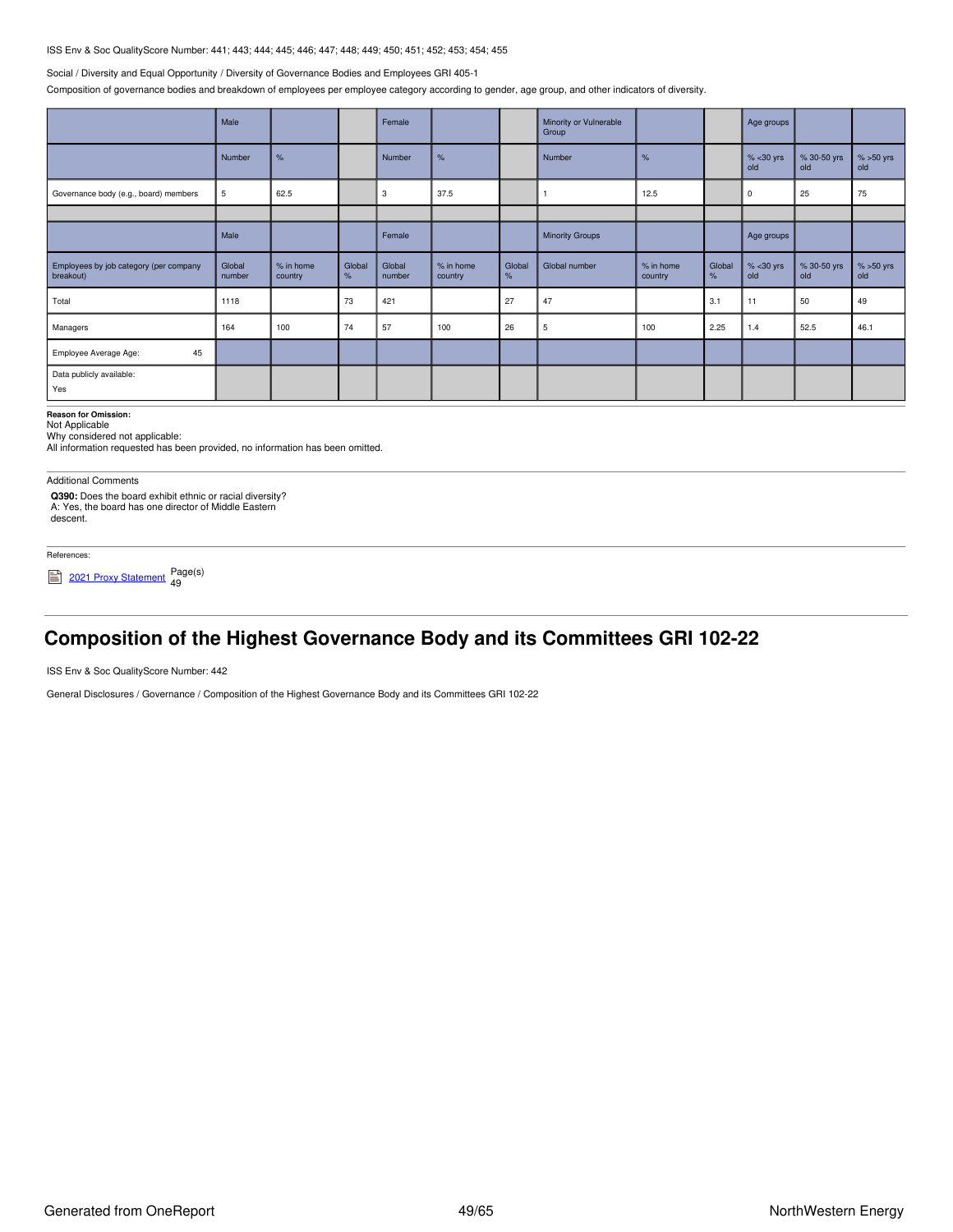ISS Env & Soc QualityScore Number: 441; 443; 444; 445; 446; 447; 448; 449; 450; 451; 452; 453; 454; 455

Social / Diversity and Equal Opportunity / Diversity of Governance Bodies and Employees GRI 405-1

Composition of governance bodies and breakdown of employees per employee category according to gender, age group, and other indicators of diversity.

| | Male | | | Female | | | Minority or Vulnerable Group | | | Age groups | | |
|---|---|---|---|---|---|---|---|---|---|---|---|---|
| | Number | % | | Number | % | | Number | % | | % <30 yrs old | % 30-50 yrs old | % >50 yrs old |
| Governance body (e.g., board) members | 5 | 62.5 | | 3 | 37.5 | | 1 | 12.5 | | 0 | 25 | 75 |
| | | | | | | | | | | | | |
| | Male | | | Female | | | Minority Groups | | | Age groups | | |
| Employees by job category (per company breakout) | Global number | % in home country | Global % | Global number | % in home country | Global % | Global number | % in home country | Global % | % <30 yrs old | % 30-50 yrs old | % >50 yrs old |
| Total | 1118 | | 73 | 421 | | 27 | 47 | | 3.1 | 11 | 50 | 49 |
| Managers | 164 | 100 | 74 | 57 | 100 | 26 | 5 | 100 | 2.25 | 1.4 | 52.5 | 46.1 |
| Employee Average Age: 45 | | | | | | | | | | | | |
| Data publicly available: Yes | | | | | | | | | | | | |

**Reason for Omission:**
Not Applicable
Why considered not applicable:
All information requested has been provided, no information has been omitted.

Additional Comments

**Q390:** Does the board exhibit ethnic or racial diversity?
A: Yes, the board has one director of Middle Eastern descent.

References:

2021 Proxy Statement Page(s) 49

## Composition of the Highest Governance Body and its Committees GRI 102-22

ISS Env & Soc QualityScore Number: 442

General Disclosures / Governance / Composition of the Highest Governance Body and its Committees GRI 102-22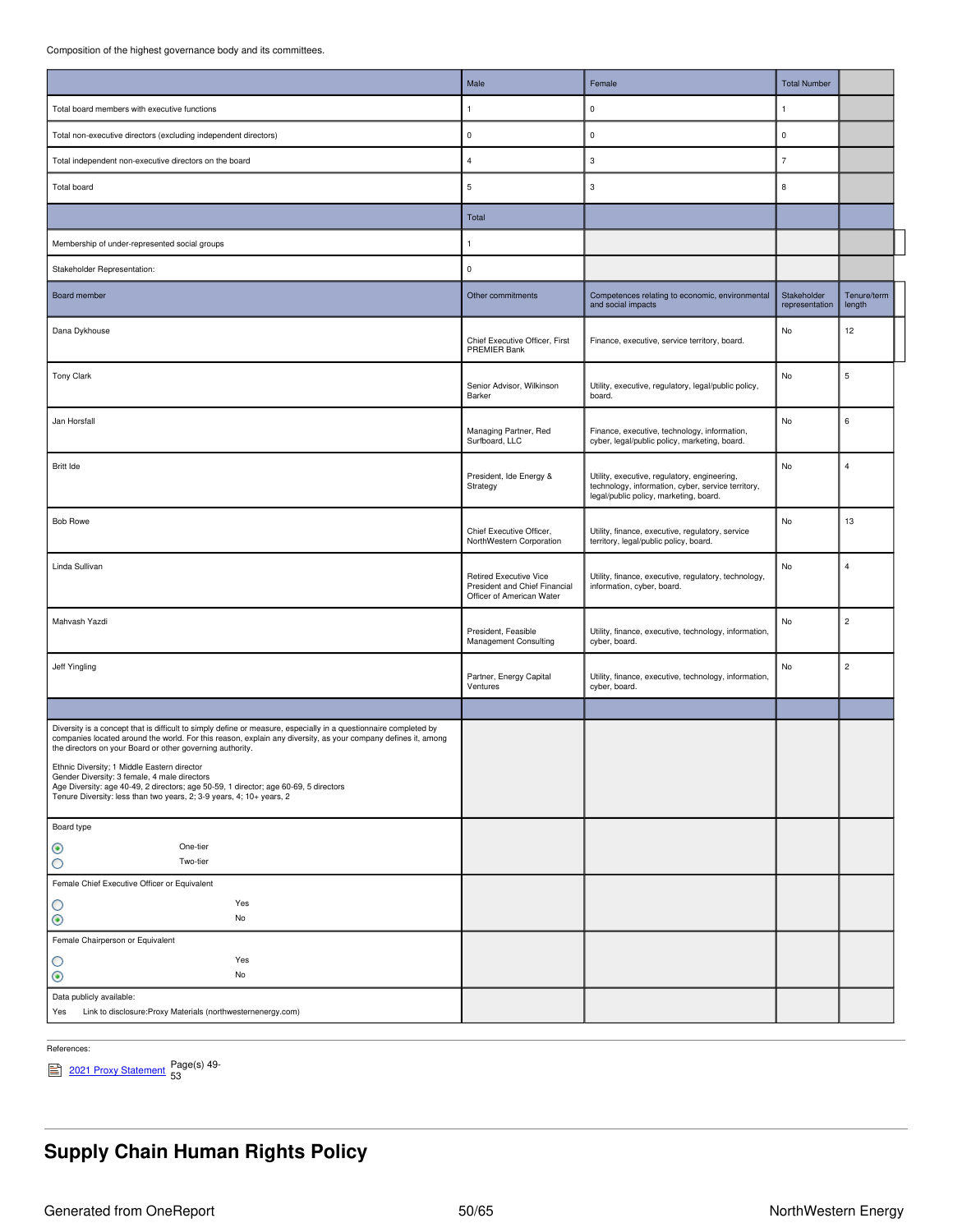Composition of the highest governance body and its committees.

| | Male | Female | Total Number | |
|---|---|---|---|---|
| Total board members with executive functions | 1 | 0 | 1 | |
| Total non-executive directors (excluding independent directors) | 0 | 0 | 0 | |
| Total independent non-executive directors on the board | 4 | 3 | 7 | |
| Total board | 5 | 3 | 8 | |
| | Total | | | |
| Membership of under-represented social groups | 1 | | | |
| Stakeholder Representation: | 0 | | | |
| Board member | Other commitments | Competences relating to economic, environmental and social impacts | Stakeholder representation | Tenure/term length |
| Dana Dykhouse | Chief Executive Officer, First PREMIER Bank | Finance, executive, service territory, board. | No | 12 |
| Tony Clark | Senior Advisor, Wilkinson Barker | Utility, executive, regulatory, legal/public policy, board. | No | 5 |
| Jan Horsfall | Managing Partner, Red Surfboard, LLC | Finance, executive, technology, information, cyber, legal/public policy, marketing, board. | No | 6 |
| Britt Ide | President, Ide Energy & Strategy | Utility, executive, regulatory, engineering, technology, information, cyber, service territory, legal/public policy, marketing, board. | No | 4 |
| Bob Rowe | Chief Executive Officer, NorthWestern Corporation | Utility, finance, executive, regulatory, service territory, legal/public policy, board. | No | 13 |
| Linda Sullivan | Retired Executive Vice President and Chief Financial Officer of American Water | Utility, finance, executive, regulatory, technology, information, cyber, board. | No | 4 |
| Mahvash Yazdi | President, Feasible Management Consulting | Utility, finance, executive, technology, information, cyber, board. | No | 2 |
| Jeff Yingling | Partner, Energy Capital Ventures | Utility, finance, executive, technology, information, cyber, board. | No | 2 |

Diversity is a concept that is difficult to simply define or measure, especially in a questionnaire completed by companies located around the world. For this reason, explain any diversity, as your company defines it, among the directors on your Board or other governing authority.

Ethnic Diversity: 1 Middle Eastern director
Gender Diversity: 3 female, 4 male directors
Age Diversity: age 40-49, 2 directors; age 50-59, 1 director; age 60-69, 5 directors
Tenure Diversity: less than two years, 2; 3-9 years, 4; 10+ years, 2

Board type

- (selected) One-tier
- Two-tier

Female Chief Executive Officer or Equivalent

- Yes
- (selected) No

Female Chairperson or Equivalent

- Yes
- (selected) No

Data publicly available:

Yes   Link to disclosure:Proxy Materials (northwesternenergy.com)

References:

2021 Proxy Statement Page(s) 49-53

## Supply Chain Human Rights Policy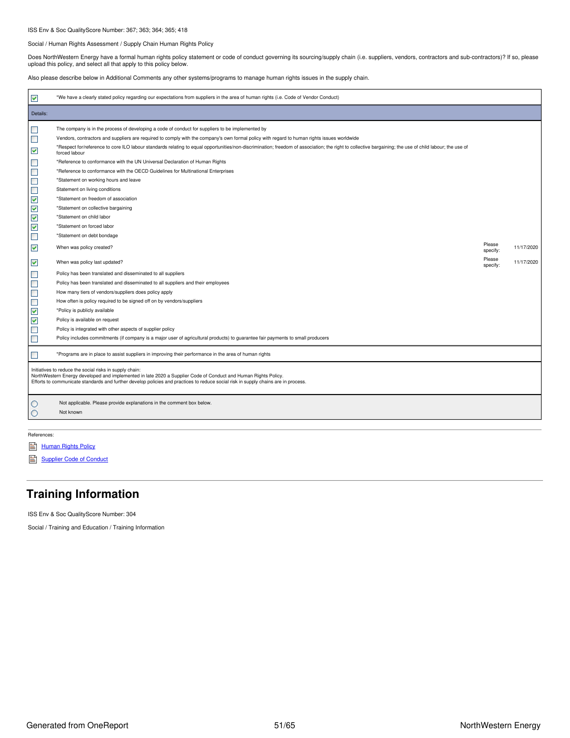ISS Env & Soc QualityScore Number: 367; 363; 364; 365; 418

Social / Human Rights Assessment / Supply Chain Human Rights Policy

Does NorthWestern Energy have a formal human rights policy statement or code of conduct governing its sourcing/supply chain (i.e. suppliers, vendors, contractors and sub-contractors)? If so, please upload this policy, and select all that apply to this policy below.

Also please describe below in Additional Comments any other systems/programs to manage human rights issues in the supply chain.

- [x] *We have a clearly stated policy regarding our expectations from suppliers in the area of human rights (i.e. Code of Vendor Conduct)

Details:

- [ ] The company is in the process of developing a code of conduct for suppliers to be implemented by
- [ ] Vendors, contractors and suppliers are required to comply with the company's own formal policy with regard to human rights issues worldwide
- [x] *Respect for/reference to core ILO labour standards relating to equal opportunities/non-discrimination; freedom of association; the right to collective bargaining; the use of child labour; the use of forced labour
- [ ] *Reference to conformance with the UN Universal Declaration of Human Rights
- [ ] *Reference to conformance with the OECD Guidelines for Multinational Enterprises
- [ ] *Statement on working hours and leave
- [ ] Statement on living conditions
- [x] *Statement on freedom of association
- [x] *Statement on collective bargaining
- [x] *Statement on child labor
- [x] *Statement on forced labor
- [ ] *Statement on debt bondage
- [x] When was policy created? Please specify: 11/17/2020
- [x] When was policy last updated? Please specify: 11/17/2020
- [ ] Policy has been translated and disseminated to all suppliers
- [ ] Policy has been translated and disseminated to all suppliers and their employees
- [ ] How many tiers of vendors/suppliers does policy apply
- [ ] How often is policy required to be signed off on by vendors/suppliers
- [x] *Policy is publicly available
- [x] Policy is available on request
- [ ] Policy is integrated with other aspects of supplier policy
- [ ] Policy includes commitments (if company is a major user of agricultural products) to guarantee fair payments to small producers

- [ ] *Programs are in place to assist suppliers in improving their performance in the area of human rights

Initiatives to reduce the social risks in supply chain:
NorthWestern Energy developed and implemented in late 2020 a Supplier Code of Conduct and Human Rights Policy.
Efforts to communicate standards and further develop policies and practices to reduce social risk in supply chains are in process.

- ( ) Not applicable. Please provide explanations in the comment box below.
- ( ) Not known

References:

- Human Rights Policy
- Supplier Code of Conduct

## Training Information

ISS Env & Soc QualityScore Number: 304

Social / Training and Education / Training Information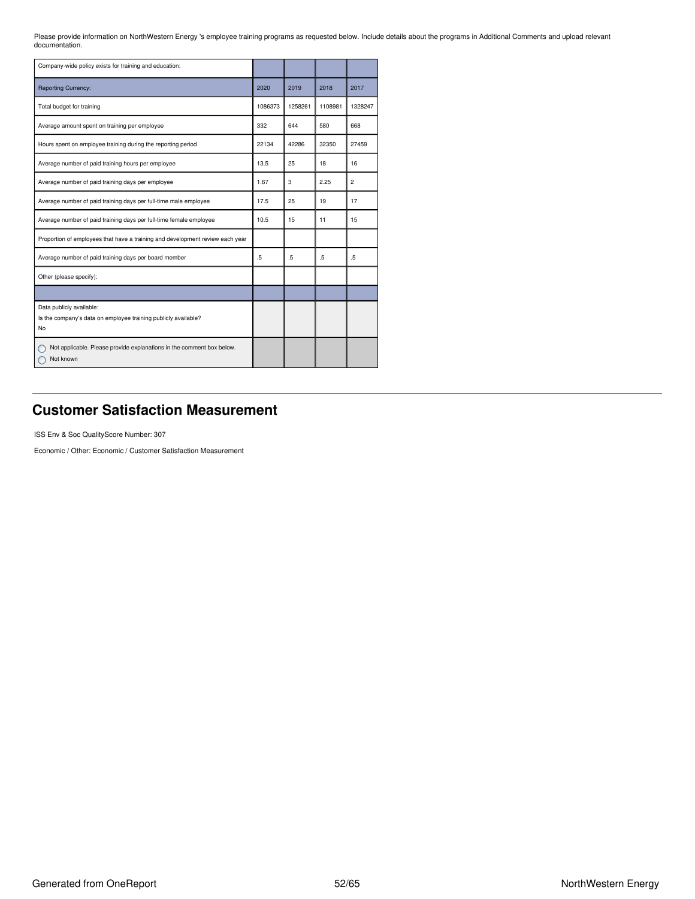Please provide information on NorthWestern Energy 's employee training programs as requested below. Include details about the programs in Additional Comments and upload relevant documentation.

| Company-wide policy exists for training and education: | | | | |
|---|---|---|---|---|
| Reporting Currency: | 2020 | 2019 | 2018 | 2017 |
| Total budget for training | 1086373 | 1258261 | 1108981 | 1328247 |
| Average amount spent on training per employee | 332 | 644 | 580 | 668 |
| Hours spent on employee training during the reporting period | 22134 | 42286 | 32350 | 27459 |
| Average number of paid training hours per employee | 13.5 | 25 | 18 | 16 |
| Average number of paid training days per employee | 1.67 | 3 | 2.25 | 2 |
| Average number of paid training days per full-time male employee | 17.5 | 25 | 19 | 17 |
| Average number of paid training days per full-time female employee | 10.5 | 15 | 11 | 15 |
| Proportion of employees that have a training and development review each year | | | | |
| Average number of paid training days per board member | .5 | .5 | .5 | .5 |
| Other (please specify): | | | | |
| | | | | |
| Data publicly available:<br>Is the company's data on employee training publicly available?<br>No | | | | |
| ◯ Not applicable. Please provide explanations in the comment box below.<br>◯ Not known | | | | |

## Customer Satisfaction Measurement

ISS Env & Soc QualityScore Number: 307

Economic / Other: Economic / Customer Satisfaction Measurement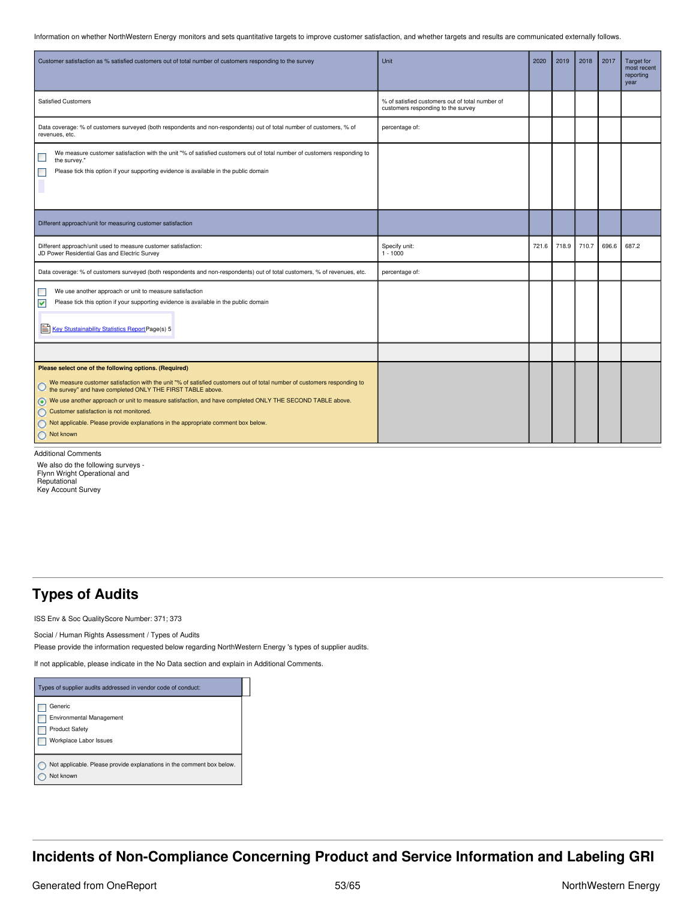Information on whether NorthWestern Energy monitors and sets quantitative targets to improve customer satisfaction, and whether targets and results are communicated externally follows.

| Customer satisfaction as % satisfied customers out of total number of customers responding to the survey | Unit | 2020 | 2019 | 2018 | 2017 | Target for most recent reporting year |
|---|---|---|---|---|---|---|
| Satisfied Customers | % of satisfied customers out of total number of customers responding to the survey | | | | | |
| Data coverage: % of customers surveyed (both respondents and non-respondents) out of total number of customers, % of revenues, etc. | percentage of: | | | | | |
| ☐ We measure customer satisfaction with the unit "% of satisfied customers out of total number of customers responding to the survey." ☐ Please tick this option if your supporting evidence is available in the public domain | | | | | | |
| **Different approach/unit for measuring customer satisfaction** | | | | | | |
| Different approach/unit used to measure customer satisfaction: JD Power Residential Gas and Electric Survey | Specify unit: 1 - 1000 | 721.6 | 718.9 | 710.7 | 696.6 | 687.2 |
| Data coverage: % of customers surveyed (both respondents and non-respondents) out of total customers, % of revenues, etc. | percentage of: | | | | | |
| ☐ We use another approach or unit to measure satisfaction ☑ Please tick this option if your supporting evidence is available in the public domain — Key Stustainability Statistics Report Page(s) 5 | | | | | | |
| | | | | | | |

**Please select one of the following options. (Required)**

- ○ We measure customer satisfaction with the unit "% of satisfied customers out of total number of customers responding to the survey" and have completed ONLY THE FIRST TABLE above.
- ◉ We use another approach or unit to measure satisfaction, and have completed ONLY THE SECOND TABLE above.
- ○ Customer satisfaction is not monitored.
- ○ Not applicable. Please provide explanations in the appropriate comment box below.
- ○ Not known

Additional Comments

We also do the following surveys -
Flynn Wright Operational and
Reputational
Key Account Survey

## Types of Audits

ISS Env & Soc QualityScore Number: 371; 373

Social / Human Rights Assessment / Types of Audits

Please provide the information requested below regarding NorthWestern Energy 's types of supplier audits.

If not applicable, please indicate in the No Data section and explain in Additional Comments.

| Types of supplier audits addressed in vendor code of conduct: |
|---|
| ☐ Generic<br>☐ Environmental Management<br>☐ Product Safety<br>☐ Workplace Labor Issues |
| ○ Not applicable. Please provide explanations in the comment box below.<br>○ Not known |

## Incidents of Non-Compliance Concerning Product and Service Information and Labeling GRI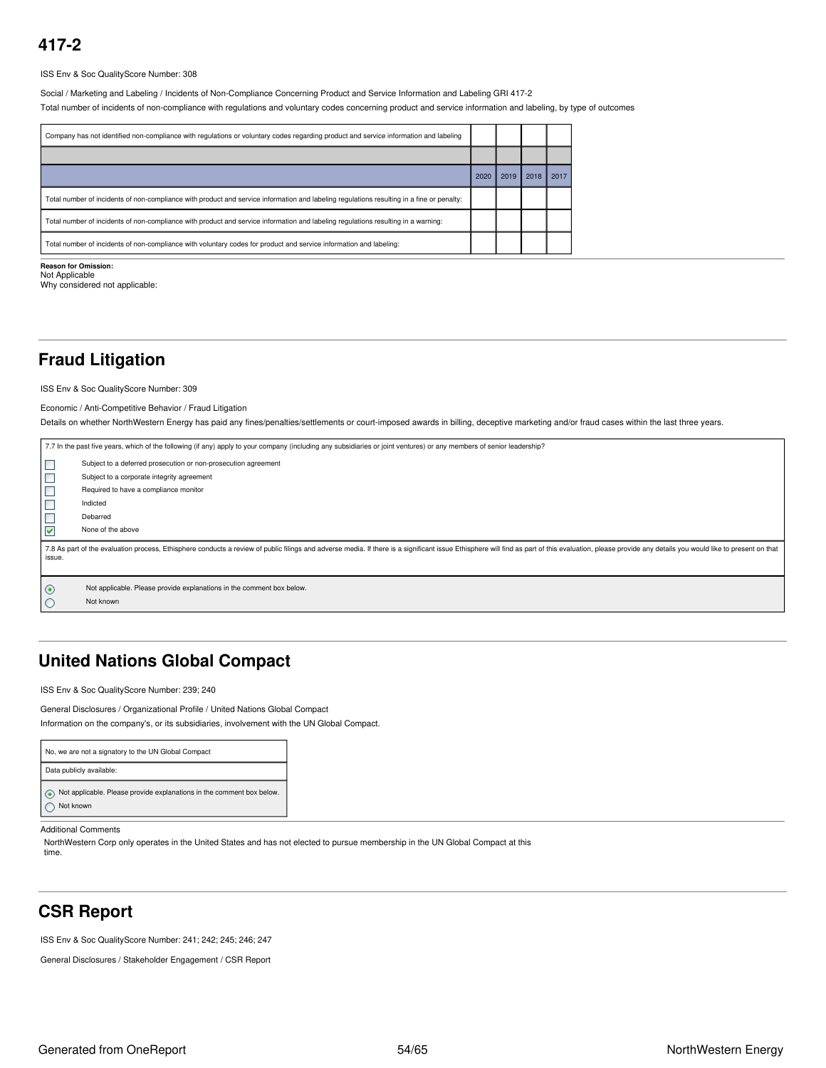## 417-2

ISS Env & Soc QualityScore Number: 308

Social / Marketing and Labeling / Incidents of Non-Compliance Concerning Product and Service Information and Labeling GRI 417-2

Total number of incidents of non-compliance with regulations and voluntary codes concerning product and service information and labeling, by type of outcomes

| Company has not identified non-compliance with regulations or voluntary codes regarding product and service information and labeling | | | | |
|---|---|---|---|---|
| | 2020 | 2019 | 2018 | 2017 |
| Total number of incidents of non-compliance with product and service information and labeling regulations resulting in a fine or penalty: | | | | |
| Total number of incidents of non-compliance with product and service information and labeling regulations resulting in a warning: | | | | |
| Total number of incidents of non-compliance with voluntary codes for product and service information and labeling: | | | | |

**Reason for Omission:**
Not Applicable
Why considered not applicable:

## Fraud Litigation

ISS Env & Soc QualityScore Number: 309

Economic / Anti-Competitive Behavior / Fraud Litigation

Details on whether NorthWestern Energy has paid any fines/penalties/settlements or court-imposed awards in billing, deceptive marketing and/or fraud cases within the last three years.

7.7 In the past five years, which of the following (if any) apply to your company (including any subsidiaries or joint ventures) or any members of senior leadership?

- [ ] Subject to a deferred prosecution or non-prosecution agreement
- [ ] Subject to a corporate integrity agreement
- [ ] Required to have a compliance monitor
- [ ] Indicted
- [ ] Debarred
- [x] None of the above

7.8 As part of the evaluation process, Ethisphere conducts a review of public filings and adverse media. If there is a significant issue Ethisphere will find as part of this evaluation, please provide any details you would like to present on that issue.

- (•) Not applicable. Please provide explanations in the comment box below.
- ( ) Not known

## United Nations Global Compact

ISS Env & Soc QualityScore Number: 239; 240

General Disclosures / Organizational Profile / United Nations Global Compact

Information on the company's, or its subsidiaries, involvement with the UN Global Compact.

No, we are not a signatory to the UN Global Compact

Data publicly available:

- (•) Not applicable. Please provide explanations in the comment box below.
- ( ) Not known

Additional Comments

NorthWestern Corp only operates in the United States and has not elected to pursue membership in the UN Global Compact at this time.

## CSR Report

ISS Env & Soc QualityScore Number: 241; 242; 245; 246; 247

General Disclosures / Stakeholder Engagement / CSR Report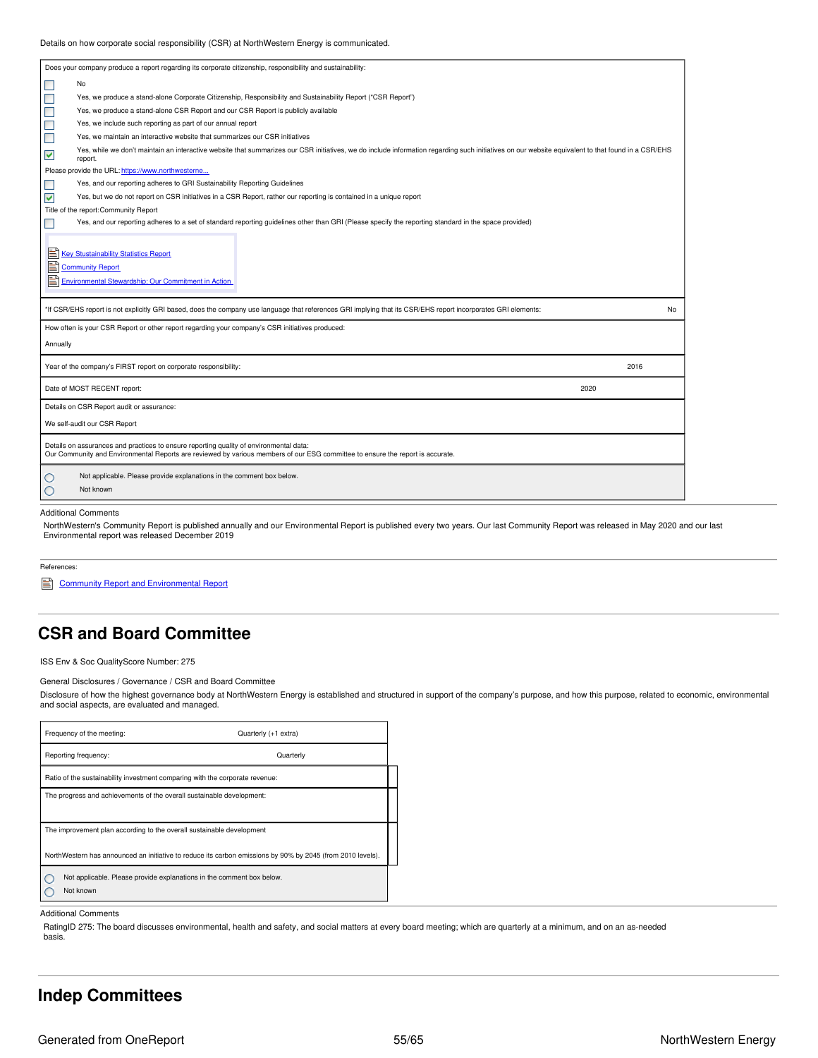Details on how corporate social responsibility (CSR) at NorthWestern Energy is communicated.

Does your company produce a report regarding its corporate citizenship, responsibility and sustainability:

- [ ] No
- [ ] Yes, we produce a stand-alone Corporate Citizenship, Responsibility and Sustainability Report ("CSR Report")
- [ ] Yes, we produce a stand-alone CSR Report and our CSR Report is publicly available
- [ ] Yes, we include such reporting as part of our annual report
- [ ] Yes, we maintain an interactive website that summarizes our CSR initiatives
- [x] Yes, while we don't maintain an interactive website that summarizes our CSR initiatives, we do include information regarding such initiatives on our website equivalent to that found in a CSR/EHS report.

Please provide the URL: https://www.northwesterne...

- [ ] Yes, and our reporting adheres to GRI Sustainability Reporting Guidelines
- [x] Yes, but we do not report on CSR initiatives in a CSR Report, rather our reporting is contained in a unique report

Title of the report: Community Report

- [ ] Yes, and our reporting adheres to a set of standard reporting guidelines other than GRI (Please specify the reporting standard in the space provided)

Key Stustainability Statistics Report
Community Report
Environmental Stewardship: Our Commitment in Action

| | |
|---|---|
| *If CSR/EHS report is not explicitly GRI based, does the company use language that references GRI implying that its CSR/EHS report incorporates GRI elements: | No |
| How often is your CSR Report or other report regarding your company's CSR initiatives produced: | Annually |
| Year of the company's FIRST report on corporate responsibility: | 2016 |
| Date of MOST RECENT report: | 2020 |
| Details on CSR Report audit or assurance: | We self-audit our CSR Report |
| Details on assurances and practices to ensure reporting quality of environmental data: | Our Community and Environmental Reports are reviewed by various members of our ESG committee to ensure the report is accurate. |

- ( ) Not applicable. Please provide explanations in the comment box below.
- ( ) Not known

Additional Comments

NorthWestern's Community Report is published annually and our Environmental Report is published every two years. Our last Community Report was released in May 2020 and our last Environmental report was released December 2019

References:

Community Report and Environmental Report

## CSR and Board Committee

ISS Env & Soc QualityScore Number: 275

General Disclosures / Governance / CSR and Board Committee

Disclosure of how the highest governance body at NorthWestern Energy is established and structured in support of the company's purpose, and how this purpose, related to economic, environmental and social aspects, are evaluated and managed.

| | |
|---|---|
| Frequency of the meeting: | Quarterly (+1 extra) |
| Reporting frequency: | Quarterly |
| Ratio of the sustainability investment comparing with the corporate revenue: | |
| The progress and achievements of the overall sustainable development: | |
| The improvement plan according to the overall sustainable development | NorthWestern has announced an initiative to reduce its carbon emissions by 90% by 2045 (from 2010 levels). |

- ( ) Not applicable. Please provide explanations in the comment box below.
- ( ) Not known

Additional Comments

RatingID 275: The board discusses environmental, health and safety, and social matters at every board meeting; which are quarterly at a minimum, and on an as-needed basis.

## Indep Committees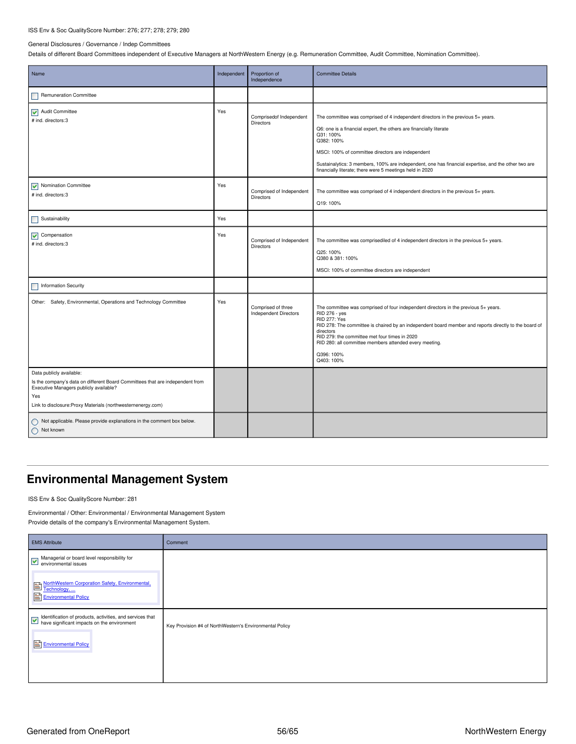ISS Env & Soc QualityScore Number: 276; 277; 278; 279; 280

General Disclosures / Governance / Indep Committees

Details of different Board Committees independent of Executive Managers at NorthWestern Energy (e.g. Remuneration Committee, Audit Committee, Nomination Committee).

| Name | Independent | Proportion of Independence | Committee Details |
|---|---|---|---|
| ☐ Remuneration Committee | | | |
| ☑ Audit Committee<br># ind. directors:3 | Yes | Comprisedof Independent Directors | The committee was comprised of 4 independent directors in the previous 5+ years.<br><br>Q6: one is a financial expert, the others are financially literate<br>Q31: 100%<br>Q382: 100%<br><br>MSCI: 100% of committee directors are independent<br><br>Sustainalytics: 3 members, 100% are independent, one has financial expertise, and the other two are financially literate; there were 5 meetings held in 2020 |
| ☑ Nomination Committee<br># ind. directors:3 | Yes | Comprised of Independent Directors | The committee was comprised of 4 independent directors in the previous 5+ years.<br><br>Q19: 100% |
| ☐ Sustainability | Yes | | |
| ☑ Compensation<br># ind. directors:3 | Yes | Comprised of Independent Directors | The committee was comprisediled of 4 independent directors in the previous 5+ years.<br><br>Q25: 100%<br>Q380 & 381: 100%<br><br>MSCI: 100% of committee directors are independent |
| ☐ Information Security | | | |
| Other: Safety, Environmental, Operations and Technology Committee | Yes | Comprised of three Independent Directors | The committee was comprised of four independent directors in the previous 5+ years.<br>RID 276 - yes<br>RID 277: Yes<br>RID 278: The committee is chaired by an independent board member and reports directly to the board of directors<br>RID 279: the committee met four times in 2020<br>RID 280: all committee members attended every meeting.<br><br>Q396: 100%<br>Q403: 100% |
| Data publicly available:<br>Is the company's data on different Board Committees that are independent from Executive Managers publicly available?<br>Yes<br>Link to disclosure:Proxy Materials (northwesternenergy.com) | | | |
| ◯ Not applicable. Please provide explanations in the comment box below.<br>◯ Not known | | | |

## Environmental Management System

ISS Env & Soc QualityScore Number: 281

Environmental / Other: Environmental / Environmental Management System

Provide details of the company's Environmental Management System.

| EMS Attribute | Comment |
|---|---|
| ☑ Managerial or board level responsibility for environmental issues<br><br>NorthWestern Corporation Safety, Environmental, Technology, ...<br>Environmental Policy | |
| ☑ Identification of products, activities, and services that have significant impacts on the environment<br><br>Environmental Policy | Key Provision #4 of NorthWestern's Environmental Policy |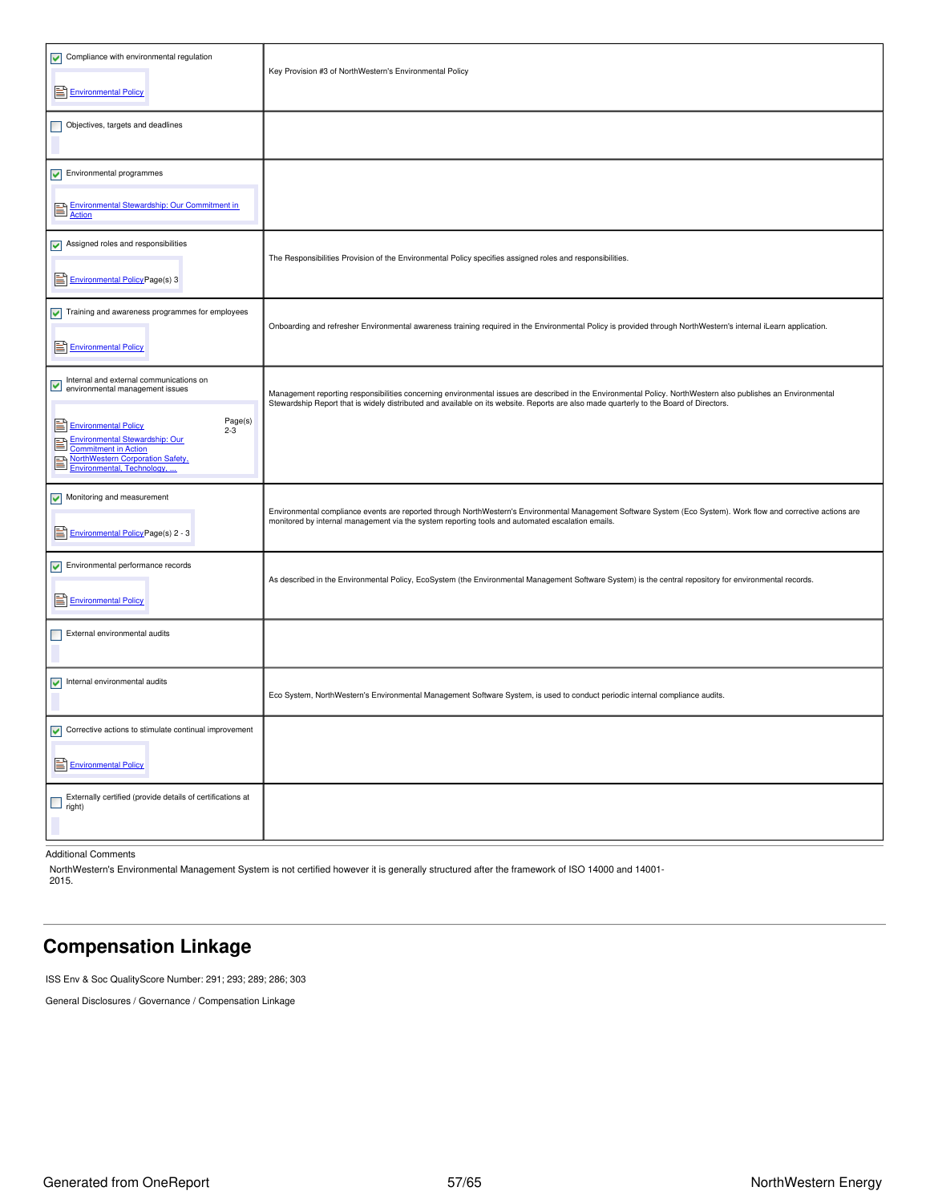| Item | Comments |
| --- | --- |
| [x] Compliance with environmental regulation<br>Environmental Policy | Key Provision #3 of NorthWestern's Environmental Policy |
| [ ] Objectives, targets and deadlines | |
| [x] Environmental programmes<br>Environmental Stewardship: Our Commitment in Action | |
| [x] Assigned roles and responsibilities<br>Environmental Policy Page(s) 3 | The Responsibilities Provision of the Environmental Policy specifies assigned roles and responsibilities. |
| [x] Training and awareness programmes for employees<br>Environmental Policy | Onboarding and refresher Environmental awareness training required in the Environmental Policy is provided through NorthWestern's internal iLearn application. |
| [x] Internal and external communications on environmental management issues<br>Environmental Policy Page(s) 2-3<br>Environmental Stewardship: Our Commitment in Action<br>NorthWestern Corporation Safety, Environmental, Technology, ... | Management reporting responsibilities concerning environmental issues are described in the Environmental Policy. NorthWestern also publishes an Environmental Stewardship Report that is widely distributed and available on its website. Reports are also made quarterly to the Board of Directors. |
| [x] Monitoring and measurement<br>Environmental Policy Page(s) 2 - 3 | Environmental compliance events are reported through NorthWestern's Environmental Management Software System (Eco System). Work flow and corrective actions are monitored by internal management via the system reporting tools and automated escalation emails. |
| [x] Environmental performance records<br>Environmental Policy | As described in the Environmental Policy, EcoSystem (the Environmental Management Software System) is the central repository for environmental records. |
| [ ] External environmental audits | |
| [x] Internal environmental audits | Eco System, NorthWestern's Environmental Management Software System, is used to conduct periodic internal compliance audits. |
| [x] Corrective actions to stimulate continual improvement<br>Environmental Policy | |
| [ ] Externally certified (provide details of certifications at right) | |

Additional Comments

NorthWestern's Environmental Management System is not certified however it is generally structured after the framework of ISO 14000 and 14001-2015.

## Compensation Linkage

ISS Env & Soc QualityScore Number: 291; 293; 289; 286; 303

General Disclosures / Governance / Compensation Linkage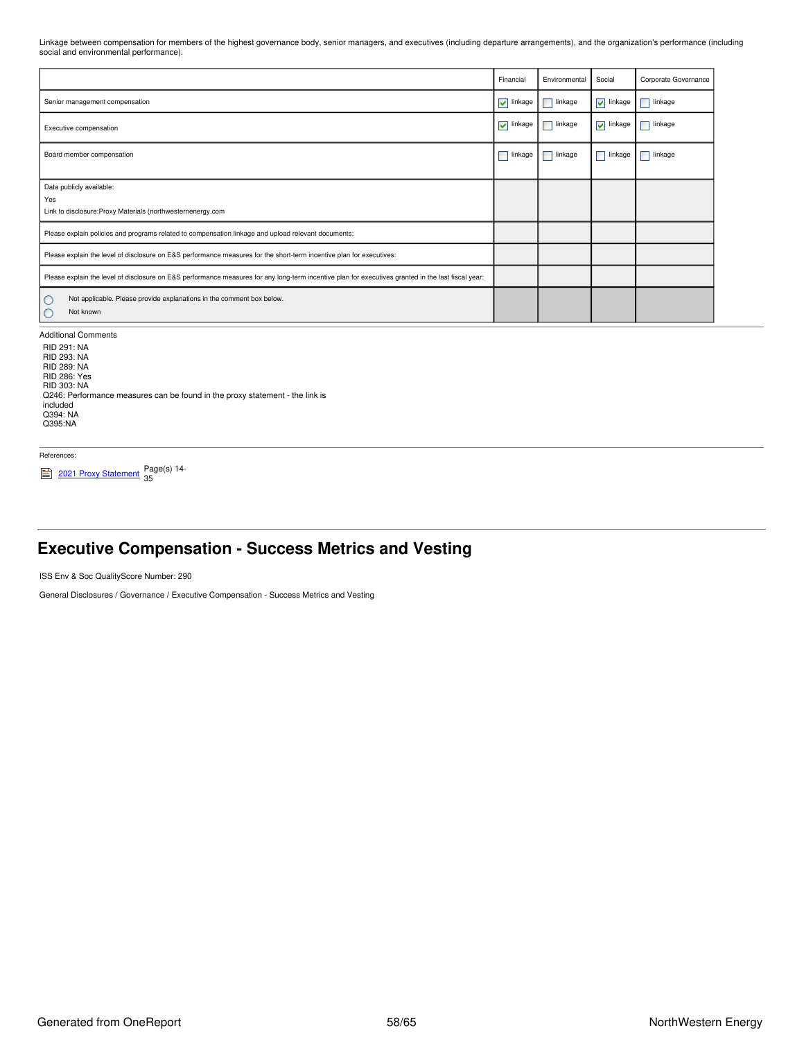Linkage between compensation for members of the highest governance body, senior managers, and executives (including departure arrangements), and the organization's performance (including social and environmental performance).

| | Financial | Environmental | Social | Corporate Governance |
|---|---|---|---|---|
| Senior management compensation | ☑ linkage | ☐ linkage | ☑ linkage | ☐ linkage |
| Executive compensation | ☑ linkage | ☐ linkage | ☑ linkage | ☐ linkage |
| Board member compensation | ☐ linkage | ☐ linkage | ☐ linkage | ☐ linkage |
| Data publicly available: Yes Link to disclosure:Proxy Materials (northwesternenergy.com | | | | |
| Please explain policies and programs related to compensation linkage and upload relevant documents: | | | | |
| Please explain the level of disclosure on E&S performance measures for the short-term incentive plan for executives: | | | | |
| Please explain the level of disclosure on E&S performance measures for any long-term incentive plan for executives granted in the last fiscal year: | | | | |
| ○ Not applicable. Please provide explanations in the comment box below. ○ Not known | | | | |

Additional Comments

RID 291: NA
RID 293: NA
RID 289: NA
RID 286: Yes
RID 303: NA
Q246: Performance measures can be found in the proxy statement - the link is included
Q394: NA
Q395:NA

References:

2021 Proxy Statement Page(s) 14-35

## Executive Compensation - Success Metrics and Vesting

ISS Env & Soc QualityScore Number: 290

General Disclosures / Governance / Executive Compensation - Success Metrics and Vesting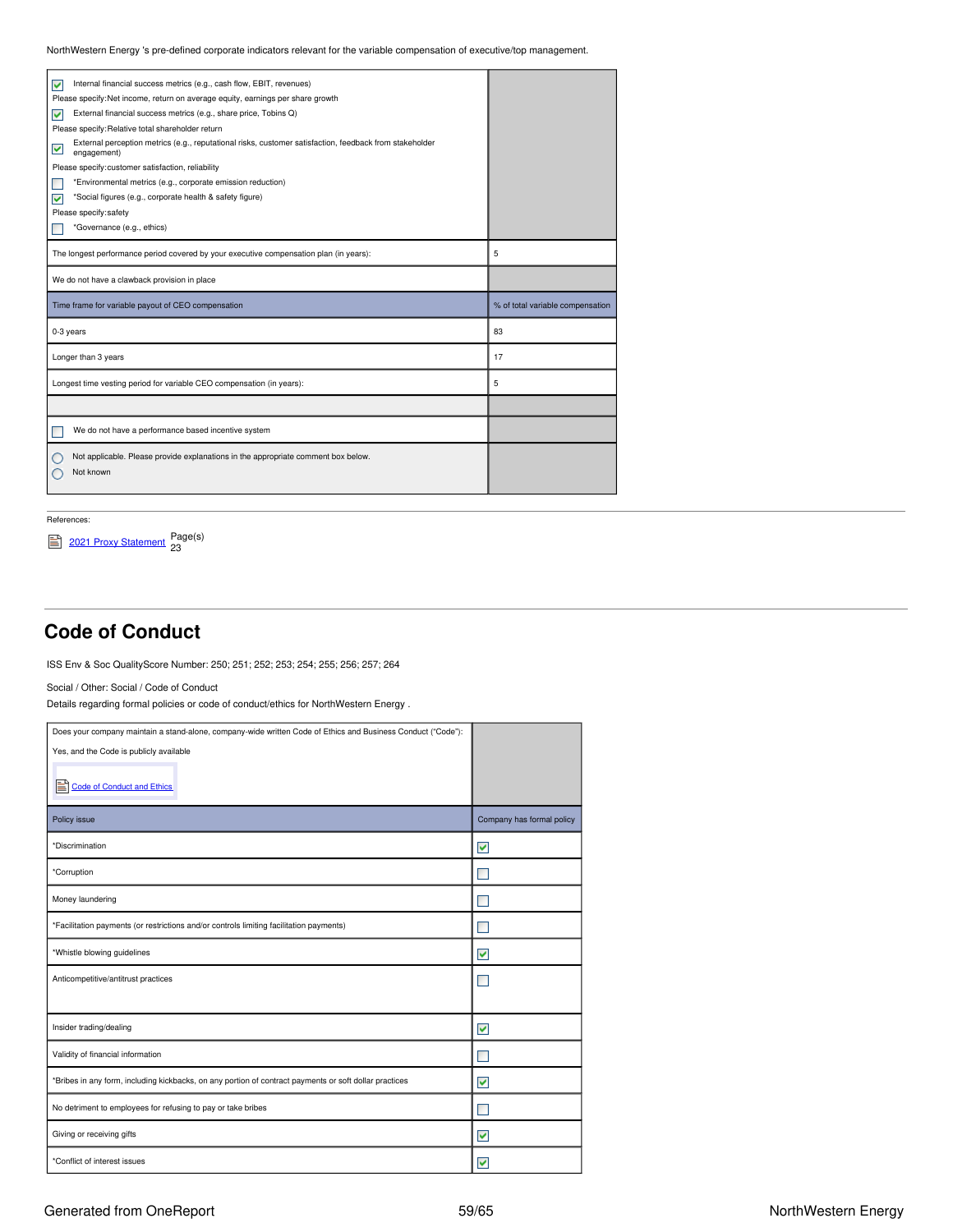NorthWestern Energy 's pre-defined corporate indicators relevant for the variable compensation of executive/top management.

| | |
|---|---|
| ☑ Internal financial success metrics (e.g., cash flow, EBIT, revenues)<br>Please specify:Net income, return on average equity, earnings per share growth<br>☑ External financial success metrics (e.g., share price, Tobins Q)<br>Please specify:Relative total shareholder return<br>☑ External perception metrics (e.g., reputational risks, customer satisfaction, feedback from stakeholder engagement)<br>Please specify:customer satisfaction, reliability<br>☐ *Environmental metrics (e.g., corporate emission reduction)<br>☑ *Social figures (e.g., corporate health & safety figure)<br>Please specify:safety<br>☐ *Governance (e.g., ethics) | |
| The longest performance period covered by your executive compensation plan (in years): | 5 |
| We do not have a clawback provision in place | |
| **Time frame for variable payout of CEO compensation** | **% of total variable compensation** |
| 0-3 years | 83 |
| Longer than 3 years | 17 |
| Longest time vesting period for variable CEO compensation (in years): | 5 |
| | |
| ☐ We do not have a performance based incentive system | |
| ○ Not applicable. Please provide explanations in the appropriate comment box below.<br>○ Not known | |

References:

2021 Proxy Statement Page(s) 23

## Code of Conduct

ISS Env & Soc QualityScore Number: 250; 251; 252; 253; 254; 255; 256; 257; 264

Social / Other: Social / Code of Conduct

Details regarding formal policies or code of conduct/ethics for NorthWestern Energy .

| | |
|---|---|
| Does your company maintain a stand-alone, company-wide written Code of Ethics and Business Conduct ("Code"):<br>Yes, and the Code is publicly available<br>Code of Conduct and Ethics | |
| **Policy issue** | **Company has formal policy** |
| *Discrimination | ☑ |
| *Corruption | ☐ |
| Money laundering | ☐ |
| *Facilitation payments (or restrictions and/or controls limiting facilitation payments) | ☐ |
| *Whistle blowing guidelines | ☑ |
| Anticompetitive/antitrust practices | ☐ |
| Insider trading/dealing | ☑ |
| Validity of financial information | ☐ |
| *Bribes in any form, including kickbacks, on any portion of contract payments or soft dollar practices | ☑ |
| No detriment to employees for refusing to pay or take bribes | ☐ |
| Giving or receiving gifts | ☑ |
| *Conflict of interest issues | ☑ |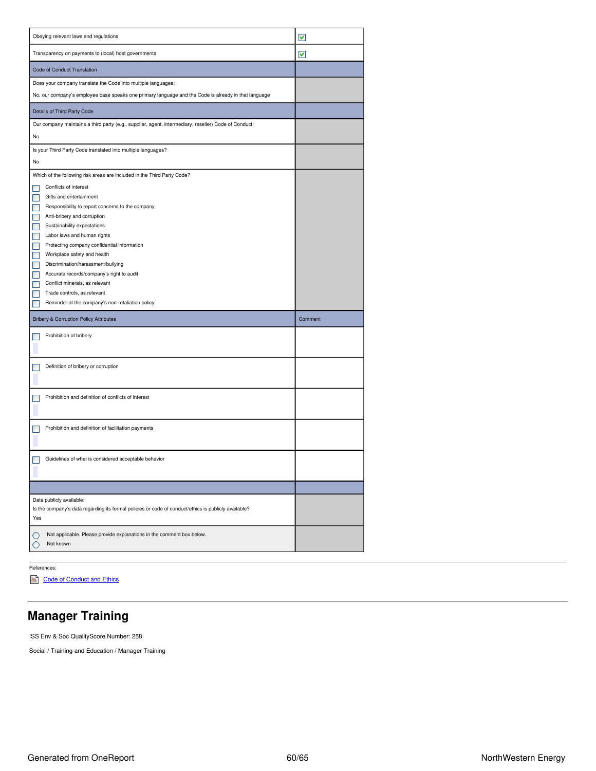| | |
|---|---|
| Obeying relevant laws and regulations | ☑ |
| Transparency on payments to (local) host governments | ☑ |
| **Code of Conduct Translation** | |
| Does your company translate the Code into multiple languages:<br><br>No, our company's employee base speaks one primary language and the Code is already in that language | |
| **Details of Third Party Code** | |
| Our company maintains a third party (e.g., supplier, agent, intermediary, reseller) Code of Conduct:<br><br>No | |
| Is your Third Party Code translated into multiple languages?<br><br>No | |
| Which of the following risk areas are included in the Third Party Code?<br><br>☐ Conflicts of interest<br>☐ Gifts and entertainment<br>☐ Responsibility to report concerns to the company<br>☐ Anti-bribery and corruption<br>☐ Sustainability expectations<br>☐ Labor laws and human rights<br>☐ Protecting company confidential information<br>☐ Workplace safety and health<br>☐ Discrimination/harassment/bullying<br>☐ Accurate records/company's right to audit<br>☐ Conflict minerals, as relevant<br>☐ Trade controls, as relevant<br>☐ Reminder of the company's non-retaliation policy | |
| **Bribery & Corruption Policy Attributes** | **Comment** |
| ☐ Prohibition of bribery | |
| ☐ Definition of bribery or corruption | |
| ☐ Prohibition and definition of conflicts of interest | |
| ☐ Prohibition and definition of facilitation payments | |
| ☐ Guidelines of what is considered acceptable behavior | |
| | |
| Data publicly available:<br>Is the company's data regarding its formal policies or code of conduct/ethics is publicly available?<br>Yes | |
| ○ Not applicable. Please provide explanations in the comment box below.<br>○ Not known | |

References:

Code of Conduct and Ethics

## Manager Training

ISS Env & Soc QualityScore Number: 258

Social / Training and Education / Manager Training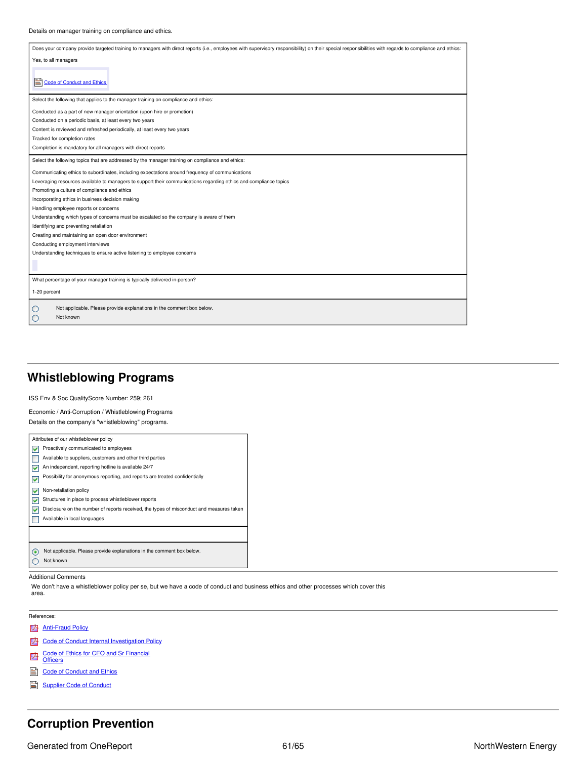Details on manager training on compliance and ethics.

Does your company provide targeted training to managers with direct reports (i.e., employees with supervisory responsibility) on their special responsibilities with regards to compliance and ethics:

Yes, to all managers

Code of Conduct and Ethics

Select the following that applies to the manager training on compliance and ethics:

Conducted as a part of new manager orientation (upon hire or promotion)
Conducted on a periodic basis, at least every two years
Content is reviewed and refreshed periodically, at least every two years
Tracked for completion rates
Completion is mandatory for all managers with direct reports

Select the following topics that are addressed by the manager training on compliance and ethics:

Communicating ethics to subordinates, including expectations around frequency of communications
Leveraging resources available to managers to support their communications regarding ethics and compliance topics
Promoting a culture of compliance and ethics
Incorporating ethics in business decision making
Handling employee reports or concerns
Understanding which types of concerns must be escalated so the company is aware of them
Identifying and preventing retaliation
Creating and maintaining an open door environment
Conducting employment interviews
Understanding techniques to ensure active listening to employee concerns

What percentage of your manager training is typically delivered in-person?

1-20 percent

- ○ Not applicable. Please provide explanations in the comment box below.
- ○ Not known

## Whistleblowing Programs

ISS Env & Soc QualityScore Number: 259; 261

Economic / Anti-Corruption / Whistleblowing Programs
Details on the company's "whistleblowing" programs.

Attributes of our whistleblower policy

- [x] Proactively communicated to employees
- [ ] Available to suppliers, customers and other third parties
- [x] An independent, reporting hotline is available 24/7
- [x] Possibility for anonymous reporting, and reports are treated confidentially
- [x] Non-retaliation policy
- [x] Structures in place to process whistleblower reports
- [x] Disclosure on the number of reports received, the types of misconduct and measures taken
- [ ] Available in local languages

- ◉ Not applicable. Please provide explanations in the comment box below.
- ○ Not known

Additional Comments

We don't have a whistleblower policy per se, but we have a code of conduct and business ethics and other processes which cover this area.

References:

- Anti-Fraud Policy
- Code of Conduct Internal Investigation Policy
- Code of Ethics for CEO and Sr Financial Officers
- Code of Conduct and Ethics
- Supplier Code of Conduct

## Corruption Prevention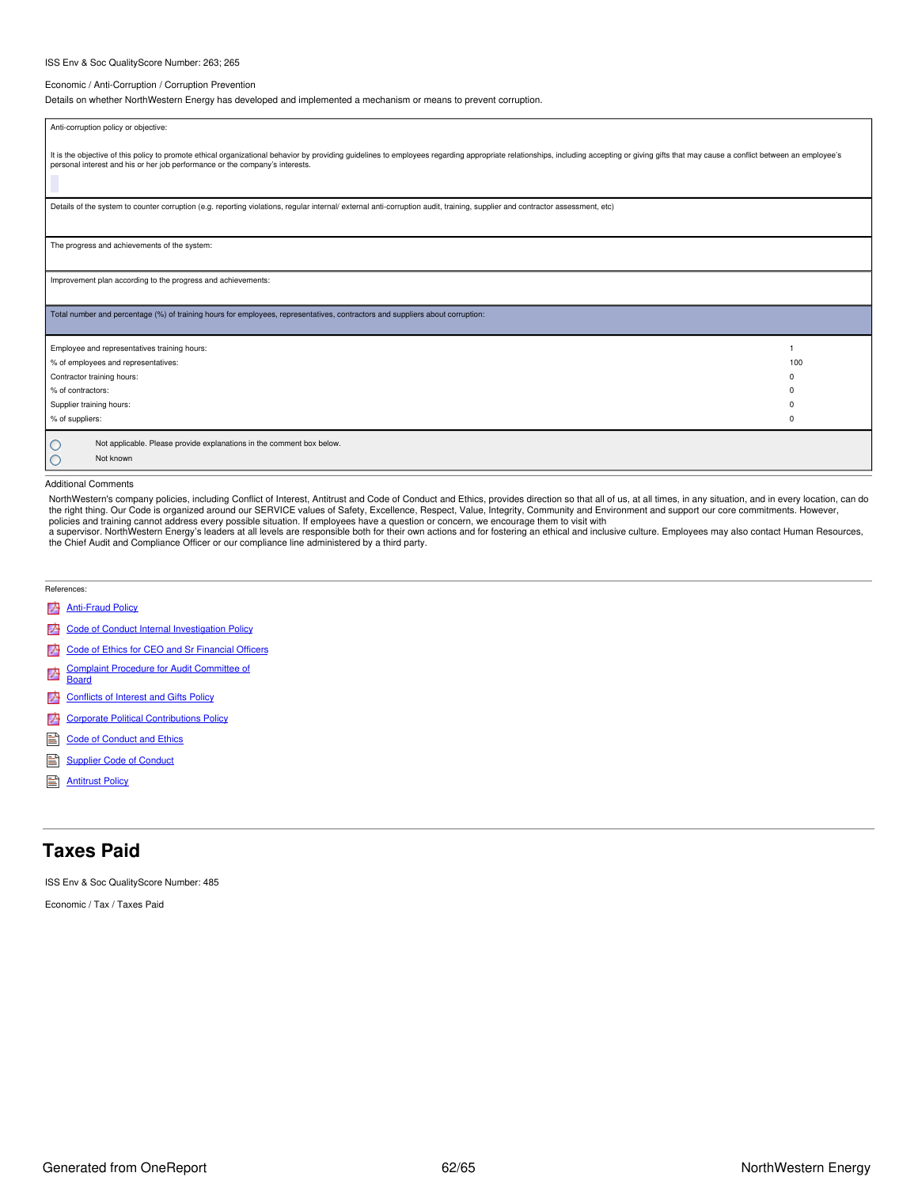ISS Env & Soc QualityScore Number: 263; 265

Economic / Anti-Corruption / Corruption Prevention

Details on whether NorthWestern Energy has developed and implemented a mechanism or means to prevent corruption.

Anti-corruption policy or objective:

It is the objective of this policy to promote ethical organizational behavior by providing guidelines to employees regarding appropriate relationships, including accepting or giving gifts that may cause a conflict between an employee's personal interest and his or her job performance or the company's interests.

Details of the system to counter corruption (e.g. reporting violations, regular internal/ external anti-corruption audit, training, supplier and contractor assessment, etc)

The progress and achievements of the system:

Improvement plan according to the progress and achievements:

Total number and percentage (%) of training hours for employees, representatives, contractors and suppliers about corruption:

| | |
|---|---|
| Employee and representatives training hours: | 1 |
| % of employees and representatives: | 100 |
| Contractor training hours: | 0 |
| % of contractors: | 0 |
| Supplier training hours: | 0 |
| % of suppliers: | 0 |

- Not applicable. Please provide explanations in the comment box below.
- Not known

Additional Comments

NorthWestern's company policies, including Conflict of Interest, Antitrust and Code of Conduct and Ethics, provides direction so that all of us, at all times, in any situation, and in every location, can do the right thing. Our Code is organized around our SERVICE values of Safety, Excellence, Respect, Value, Integrity, Community and Environment and support our core commitments. However, policies and training cannot address every possible situation. If employees have a question or concern, we encourage them to visit with a supervisor. NorthWestern Energy's leaders at all levels are responsible both for their own actions and for fostering an ethical and inclusive culture. Employees may also contact Human Resources, the Chief Audit and Compliance Officer or our compliance line administered by a third party.

References:

- Anti-Fraud Policy
- Code of Conduct Internal Investigation Policy
- Code of Ethics for CEO and Sr Financial Officers
- Complaint Procedure for Audit Committee of Board
- Conflicts of Interest and Gifts Policy
- Corporate Political Contributions Policy
- Code of Conduct and Ethics
- Supplier Code of Conduct
- Antitrust Policy

# Taxes Paid

ISS Env & Soc QualityScore Number: 485

Economic / Tax / Taxes Paid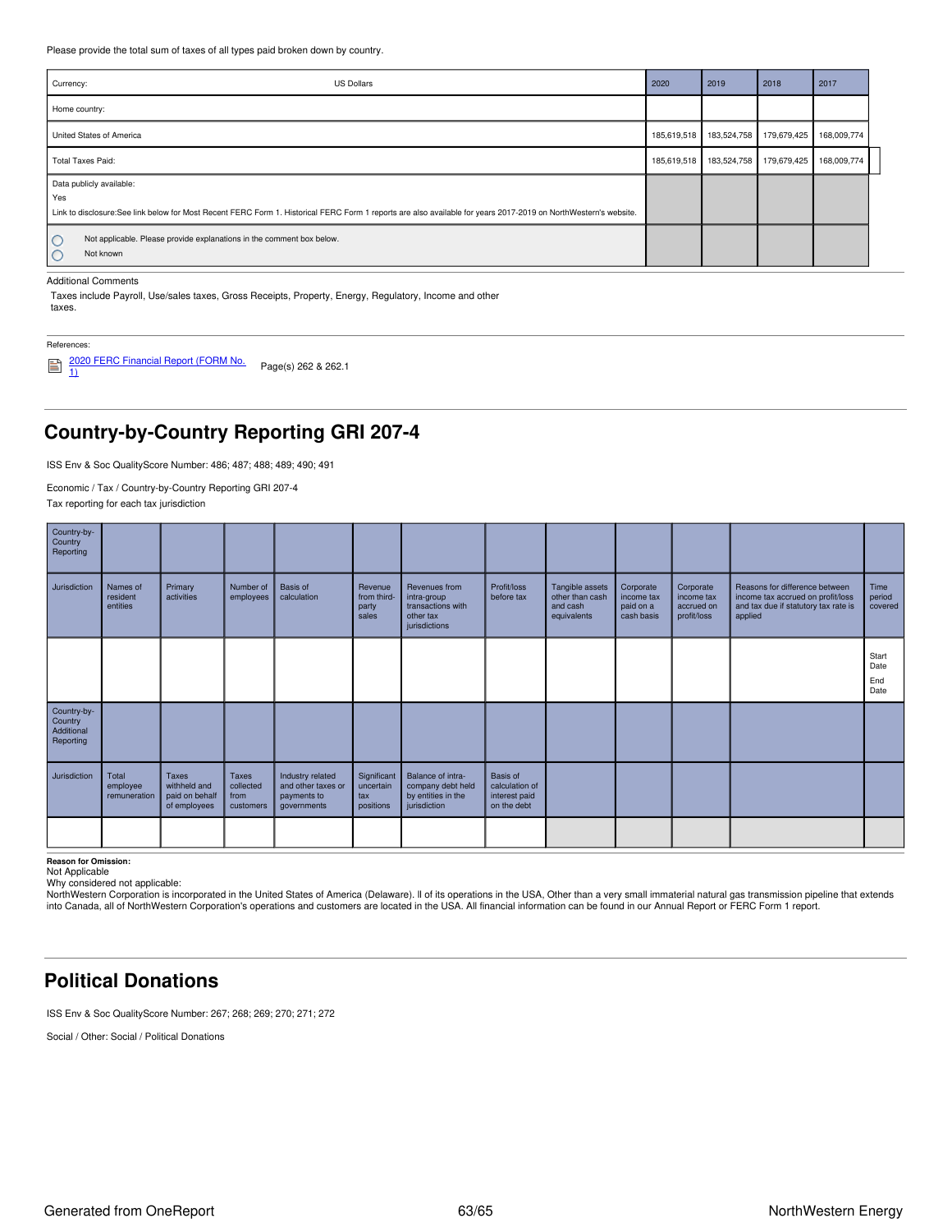Please provide the total sum of taxes of all types paid broken down by country.

| Currency: US Dollars | 2020 | 2019 | 2018 | 2017 |
|---|---|---|---|---|
| Home country: | | | | |
| United States of America | 185,619,518 | 183,524,758 | 179,679,425 | 168,009,774 |
| Total Taxes Paid: | 185,619,518 | 183,524,758 | 179,679,425 | 168,009,774 |
| Data publicly available:<br>Yes<br>Link to disclosure:See link below for Most Recent FERC Form 1. Historical FERC Form 1 reports are also available for years 2017-2019 on NorthWestern's website. | | | | |
| ◯ Not applicable. Please provide explanations in the comment box below.<br>◯ Not known | | | | |

Additional Comments

Taxes include Payroll, Use/sales taxes, Gross Receipts, Property, Energy, Regulatory, Income and other taxes.

References:

2020 FERC Financial Report (FORM No. 1) Page(s) 262 & 262.1

## Country-by-Country Reporting GRI 207-4

ISS Env & Soc QualityScore Number: 486; 487; 488; 489; 490; 491

Economic / Tax / Country-by-Country Reporting GRI 207-4

Tax reporting for each tax jurisdiction

| Country-by-Country Reporting | | | | | | | | | | | | |
|---|---|---|---|---|---|---|---|---|---|---|---|---|
| Jurisdiction | Names of resident entities | Primary activities | Number of employees | Basis of calculation | Revenue from third-party sales | Revenues from intra-group transactions with other tax jurisdictions | Profit/loss before tax | Tangible assets other than cash and cash equivalents | Corporate income tax paid on a cash basis | Corporate income tax accrued on profit/loss | Reasons for difference between income tax accrued on profit/loss and tax due if statutory tax rate is applied | Time period covered |
| | | | | | | | | | | | | Start Date<br>End Date |

| Country-by-Country Additional Reporting | | | | | | | |
|---|---|---|---|---|---|---|---|
| Jurisdiction | Total employee remuneration | Taxes withheld and paid on behalf of employees | Taxes collected from customers | Industry related and other taxes or payments to governments | Significant uncertain tax positions | Balance of intra-company debt held by entities in the jurisdiction | Basis of calculation of interest paid on the debt |
| | | | | | | | |

**Reason for Omission:**
Not Applicable
Why considered not applicable:
NorthWestern Corporation is incorporated in the United States of America (Delaware). ll of its operations in the USA, Other than a very small immaterial natural gas transmission pipeline that extends into Canada, all of NorthWestern Corporation's operations and customers are located in the USA. All financial information can be found in our Annual Report or FERC Form 1 report.

## Political Donations

ISS Env & Soc QualityScore Number: 267; 268; 269; 270; 271; 272

Social / Other: Social / Political Donations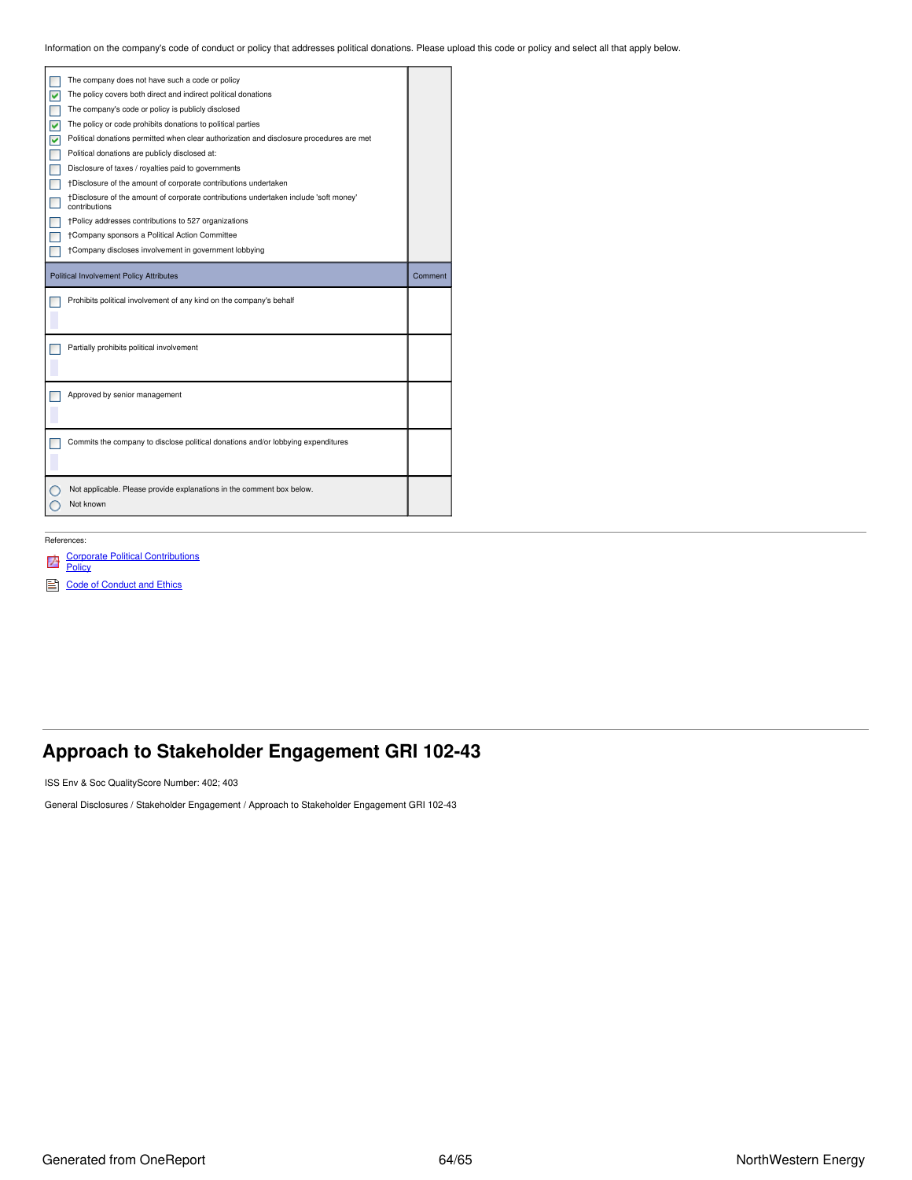Information on the company's code of conduct or policy that addresses political donations. Please upload this code or policy and select all that apply below.

| | |
|---|---|
| ☐ The company does not have such a code or policy<br>☑ The policy covers both direct and indirect political donations<br>☐ The company's code or policy is publicly disclosed<br>☑ The policy or code prohibits donations to political parties<br>☑ Political donations permitted when clear authorization and disclosure procedures are met<br>☐ Political donations are publicly disclosed at:<br>☐ Disclosure of taxes / royalties paid to governments<br>☐ †Disclosure of the amount of corporate contributions undertaken<br>☐ †Disclosure of the amount of corporate contributions undertaken include 'soft money' contributions<br>☐ †Policy addresses contributions to 527 organizations<br>☐ †Company sponsors a Political Action Committee<br>☐ †Company discloses involvement in government lobbying | |
| **Political Involvement Policy Attributes** | **Comment** |
| ☐ Prohibits political involvement of any kind on the company's behalf | |
| ☐ Partially prohibits political involvement | |
| ☐ Approved by senior management | |
| ☐ Commits the company to disclose political donations and/or lobbying expenditures | |
| ○ Not applicable. Please provide explanations in the comment box below.<br>○ Not known | |

References:

- Corporate Political Contributions Policy
- Code of Conduct and Ethics

## Approach to Stakeholder Engagement GRI 102-43

ISS Env & Soc QualityScore Number: 402; 403

General Disclosures / Stakeholder Engagement / Approach to Stakeholder Engagement GRI 102-43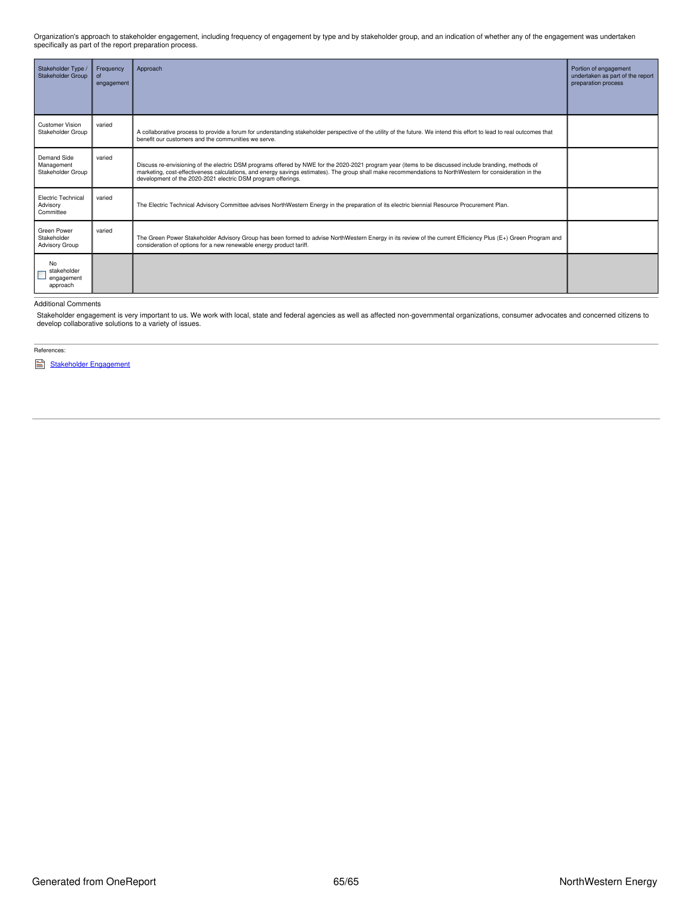Organization's approach to stakeholder engagement, including frequency of engagement by type and by stakeholder group, and an indication of whether any of the engagement was undertaken specifically as part of the report preparation process.

| Stakeholder Type / Stakeholder Group | Frequency of engagement | Approach | Portion of engagement undertaken as part of the report preparation process |
|---|---|---|---|
| Customer Vision Stakeholder Group | varied | A collaborative process to provide a forum for understanding stakeholder perspective of the utility of the future. We intend this effort to lead to real outcomes that benefit our customers and the communities we serve. | |
| Demand Side Management Stakeholder Group | varied | Discuss re-envisioning of the electric DSM programs offered by NWE for the 2020-2021 program year (items to be discussed include branding, methods of marketing, cost-effectiveness calculations, and energy savings estimates). The group shall make recommendations to NorthWestern for consideration in the development of the 2020-2021 electric DSM program offerings. | |
| Electric Technical Advisory Committee | varied | The Electric Technical Advisory Committee advises NorthWestern Energy in the preparation of its electric biennial Resource Procurement Plan. | |
| Green Power Stakeholder Advisory Group | varied | The Green Power Stakeholder Advisory Group has been formed to advise NorthWestern Energy in its review of the current Efficiency Plus (E+) Green Program and consideration of options for a new renewable energy product tariff. | |
| ☐ No stakeholder engagement approach | | | |

Additional Comments

Stakeholder engagement is very important to us. We work with local, state and federal agencies as well as affected non-governmental organizations, consumer advocates and concerned citizens to develop collaborative solutions to a variety of issues.

References:

Stakeholder Engagement